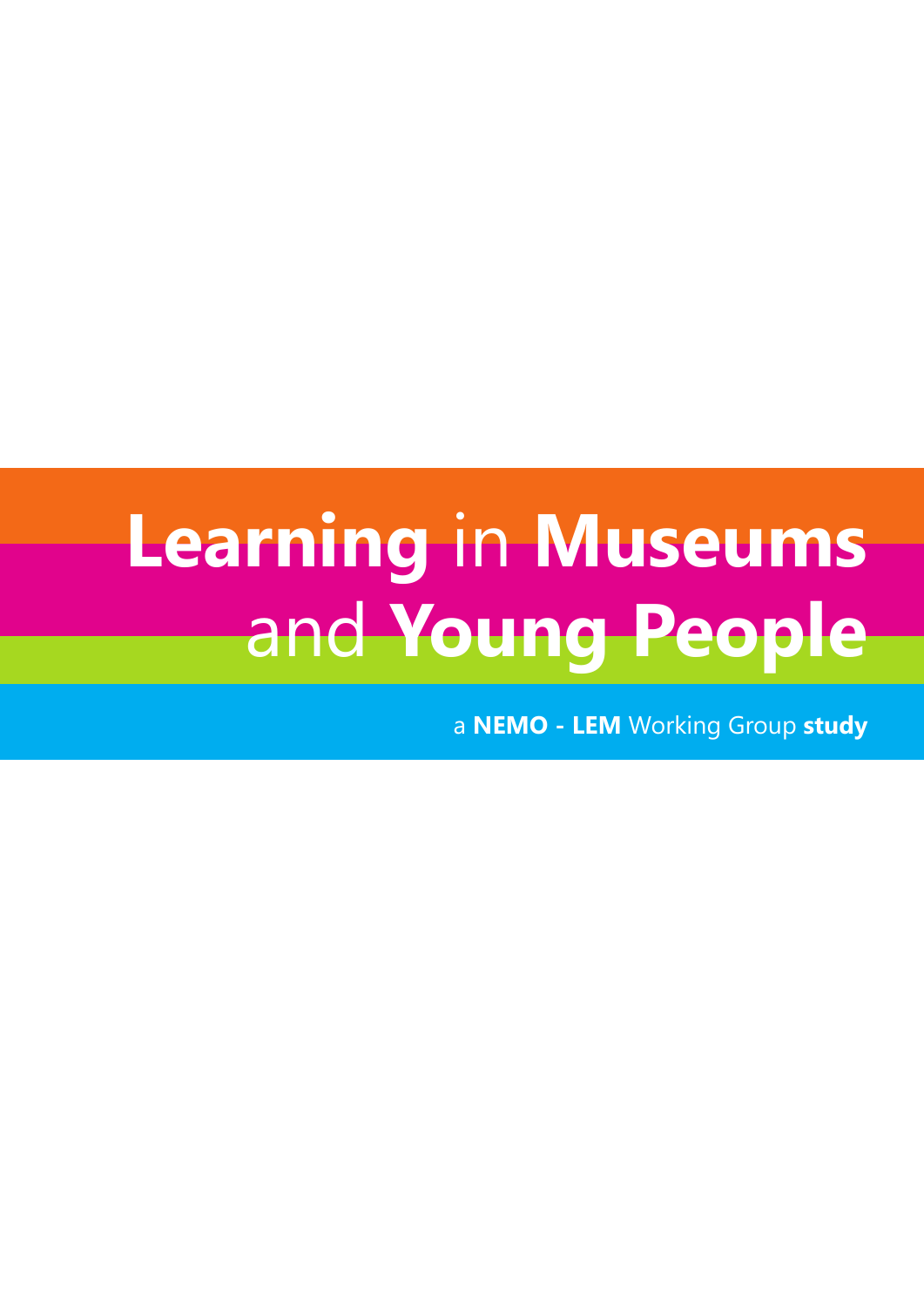# **Learning** in **Museums** and **Young People**

a **NEMO - LEM** Working Group **study**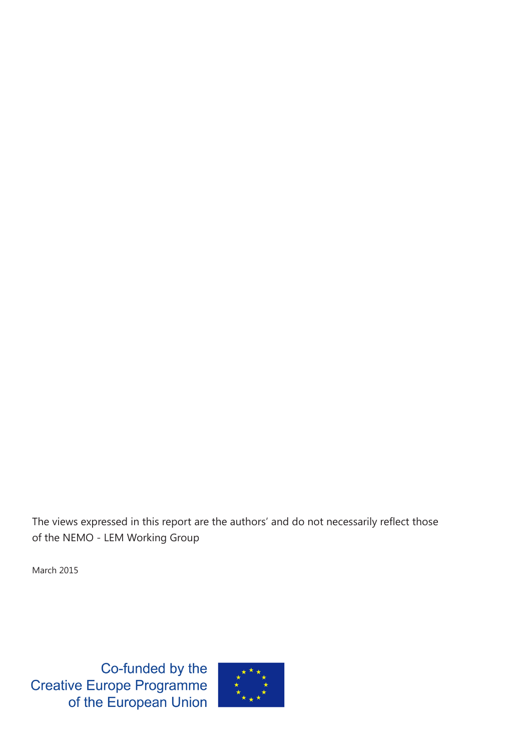The views expressed in this report are the authors' and do not necessarily reflect those of the NEMO - LEM Working Group

March 2015

Co-funded by the
Creative Europe Programme
of the European Union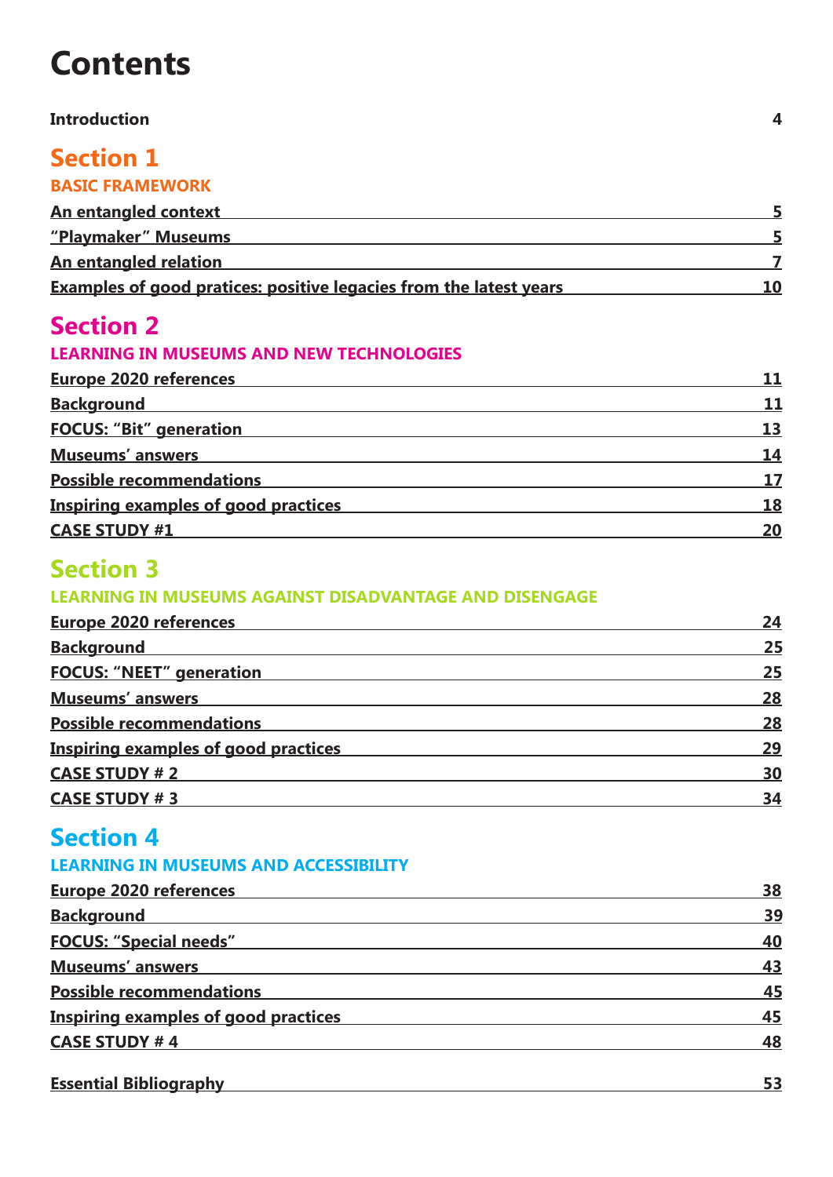# Contents

**Introduction** 4

## Section 1

**BASIC FRAMEWORK**

- An entangled context 5
- "Playmaker" Museums 5
- An entangled relation 7
- Examples of good pratices: positive legacies from the latest years 10

## Section 2

**LEARNING IN MUSEUMS AND NEW TECHNOLOGIES**

- Europe 2020 references 11
- Background 11
- FOCUS: "Bit" generation 13
- Museums' answers 14
- Possible recommendations 17
- Inspiring examples of good practices 18
- CASE STUDY #1 20

## Section 3

**LEARNING IN MUSEUMS AGAINST DISADVANTAGE AND DISENGAGE**

- Europe 2020 references 24
- Background 25
- FOCUS: "NEET" generation 25
- Museums' answers 28
- Possible recommendations 28
- Inspiring examples of good practices 29
- CASE STUDY # 2 30
- CASE STUDY # 3 34

## Section 4

**LEARNING IN MUSEUMS AND ACCESSIBILITY**

- Europe 2020 references 38
- Background 39
- FOCUS: "Special needs" 40
- Museums' answers 43
- Possible recommendations 45
- Inspiring examples of good practices 45
- CASE STUDY # 4 48

**Essential Bibliography** 53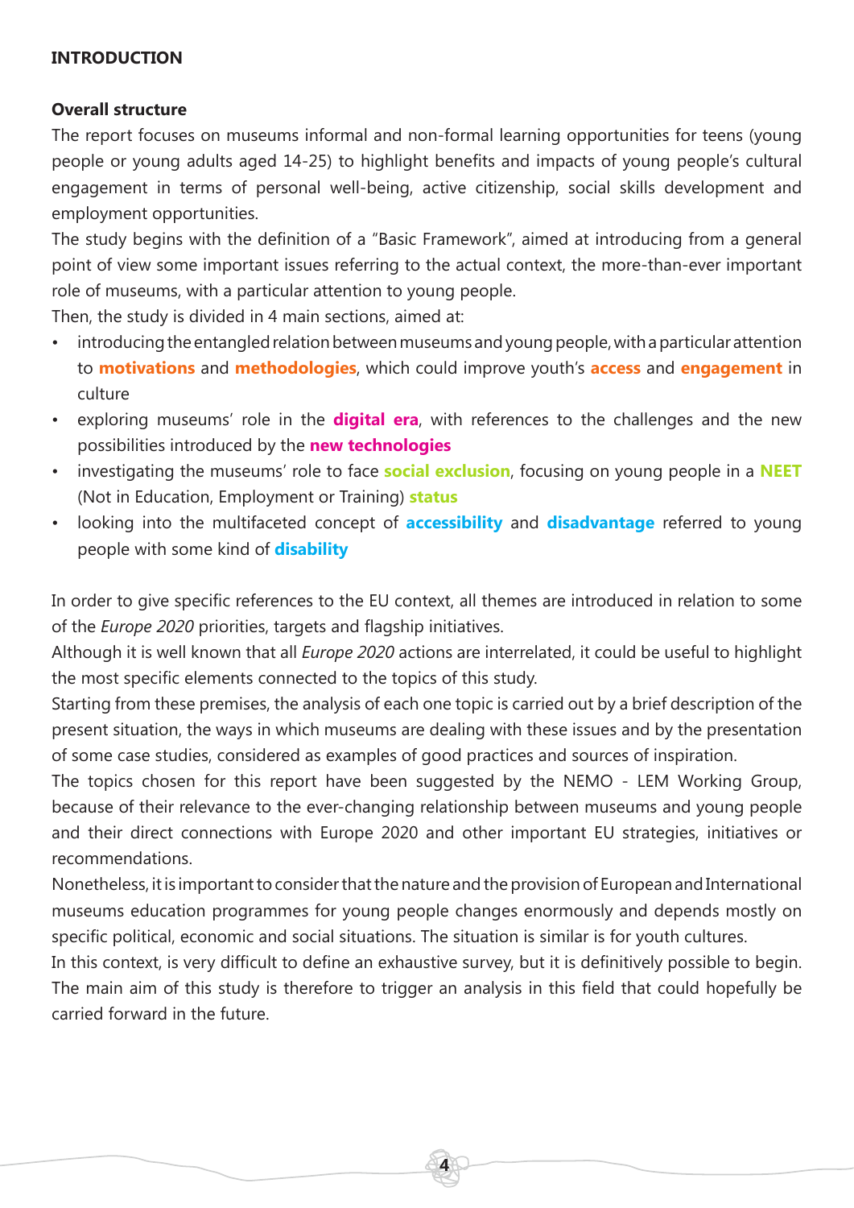# INTRODUCTION

## Overall structure

The report focuses on museums informal and non-formal learning opportunities for teens (young people or young adults aged 14-25) to highlight benefits and impacts of young people's cultural engagement in terms of personal well-being, active citizenship, social skills development and employment opportunities.

The study begins with the definition of a "Basic Framework", aimed at introducing from a general point of view some important issues referring to the actual context, the more-than-ever important role of museums, with a particular attention to young people.

Then, the study is divided in 4 main sections, aimed at:

- introducing the entangled relation between museums and young people, with a particular attention to **motivations** and **methodologies**, which could improve youth's **access** and **engagement** in culture
- exploring museums' role in the **digital era**, with references to the challenges and the new possibilities introduced by the **new technologies**
- investigating the museums' role to face **social exclusion**, focusing on young people in a **NEET** (Not in Education, Employment or Training) **status**
- looking into the multifaceted concept of **accessibility** and **disadvantage** referred to young people with some kind of **disability**

In order to give specific references to the EU context, all themes are introduced in relation to some of the *Europe 2020* priorities, targets and flagship initiatives.

Although it is well known that all *Europe 2020* actions are interrelated, it could be useful to highlight the most specific elements connected to the topics of this study.

Starting from these premises, the analysis of each one topic is carried out by a brief description of the present situation, the ways in which museums are dealing with these issues and by the presentation of some case studies, considered as examples of good practices and sources of inspiration.

The topics chosen for this report have been suggested by the NEMO - LEM Working Group, because of their relevance to the ever-changing relationship between museums and young people and their direct connections with Europe 2020 and other important EU strategies, initiatives or recommendations.

Nonetheless, it is important to consider that the nature and the provision of European and International museums education programmes for young people changes enormously and depends mostly on specific political, economic and social situations. The situation is similar is for youth cultures.

In this context, is very difficult to define an exhaustive survey, but it is definitively possible to begin. The main aim of this study is therefore to trigger an analysis in this field that could hopefully be carried forward in the future.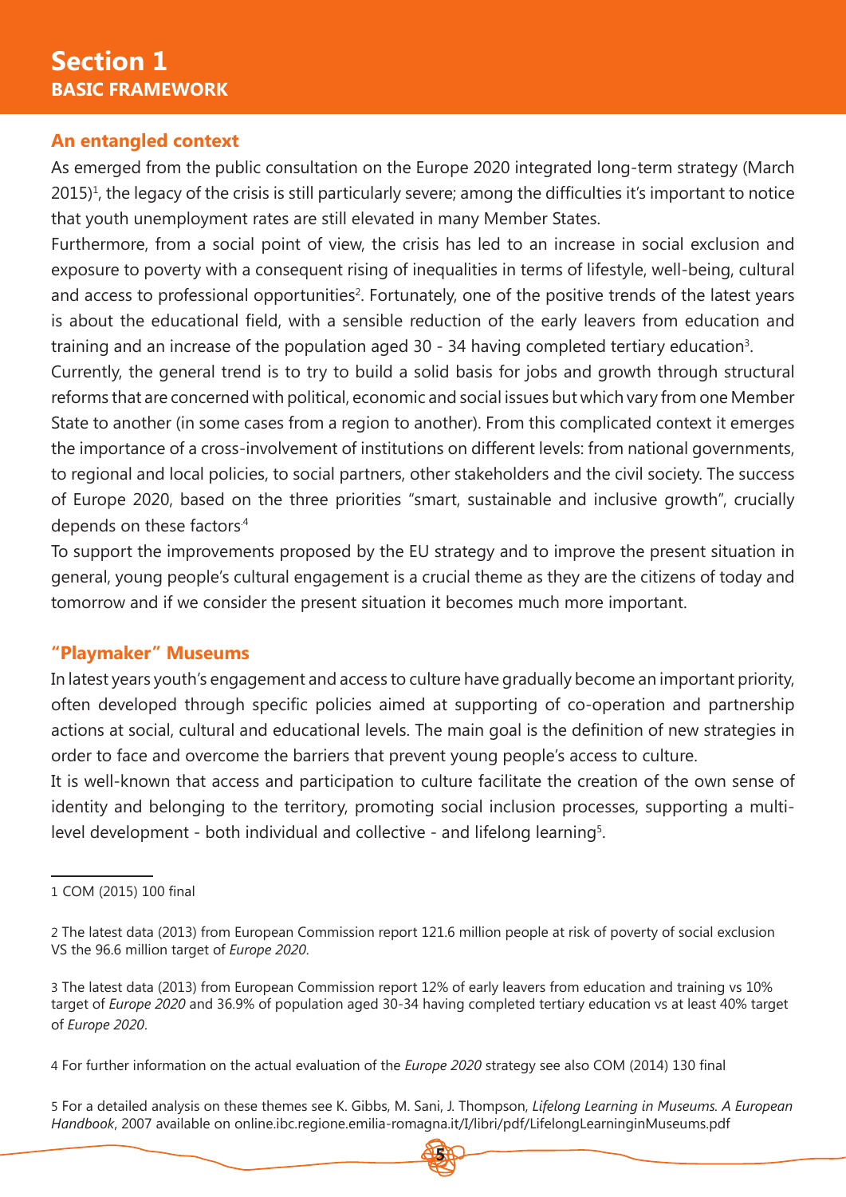# Section 1
## BASIC FRAMEWORK

### An entangled context

As emerged from the public consultation on the Europe 2020 integrated long-term strategy (March 2015)[1], the legacy of the crisis is still particularly severe; among the difficulties it's important to notice that youth unemployment rates are still elevated in many Member States.

Furthermore, from a social point of view, the crisis has led to an increase in social exclusion and exposure to poverty with a consequent rising of inequalities in terms of lifestyle, well-being, cultural and access to professional opportunities[2]. Fortunately, one of the positive trends of the latest years is about the educational field, with a sensible reduction of the early leavers from education and training and an increase of the population aged 30 - 34 having completed tertiary education[3].

Currently, the general trend is to try to build a solid basis for jobs and growth through structural reforms that are concerned with political, economic and social issues but which vary from one Member State to another (in some cases from a region to another). From this complicated context it emerges the importance of a cross-involvement of institutions on different levels: from national governments, to regional and local policies, to social partners, other stakeholders and the civil society. The success of Europe 2020, based on the three priorities "smart, sustainable and inclusive growth", crucially depends on these factors.[4]

To support the improvements proposed by the EU strategy and to improve the present situation in general, young people's cultural engagement is a crucial theme as they are the citizens of today and tomorrow and if we consider the present situation it becomes much more important.

### "Playmaker" Museums

In latest years youth's engagement and access to culture have gradually become an important priority, often developed through specific policies aimed at supporting of co-operation and partnership actions at social, cultural and educational levels. The main goal is the definition of new strategies in order to face and overcome the barriers that prevent young people's access to culture.

It is well-known that access and participation to culture facilitate the creation of the own sense of identity and belonging to the territory, promoting social inclusion processes, supporting a multi-level development - both individual and collective - and lifelong learning[5].

---

1 COM (2015) 100 final

2 The latest data (2013) from European Commission report 121.6 million people at risk of poverty of social exclusion VS the 96.6 million target of *Europe 2020*.

3 The latest data (2013) from European Commission report 12% of early leavers from education and training vs 10% target of *Europe 2020* and 36.9% of population aged 30-34 having completed tertiary education vs at least 40% target of *Europe 2020*.

4 For further information on the actual evaluation of the *Europe 2020* strategy see also COM (2014) 130 final

5 For a detailed analysis on these themes see K. Gibbs, M. Sani, J. Thompson, *Lifelong Learning in Museums. A European Handbook*, 2007 available on online.ibc.regione.emilia-romagna.it/I/libri/pdf/LifelongLearninginMuseums.pdf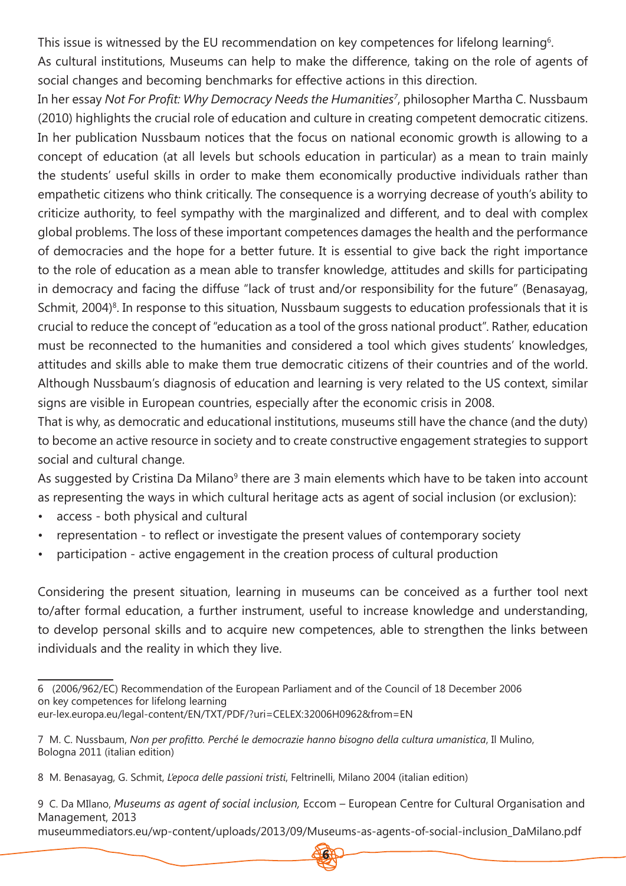This issue is witnessed by the EU recommendation on key competences for lifelong learning[6].

As cultural institutions, Museums can help to make the difference, taking on the role of agents of social changes and becoming benchmarks for effective actions in this direction.

In her essay *Not For Profit: Why Democracy Needs the Humanities*[7], philosopher Martha C. Nussbaum (2010) highlights the crucial role of education and culture in creating competent democratic citizens. In her publication Nussbaum notices that the focus on national economic growth is allowing to a concept of education (at all levels but schools education in particular) as a mean to train mainly the students' useful skills in order to make them economically productive individuals rather than empathetic citizens who think critically. The consequence is a worrying decrease of youth's ability to criticize authority, to feel sympathy with the marginalized and different, and to deal with complex global problems. The loss of these important competences damages the health and the performance of democracies and the hope for a better future. It is essential to give back the right importance to the role of education as a mean able to transfer knowledge, attitudes and skills for participating in democracy and facing the diffuse "lack of trust and/or responsibility for the future" (Benasayag, Schmit, 2004)[8]. In response to this situation, Nussbaum suggests to education professionals that it is crucial to reduce the concept of "education as a tool of the gross national product". Rather, education must be reconnected to the humanities and considered a tool which gives students' knowledges, attitudes and skills able to make them true democratic citizens of their countries and of the world. Although Nussbaum's diagnosis of education and learning is very related to the US context, similar signs are visible in European countries, especially after the economic crisis in 2008.

That is why, as democratic and educational institutions, museums still have the chance (and the duty) to become an active resource in society and to create constructive engagement strategies to support social and cultural change.

As suggested by Cristina Da Milano[9] there are 3 main elements which have to be taken into account as representing the ways in which cultural heritage acts as agent of social inclusion (or exclusion):

- access - both physical and cultural
- representation - to reflect or investigate the present values of contemporary society
- participation - active engagement in the creation process of cultural production

Considering the present situation, learning in museums can be conceived as a further tool next to/after formal education, a further instrument, useful to increase knowledge and understanding, to develop personal skills and to acquire new competences, able to strengthen the links between individuals and the reality in which they live.

---

6 (2006/962/EC) Recommendation of the European Parliament and of the Council of 18 December 2006 on key competences for lifelong learning
eur-lex.europa.eu/legal-content/EN/TXT/PDF/?uri=CELEX:32006H0962&from=EN

7 M. C. Nussbaum, *Non per profitto. Perché le democrazie hanno bisogno della cultura umanistica*, Il Mulino, Bologna 2011 (italian edition)

8 M. Benasayag, G. Schmit, *L'epoca delle passioni tristi*, Feltrinelli, Milano 2004 (italian edition)

9 C. Da MIlano, *Museums as agent of social inclusion,* Eccom – European Centre for Cultural Organisation and Management, 2013
museummediators.eu/wp-content/uploads/2013/09/Museums-as-agents-of-social-inclusion_DaMilano.pdf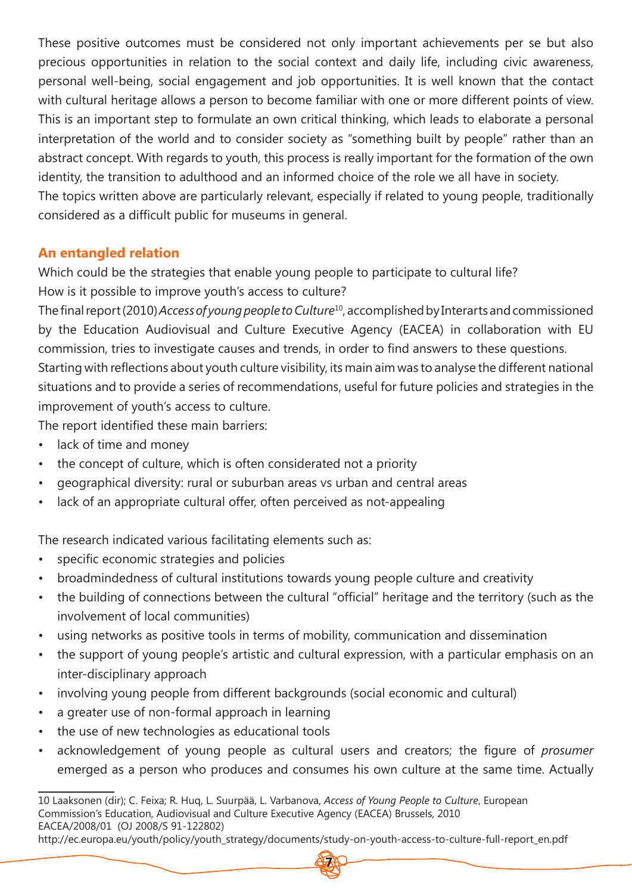These positive outcomes must be considered not only important achievements per se but also precious opportunities in relation to the social context and daily life, including civic awareness, personal well-being, social engagement and job opportunities. It is well known that the contact with cultural heritage allows a person to become familiar with one or more different points of view. This is an important step to formulate an own critical thinking, which leads to elaborate a personal interpretation of the world and to consider society as "something built by people" rather than an abstract concept. With regards to youth, this process is really important for the formation of the own identity, the transition to adulthood and an informed choice of the role we all have in society.
The topics written above are particularly relevant, especially if related to young people, traditionally considered as a difficult public for museums in general.

## An entangled relation

Which could be the strategies that enable young people to participate to cultural life?
How is it possible to improve youth's access to culture?
The final report (2010) *Access of young people to Culture*[10], accomplished by Interarts and commissioned by the Education Audiovisual and Culture Executive Agency (EACEA) in collaboration with EU commission, tries to investigate causes and trends, in order to find answers to these questions.
Starting with reflections about youth culture visibility, its main aim was to analyse the different national situations and to provide a series of recommendations, useful for future policies and strategies in the improvement of youth's access to culture.
The report identified these main barriers:

- lack of time and money
- the concept of culture, which is often considerated not a priority
- geographical diversity: rural or suburban areas vs urban and central areas
- lack of an appropriate cultural offer, often perceived as not-appealing

The research indicated various facilitating elements such as:

- specific economic strategies and policies
- broadmindedness of cultural institutions towards young people culture and creativity
- the building of connections between the cultural "official" heritage and the territory (such as the involvement of local communities)
- using networks as positive tools in terms of mobility, communication and dissemination
- the support of young people's artistic and cultural expression, with a particular emphasis on an inter-disciplinary approach
- involving young people from different backgrounds (social economic and cultural)
- a greater use of non-formal approach in learning
- the use of new technologies as educational tools
- acknowledgement of young people as cultural users and creators; the figure of *prosumer* emerged as a person who produces and consumes his own culture at the same time. Actually

10 Laaksonen (dir); C. Feixa; R. Huq, L. Suurpää, L. Varbanova, *Access of Young People to Culture*, European Commission's Education, Audiovisual and Culture Executive Agency (EACEA) Brussels, 2010
EACEA/2008/01 (OJ 2008/S 91-122802)
http://ec.europa.eu/youth/policy/youth_strategy/documents/study-on-youth-access-to-culture-full-report_en.pdf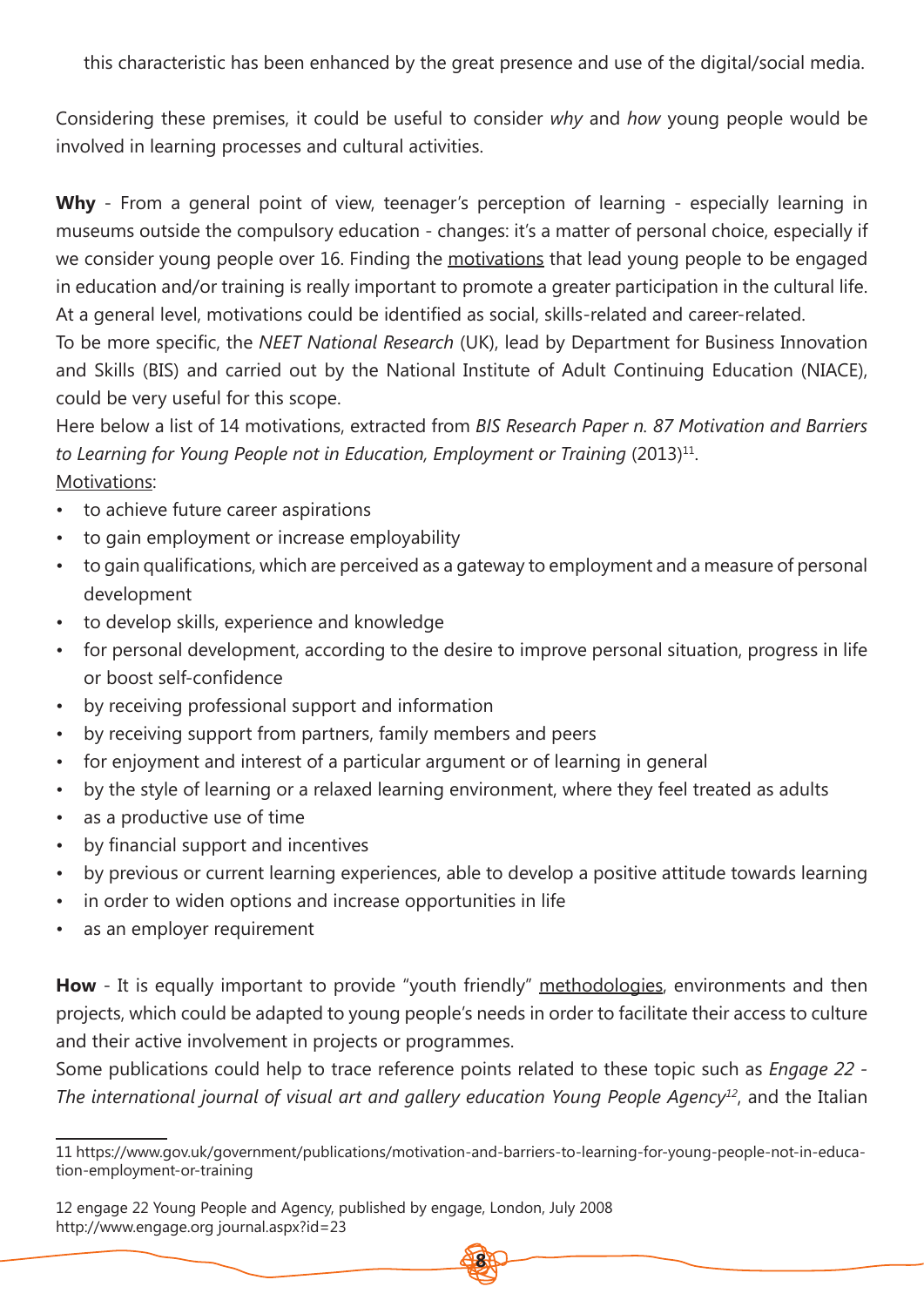this characteristic has been enhanced by the great presence and use of the digital/social media.

Considering these premises, it could be useful to consider *why* and *how* young people would be involved in learning processes and cultural activities.

**Why** - From a general point of view, teenager's perception of learning - especially learning in museums outside the compulsory education - changes: it's a matter of personal choice, especially if we consider young people over 16. Finding the motivations that lead young people to be engaged in education and/or training is really important to promote a greater participation in the cultural life. At a general level, motivations could be identified as social, skills-related and career-related.

To be more specific, the *NEET National Research* (UK), lead by Department for Business Innovation and Skills (BIS) and carried out by the National Institute of Adult Continuing Education (NIACE), could be very useful for this scope.

Here below a list of 14 motivations, extracted from *BIS Research Paper n. 87 Motivation and Barriers to Learning for Young People not in Education, Employment or Training* (2013)[11].

Motivations:

- to achieve future career aspirations
- to gain employment or increase employability
- to gain qualifications, which are perceived as a gateway to employment and a measure of personal development
- to develop skills, experience and knowledge
- for personal development, according to the desire to improve personal situation, progress in life or boost self-confidence
- by receiving professional support and information
- by receiving support from partners, family members and peers
- for enjoyment and interest of a particular argument or of learning in general
- by the style of learning or a relaxed learning environment, where they feel treated as adults
- as a productive use of time
- by financial support and incentives
- by previous or current learning experiences, able to develop a positive attitude towards learning
- in order to widen options and increase opportunities in life
- as an employer requirement

**How** - It is equally important to provide "youth friendly" methodologies, environments and then projects, which could be adapted to young people's needs in order to facilitate their access to culture and their active involvement in projects or programmes.

Some publications could help to trace reference points related to these topic such as *Engage 22 - The international journal of visual art and gallery education Young People Agency*[12], and the Italian

---

11 https://www.gov.uk/government/publications/motivation-and-barriers-to-learning-for-young-people-not-in-education-employment-or-training

12 engage 22 Young People and Agency, published by engage, London, July 2008 http://www.engage.org journal.aspx?id=23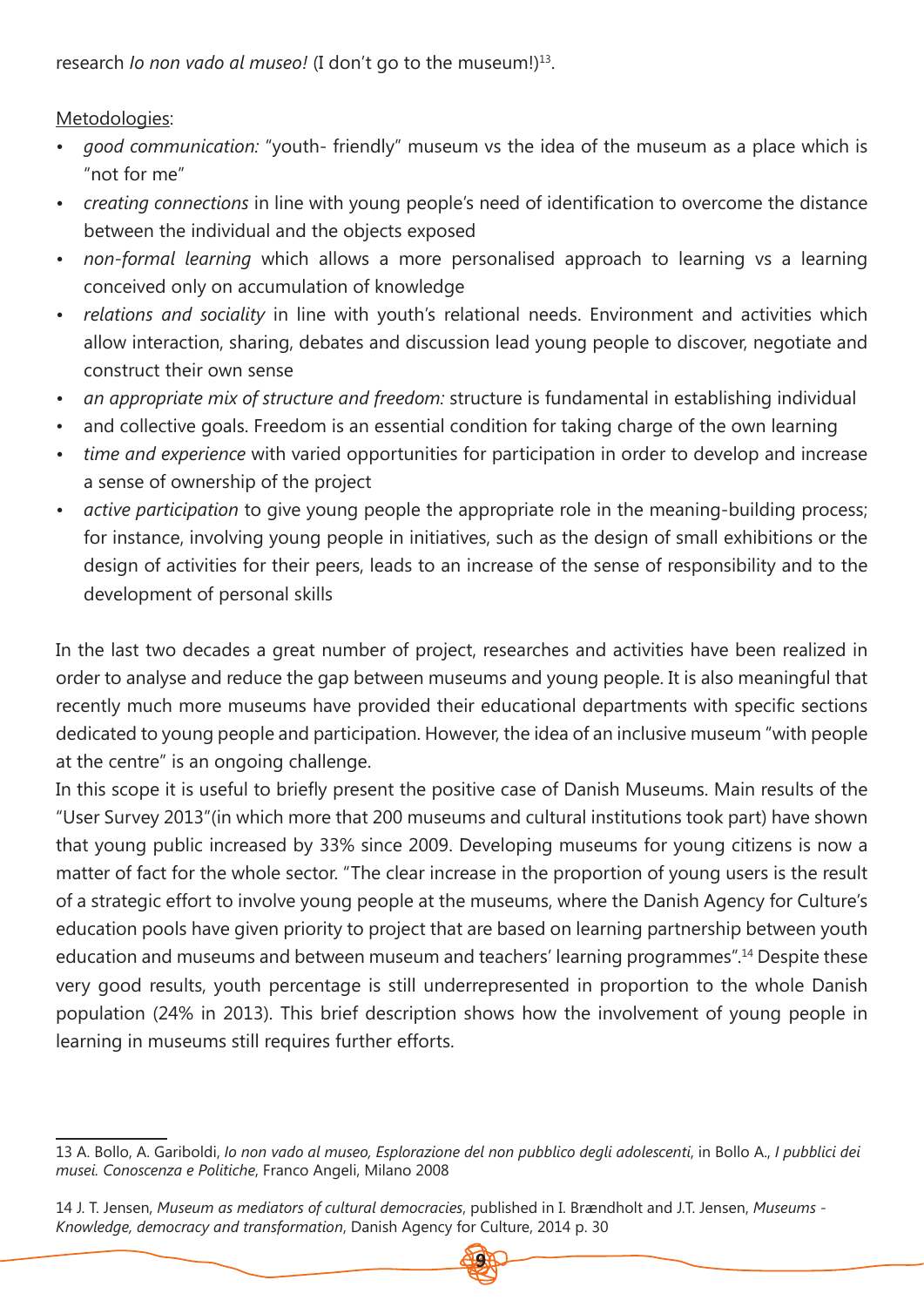research *Io non vado al museo!* (I don't go to the museum!)[13].

Metodologies:

- *good communication:* "youth- friendly" museum vs the idea of the museum as a place which is "not for me"
- *creating connections* in line with young people's need of identification to overcome the distance between the individual and the objects exposed
- *non-formal learning* which allows a more personalised approach to learning vs a learning conceived only on accumulation of knowledge
- *relations and sociality* in line with youth's relational needs. Environment and activities which allow interaction, sharing, debates and discussion lead young people to discover, negotiate and construct their own sense
- *an appropriate mix of structure and freedom:* structure is fundamental in establishing individual
- and collective goals. Freedom is an essential condition for taking charge of the own learning
- *time and experience* with varied opportunities for participation in order to develop and increase a sense of ownership of the project
- *active participation* to give young people the appropriate role in the meaning-building process; for instance, involving young people in initiatives, such as the design of small exhibitions or the design of activities for their peers, leads to an increase of the sense of responsibility and to the development of personal skills

In the last two decades a great number of project, researches and activities have been realized in order to analyse and reduce the gap between museums and young people. It is also meaningful that recently much more museums have provided their educational departments with specific sections dedicated to young people and participation. However, the idea of an inclusive museum "with people at the centre" is an ongoing challenge.

In this scope it is useful to briefly present the positive case of Danish Museums. Main results of the "User Survey 2013"(in which more that 200 museums and cultural institutions took part) have shown that young public increased by 33% since 2009. Developing museums for young citizens is now a matter of fact for the whole sector. "The clear increase in the proportion of young users is the result of a strategic effort to involve young people at the museums, where the Danish Agency for Culture's education pools have given priority to project that are based on learning partnership between youth education and museums and between museum and teachers' learning programmes".[14] Despite these very good results, youth percentage is still underrepresented in proportion to the whole Danish population (24% in 2013). This brief description shows how the involvement of young people in learning in museums still requires further efforts.

---

13 A. Bollo, A. Gariboldi, *Io non vado al museo, Esplorazione del non pubblico degli adolescenti*, in Bollo A., *I pubblici dei musei. Conoscenza e Politiche*, Franco Angeli, Milano 2008

14 J. T. Jensen, *Museum as mediators of cultural democracies*, published in I. Brændholt and J.T. Jensen, *Museums - Knowledge, democracy and transformation*, Danish Agency for Culture, 2014 p. 30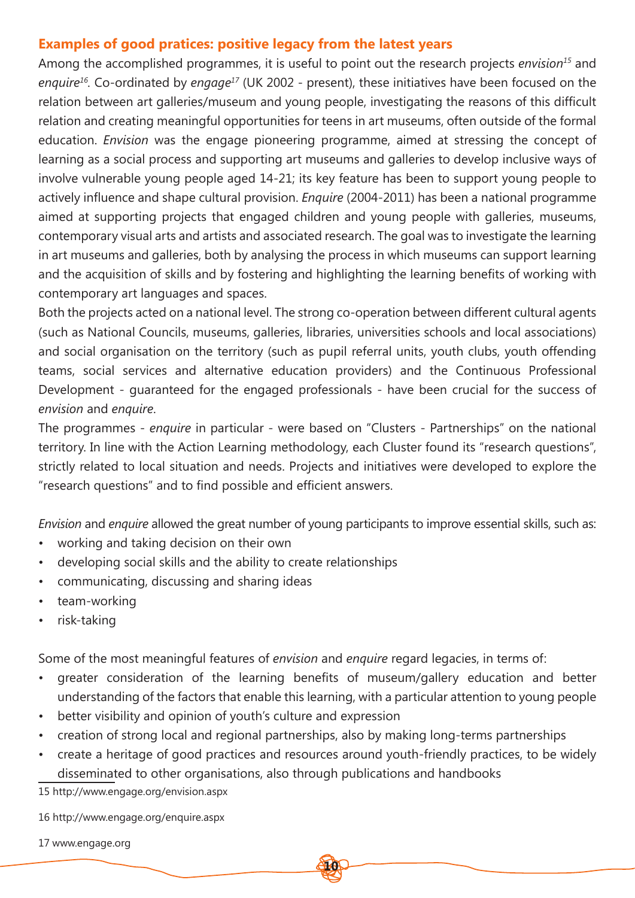## Examples of good pratices: positive legacy from the latest years

Among the accomplished programmes, it is useful to point out the research projects *envision*[15] and *enquire*[16]. Co-ordinated by *engage*[17] (UK 2002 - present), these initiatives have been focused on the relation between art galleries/museum and young people, investigating the reasons of this difficult relation and creating meaningful opportunities for teens in art museums, often outside of the formal education. *Envision* was the engage pioneering programme, aimed at stressing the concept of learning as a social process and supporting art museums and galleries to develop inclusive ways of involve vulnerable young people aged 14-21; its key feature has been to support young people to actively influence and shape cultural provision. *Enquire* (2004-2011) has been a national programme aimed at supporting projects that engaged children and young people with galleries, museums, contemporary visual arts and artists and associated research. The goal was to investigate the learning in art museums and galleries, both by analysing the process in which museums can support learning and the acquisition of skills and by fostering and highlighting the learning benefits of working with contemporary art languages and spaces.

Both the projects acted on a national level. The strong co-operation between different cultural agents (such as National Councils, museums, galleries, libraries, universities schools and local associations) and social organisation on the territory (such as pupil referral units, youth clubs, youth offending teams, social services and alternative education providers) and the Continuous Professional Development - guaranteed for the engaged professionals - have been crucial for the success of *envision* and *enquire*.

The programmes - *enquire* in particular - were based on “Clusters - Partnerships” on the national territory. In line with the Action Learning methodology, each Cluster found its “research questions”, strictly related to local situation and needs. Projects and initiatives were developed to explore the “research questions” and to find possible and efficient answers.

*Envision* and *enquire* allowed the great number of young participants to improve essential skills, such as:

- working and taking decision on their own
- developing social skills and the ability to create relationships
- communicating, discussing and sharing ideas
- team-working
- risk-taking

Some of the most meaningful features of *envision* and *enquire* regard legacies, in terms of:

- greater consideration of the learning benefits of museum/gallery education and better understanding of the factors that enable this learning, with a particular attention to young people
- better visibility and opinion of youth’s culture and expression
- creation of strong local and regional partnerships, also by making long-terms partnerships
- create a heritage of good practices and resources around youth-friendly practices, to be widely disseminated to other organisations, also through publications and handbooks

15 http://www.engage.org/envision.aspx

16 http://www.engage.org/enquire.aspx

17 www.engage.org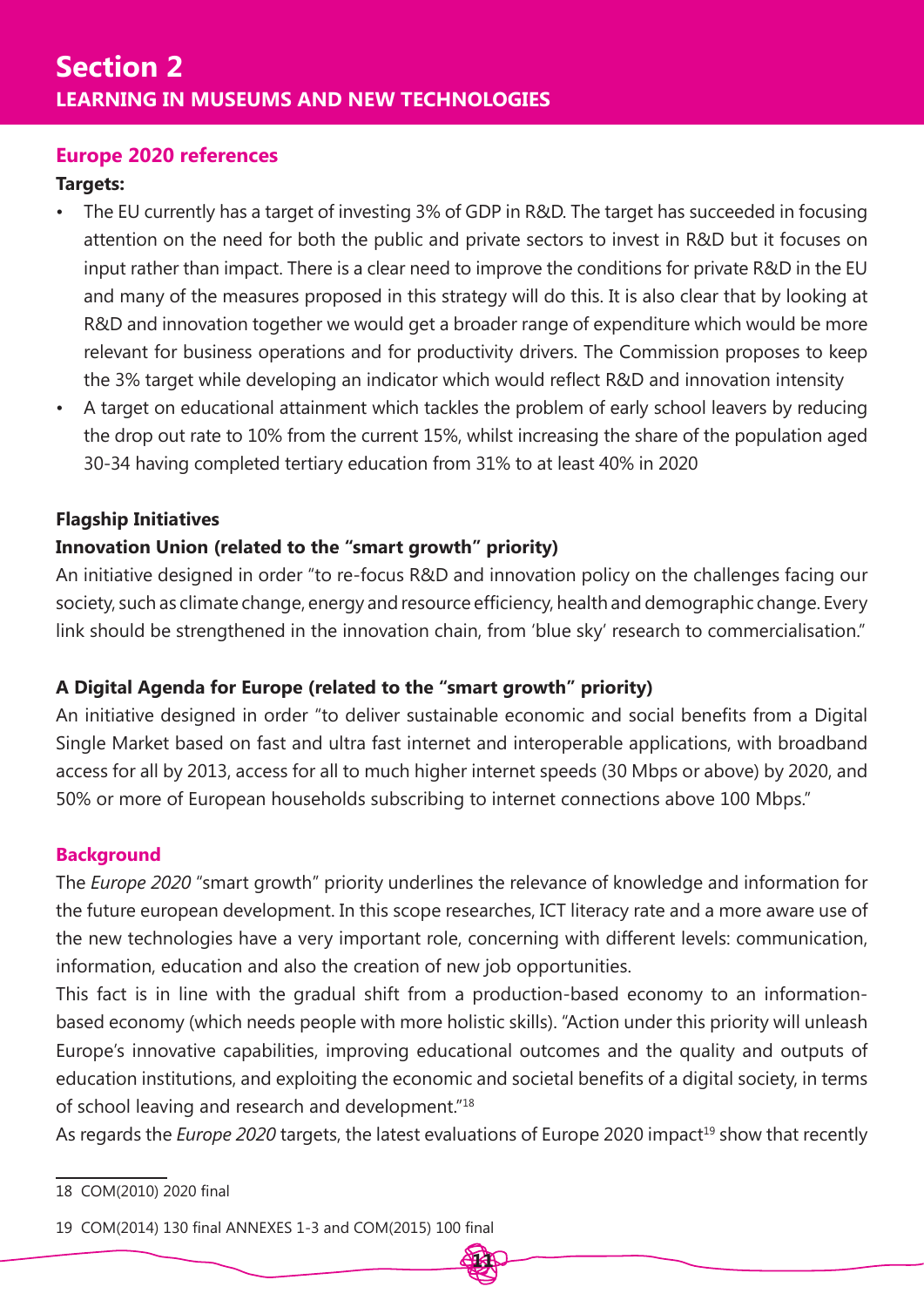# Section 2
## LEARNING IN MUSEUMS AND NEW TECHNOLOGIES

### Europe 2020 references

**Targets:**

- The EU currently has a target of investing 3% of GDP in R&D. The target has succeeded in focusing attention on the need for both the public and private sectors to invest in R&D but it focuses on input rather than impact. There is a clear need to improve the conditions for private R&D in the EU and many of the measures proposed in this strategy will do this. It is also clear that by looking at R&D and innovation together we would get a broader range of expenditure which would be more relevant for business operations and for productivity drivers. The Commission proposes to keep the 3% target while developing an indicator which would reflect R&D and innovation intensity
- A target on educational attainment which tackles the problem of early school leavers by reducing the drop out rate to 10% from the current 15%, whilst increasing the share of the population aged 30-34 having completed tertiary education from 31% to at least 40% in 2020

**Flagship Initiatives**

**Innovation Union (related to the "smart growth" priority)**

An initiative designed in order "to re-focus R&D and innovation policy on the challenges facing our society, such as climate change, energy and resource efficiency, health and demographic change. Every link should be strengthened in the innovation chain, from 'blue sky' research to commercialisation."

**A Digital Agenda for Europe (related to the "smart growth" priority)**

An initiative designed in order "to deliver sustainable economic and social benefits from a Digital Single Market based on fast and ultra fast internet and interoperable applications, with broadband access for all by 2013, access for all to much higher internet speeds (30 Mbps or above) by 2020, and 50% or more of European households subscribing to internet connections above 100 Mbps."

### Background

The *Europe 2020* "smart growth" priority underlines the relevance of knowledge and information for the future european development. In this scope researches, ICT literacy rate and a more aware use of the new technologies have a very important role, concerning with different levels: communication, information, education and also the creation of new job opportunities.

This fact is in line with the gradual shift from a production-based economy to an information-based economy (which needs people with more holistic skills). "Action under this priority will unleash Europe's innovative capabilities, improving educational outcomes and the quality and outputs of education institutions, and exploiting the economic and societal benefits of a digital society, in terms of school leaving and research and development."[18]

As regards the *Europe 2020* targets, the latest evaluations of Europe 2020 impact[19] show that recently

---

18 COM(2010) 2020 final

19 COM(2014) 130 final ANNEXES 1-3 and COM(2015) 100 final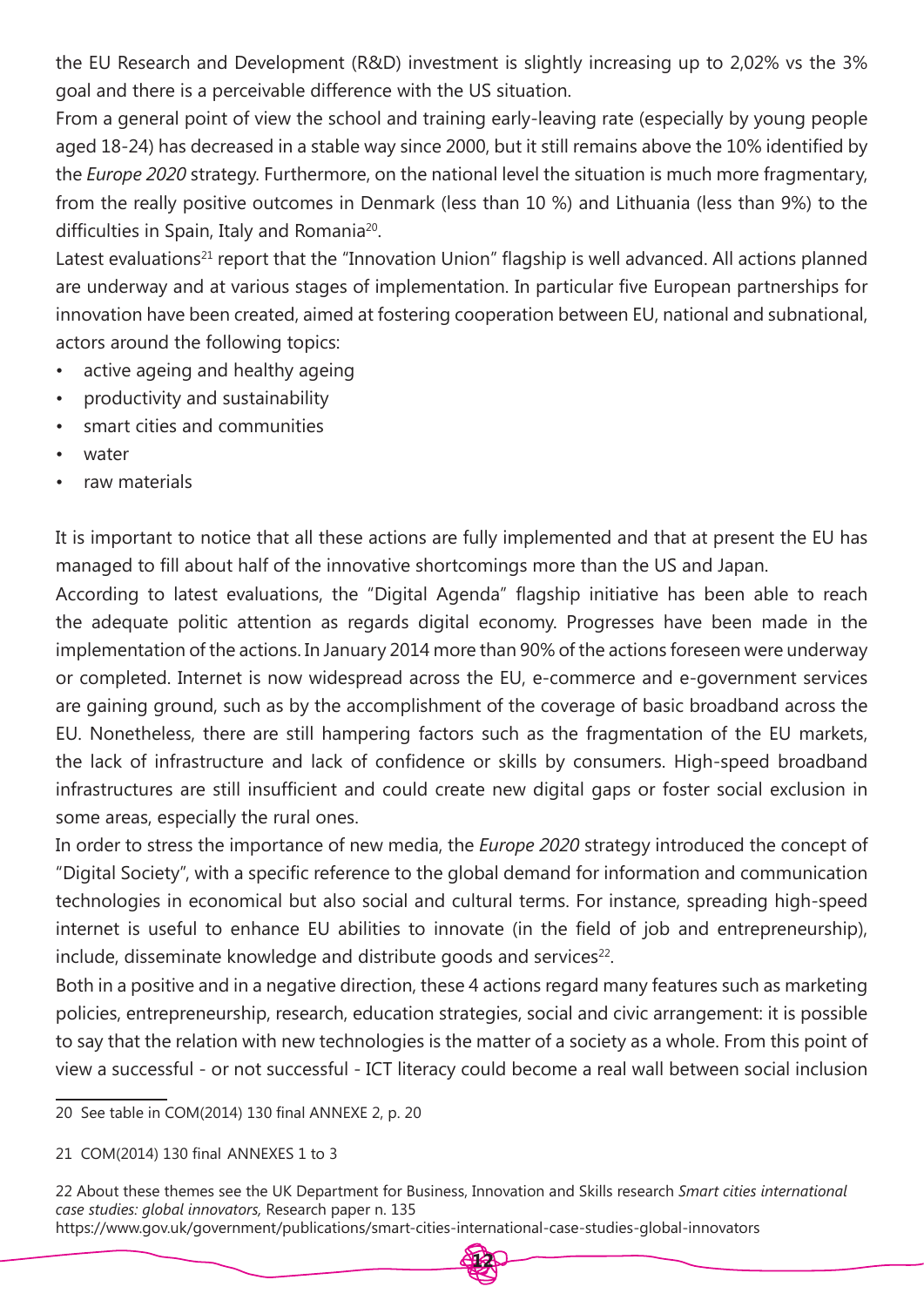the EU Research and Development (R&D) investment is slightly increasing up to 2,02% vs the 3% goal and there is a perceivable difference with the US situation.

From a general point of view the school and training early-leaving rate (especially by young people aged 18-24) has decreased in a stable way since 2000, but it still remains above the 10% identified by the *Europe 2020* strategy. Furthermore, on the national level the situation is much more fragmentary, from the really positive outcomes in Denmark (less than 10 %) and Lithuania (less than 9%) to the difficulties in Spain, Italy and Romania[20].

Latest evaluations[21] report that the "Innovation Union" flagship is well advanced. All actions planned are underway and at various stages of implementation. In particular five European partnerships for innovation have been created, aimed at fostering cooperation between EU, national and subnational, actors around the following topics:

- active ageing and healthy ageing
- productivity and sustainability
- smart cities and communities
- water
- raw materials

It is important to notice that all these actions are fully implemented and that at present the EU has managed to fill about half of the innovative shortcomings more than the US and Japan.

According to latest evaluations, the "Digital Agenda" flagship initiative has been able to reach the adequate politic attention as regards digital economy. Progresses have been made in the implementation of the actions. In January 2014 more than 90% of the actions foreseen were underway or completed. Internet is now widespread across the EU, e-commerce and e-government services are gaining ground, such as by the accomplishment of the coverage of basic broadband across the EU. Nonetheless, there are still hampering factors such as the fragmentation of the EU markets, the lack of infrastructure and lack of confidence or skills by consumers. High-speed broadband infrastructures are still insufficient and could create new digital gaps or foster social exclusion in some areas, especially the rural ones.

In order to stress the importance of new media, the *Europe 2020* strategy introduced the concept of "Digital Society", with a specific reference to the global demand for information and communication technologies in economical but also social and cultural terms. For instance, spreading high-speed internet is useful to enhance EU abilities to innovate (in the field of job and entrepreneurship), include, disseminate knowledge and distribute goods and services[22].

Both in a positive and in a negative direction, these 4 actions regard many features such as marketing policies, entrepreneurship, research, education strategies, social and civic arrangement: it is possible to say that the relation with new technologies is the matter of a society as a whole. From this point of view a successful - or not successful - ICT literacy could become a real wall between social inclusion

---

20 See table in COM(2014) 130 final ANNEXE 2, p. 20

21 COM(2014) 130 final ANNEXES 1 to 3

22 About these themes see the UK Department for Business, Innovation and Skills research *Smart cities international case studies: global innovators,* Research paper n. 135 https://www.gov.uk/government/publications/smart-cities-international-case-studies-global-innovators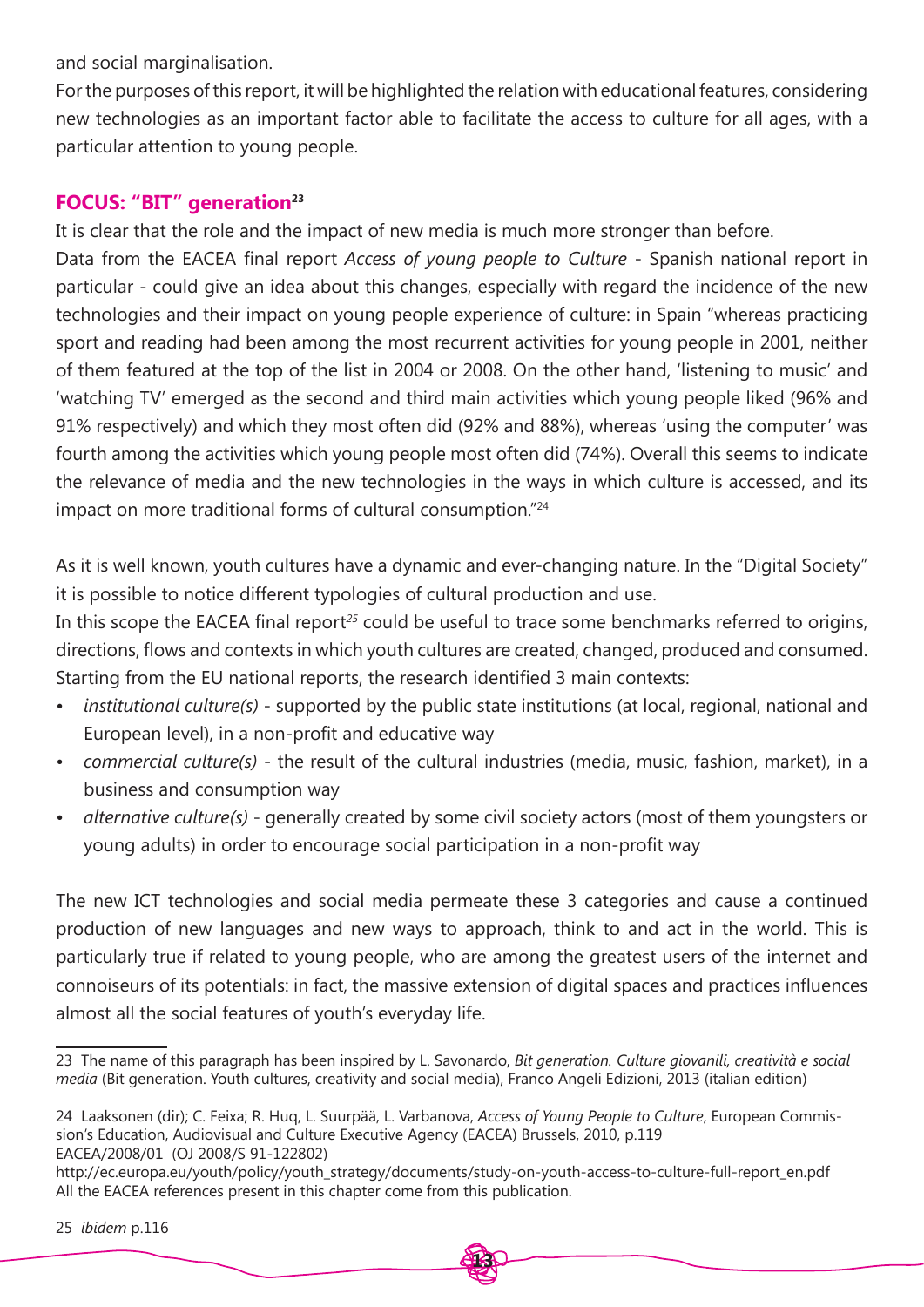and social marginalisation.

For the purposes of this report, it will be highlighted the relation with educational features, considering new technologies as an important factor able to facilitate the access to culture for all ages, with a particular attention to young people.

### FOCUS: "BIT" generation[23]

It is clear that the role and the impact of new media is much more stronger than before.

Data from the EACEA final report *Access of young people to Culture* - Spanish national report in particular - could give an idea about this changes, especially with regard the incidence of the new technologies and their impact on young people experience of culture: in Spain "whereas practicing sport and reading had been among the most recurrent activities for young people in 2001, neither of them featured at the top of the list in 2004 or 2008. On the other hand, 'listening to music' and 'watching TV' emerged as the second and third main activities which young people liked (96% and 91% respectively) and which they most often did (92% and 88%), whereas 'using the computer' was fourth among the activities which young people most often did (74%). Overall this seems to indicate the relevance of media and the new technologies in the ways in which culture is accessed, and its impact on more traditional forms of cultural consumption."[24]

As it is well known, youth cultures have a dynamic and ever-changing nature. In the "Digital Society" it is possible to notice different typologies of cultural production and use.

In this scope the EACEA final report[25] could be useful to trace some benchmarks referred to origins, directions, flows and contexts in which youth cultures are created, changed, produced and consumed. Starting from the EU national reports, the research identified 3 main contexts:

- *institutional culture(s)* - supported by the public state institutions (at local, regional, national and European level), in a non-profit and educative way
- *commercial culture(s)* - the result of the cultural industries (media, music, fashion, market), in a business and consumption way
- *alternative culture(s)* - generally created by some civil society actors (most of them youngsters or young adults) in order to encourage social participation in a non-profit way

The new ICT technologies and social media permeate these 3 categories and cause a continued production of new languages and new ways to approach, think to and act in the world. This is particularly true if related to young people, who are among the greatest users of the internet and connoiseurs of its potentials: in fact, the massive extension of digital spaces and practices influences almost all the social features of youth's everyday life.

---

23 The name of this paragraph has been inspired by L. Savonardo, *Bit generation. Culture giovanili, creatività e social media* (Bit generation. Youth cultures, creativity and social media), Franco Angeli Edizioni, 2013 (italian edition)

24 Laaksonen (dir); C. Feixa; R. Huq, L. Suurpää, L. Varbanova, *Access of Young People to Culture*, European Commission's Education, Audiovisual and Culture Executive Agency (EACEA) Brussels, 2010, p.119
EACEA/2008/01 (OJ 2008/S 91-122802)
http://ec.europa.eu/youth/policy/youth_strategy/documents/study-on-youth-access-to-culture-full-report_en.pdf
All the EACEA references present in this chapter come from this publication.

25 *ibidem* p.116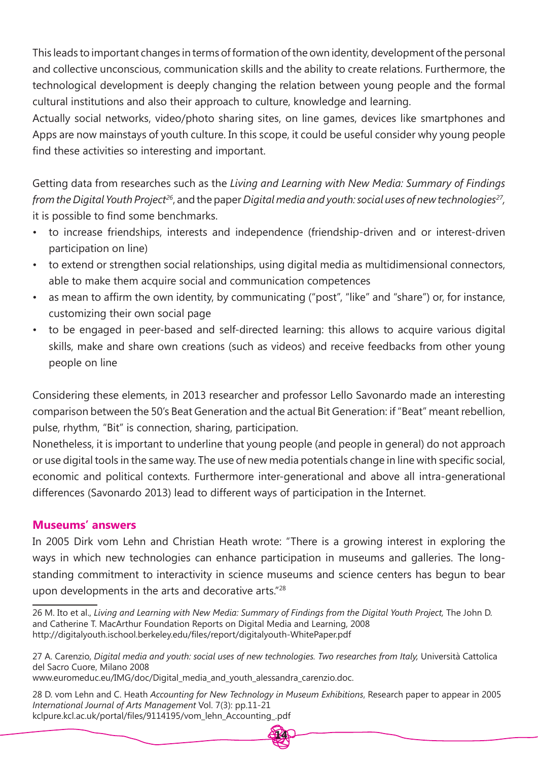This leads to important changes in terms of formation of the own identity, development of the personal and collective unconscious, communication skills and the ability to create relations. Furthermore, the technological development is deeply changing the relation between young people and the formal cultural institutions and also their approach to culture, knowledge and learning.

Actually social networks, video/photo sharing sites, on line games, devices like smartphones and Apps are now mainstays of youth culture. In this scope, it could be useful consider why young people find these activities so interesting and important.

Getting data from researches such as the *Living and Learning with New Media: Summary of Findings from the Digital Youth Project*[26], and the paper *Digital media and youth: social uses of new technologies*[27], it is possible to find some benchmarks.

- to increase friendships, interests and independence (friendship-driven and or interest-driven participation on line)
- to extend or strengthen social relationships, using digital media as multidimensional connectors, able to make them acquire social and communication competences
- as mean to affirm the own identity, by communicating ("post", "like" and "share") or, for instance, customizing their own social page
- to be engaged in peer-based and self-directed learning: this allows to acquire various digital skills, make and share own creations (such as videos) and receive feedbacks from other young people on line

Considering these elements, in 2013 researcher and professor Lello Savonardo made an interesting comparison between the 50's Beat Generation and the actual Bit Generation: if "Beat" meant rebellion, pulse, rhythm, "Bit" is connection, sharing, participation.

Nonetheless, it is important to underline that young people (and people in general) do not approach or use digital tools in the same way. The use of new media potentials change in line with specific social, economic and political contexts. Furthermore inter-generational and above all intra-generational differences (Savonardo 2013) lead to different ways of participation in the Internet.

## Museums' answers

In 2005 Dirk vom Lehn and Christian Heath wrote: "There is a growing interest in exploring the ways in which new technologies can enhance participation in museums and galleries. The long-standing commitment to interactivity in science museums and science centers has begun to bear upon developments in the arts and decorative arts."[28]

---

26 M. Ito et al., *Living and Learning with New Media: Summary of Findings from the Digital Youth Project,* The John D. and Catherine T. MacArthur Foundation Reports on Digital Media and Learning, 2008
http://digitalyouth.ischool.berkeley.edu/files/report/digitalyouth-WhitePaper.pdf

27 A. Carenzio, *Digital media and youth: social uses of new technologies. Two researches from Italy,* Università Cattolica del Sacro Cuore, Milano 2008
www.euromeduc.eu/IMG/doc/Digital_media_and_youth_alessandra_carenzio.doc.

28 D. vom Lehn and C. Heath *Accounting for New Technology in Museum Exhibitions*, Research paper to appear in 2005 *International Journal of Arts Management* Vol. 7(3): pp.11-21
kclpure.kcl.ac.uk/portal/files/9114195/vom_lehn_Accounting_.pdf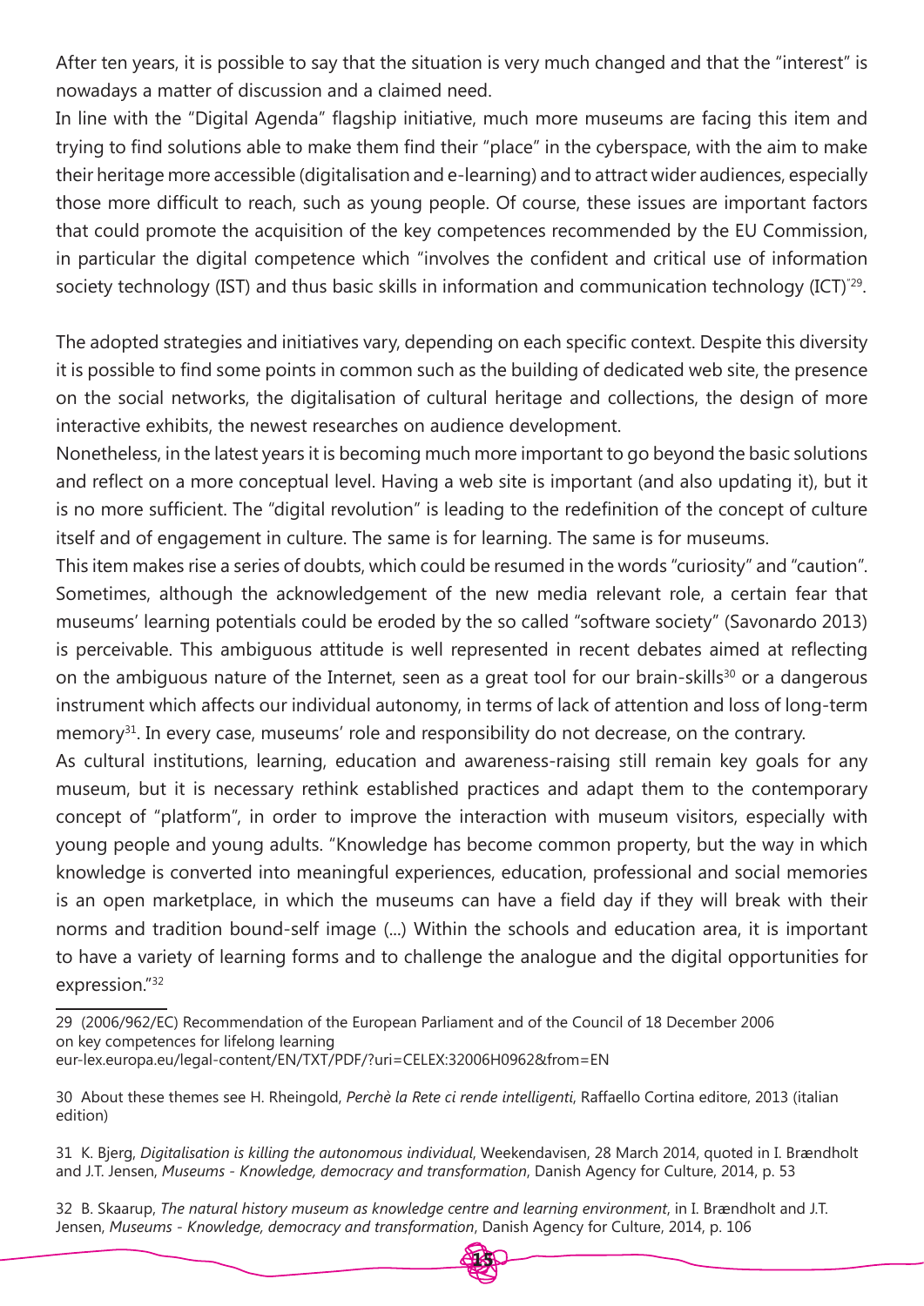After ten years, it is possible to say that the situation is very much changed and that the "interest" is nowadays a matter of discussion and a claimed need.

In line with the "Digital Agenda" flagship initiative, much more museums are facing this item and trying to find solutions able to make them find their "place" in the cyberspace, with the aim to make their heritage more accessible (digitalisation and e-learning) and to attract wider audiences, especially those more difficult to reach, such as young people. Of course, these issues are important factors that could promote the acquisition of the key competences recommended by the EU Commission, in particular the digital competence which "involves the confident and critical use of information society technology (IST) and thus basic skills in information and communication technology (ICT)"[29].

The adopted strategies and initiatives vary, depending on each specific context. Despite this diversity it is possible to find some points in common such as the building of dedicated web site, the presence on the social networks, the digitalisation of cultural heritage and collections, the design of more interactive exhibits, the newest researches on audience development.

Nonetheless, in the latest years it is becoming much more important to go beyond the basic solutions and reflect on a more conceptual level. Having a web site is important (and also updating it), but it is no more sufficient. The "digital revolution" is leading to the redefinition of the concept of culture itself and of engagement in culture. The same is for learning. The same is for museums.

This item makes rise a series of doubts, which could be resumed in the words "curiosity" and "caution". Sometimes, although the acknowledgement of the new media relevant role, a certain fear that museums' learning potentials could be eroded by the so called "software society" (Savonardo 2013) is perceivable. This ambiguous attitude is well represented in recent debates aimed at reflecting on the ambiguous nature of the Internet, seen as a great tool for our brain-skills[30] or a dangerous instrument which affects our individual autonomy, in terms of lack of attention and loss of long-term memory[31]. In every case, museums' role and responsibility do not decrease, on the contrary.

As cultural institutions, learning, education and awareness-raising still remain key goals for any museum, but it is necessary rethink established practices and adapt them to the contemporary concept of "platform", in order to improve the interaction with museum visitors, especially with young people and young adults. "Knowledge has become common property, but the way in which knowledge is converted into meaningful experiences, education, professional and social memories is an open marketplace, in which the museums can have a field day if they will break with their norms and tradition bound-self image (...) Within the schools and education area, it is important to have a variety of learning forms and to challenge the analogue and the digital opportunities for expression."[32]

---

29 (2006/962/EC) Recommendation of the European Parliament and of the Council of 18 December 2006 on key competences for lifelong learning
eur-lex.europa.eu/legal-content/EN/TXT/PDF/?uri=CELEX:32006H0962&from=EN

30 About these themes see H. Rheingold, *Perchè la Rete ci rende intelligenti*, Raffaello Cortina editore, 2013 (italian edition)

31 K. Bjerg, *Digitalisation is killing the autonomous individual*, Weekendavisen, 28 March 2014, quoted in I. Brændholt and J.T. Jensen, *Museums - Knowledge, democracy and transformation*, Danish Agency for Culture, 2014, p. 53

32 B. Skaarup, *The natural history museum as knowledge centre and learning environment*, in I. Brændholt and J.T. Jensen, *Museums - Knowledge, democracy and transformation*, Danish Agency for Culture, 2014, p. 106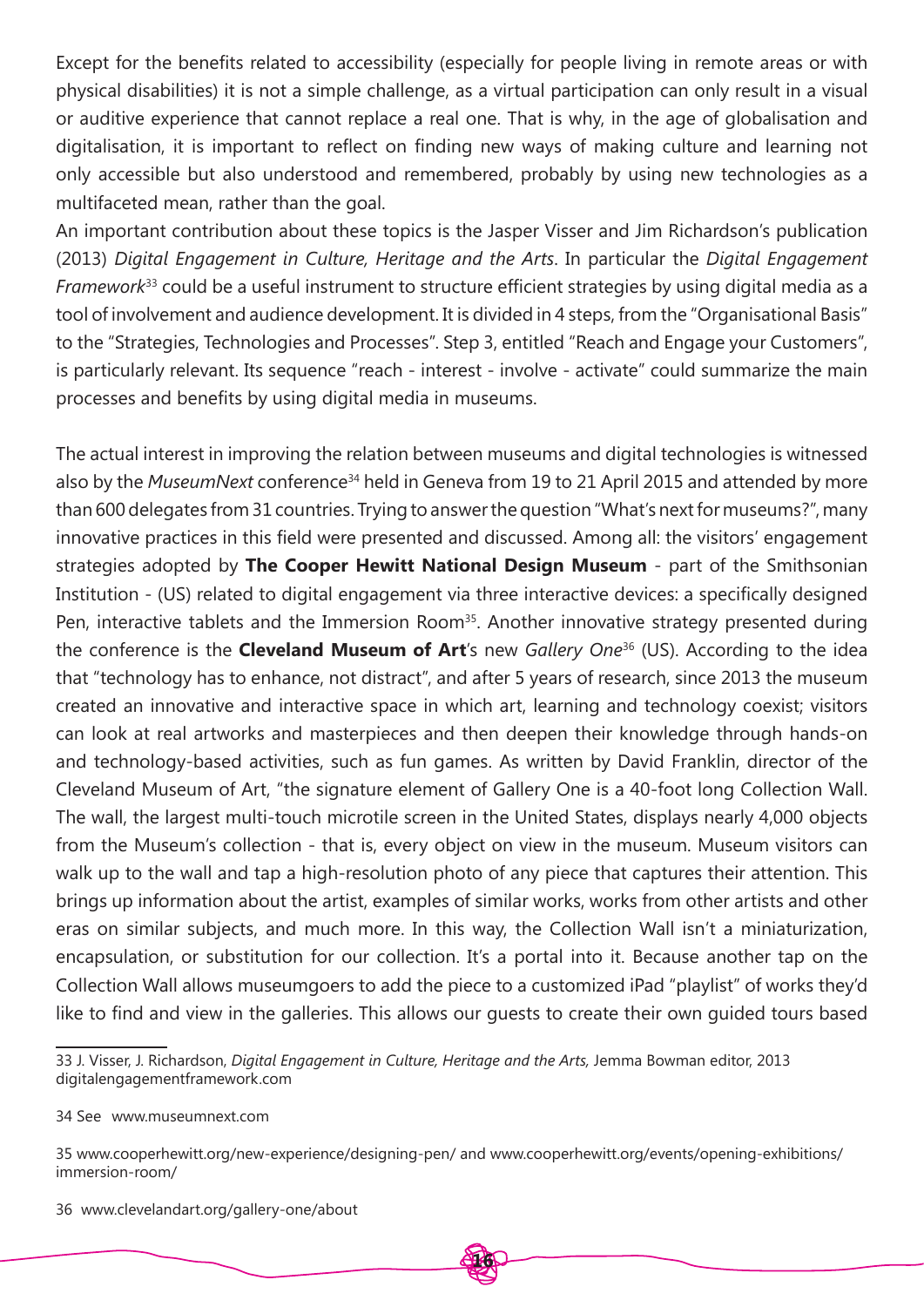Except for the benefits related to accessibility (especially for people living in remote areas or with physical disabilities) it is not a simple challenge, as a virtual participation can only result in a visual or auditive experience that cannot replace a real one. That is why, in the age of globalisation and digitalisation, it is important to reflect on finding new ways of making culture and learning not only accessible but also understood and remembered, probably by using new technologies as a multifaceted mean, rather than the goal.

An important contribution about these topics is the Jasper Visser and Jim Richardson's publication (2013) *Digital Engagement in Culture, Heritage and the Arts*. In particular the *Digital Engagement Framework*[33] could be a useful instrument to structure efficient strategies by using digital media as a tool of involvement and audience development. It is divided in 4 steps, from the "Organisational Basis" to the "Strategies, Technologies and Processes". Step 3, entitled "Reach and Engage your Customers", is particularly relevant. Its sequence "reach - interest - involve - activate" could summarize the main processes and benefits by using digital media in museums.

The actual interest in improving the relation between museums and digital technologies is witnessed also by the *MuseumNext* conference[34] held in Geneva from 19 to 21 April 2015 and attended by more than 600 delegates from 31 countries. Trying to answer the question "What's next for museums?", many innovative practices in this field were presented and discussed. Among all: the visitors' engagement strategies adopted by **The Cooper Hewitt National Design Museum** - part of the Smithsonian Institution - (US) related to digital engagement via three interactive devices: a specifically designed Pen, interactive tablets and the Immersion Room[35]. Another innovative strategy presented during the conference is the **Cleveland Museum of Art**'s new *Gallery One*[36] (US). According to the idea that "technology has to enhance, not distract", and after 5 years of research, since 2013 the museum created an innovative and interactive space in which art, learning and technology coexist; visitors can look at real artworks and masterpieces and then deepen their knowledge through hands-on and technology-based activities, such as fun games. As written by David Franklin, director of the Cleveland Museum of Art, "the signature element of Gallery One is a 40-foot long Collection Wall. The wall, the largest multi-touch microtile screen in the United States, displays nearly 4,000 objects from the Museum's collection - that is, every object on view in the museum. Museum visitors can walk up to the wall and tap a high-resolution photo of any piece that captures their attention. This brings up information about the artist, examples of similar works, works from other artists and other eras on similar subjects, and much more. In this way, the Collection Wall isn't a miniaturization, encapsulation, or substitution for our collection. It's a portal into it. Because another tap on the Collection Wall allows museumgoers to add the piece to a customized iPad "playlist" of works they'd like to find and view in the galleries. This allows our guests to create their own guided tours based

---

33 J. Visser, J. Richardson, *Digital Engagement in Culture, Heritage and the Arts,* Jemma Bowman editor, 2013 digitalengagementframework.com

34 See www.museumnext.com

35 www.cooperhewitt.org/new-experience/designing-pen/ and www.cooperhewitt.org/events/opening-exhibitions/immersion-room/

36 www.clevelandart.org/gallery-one/about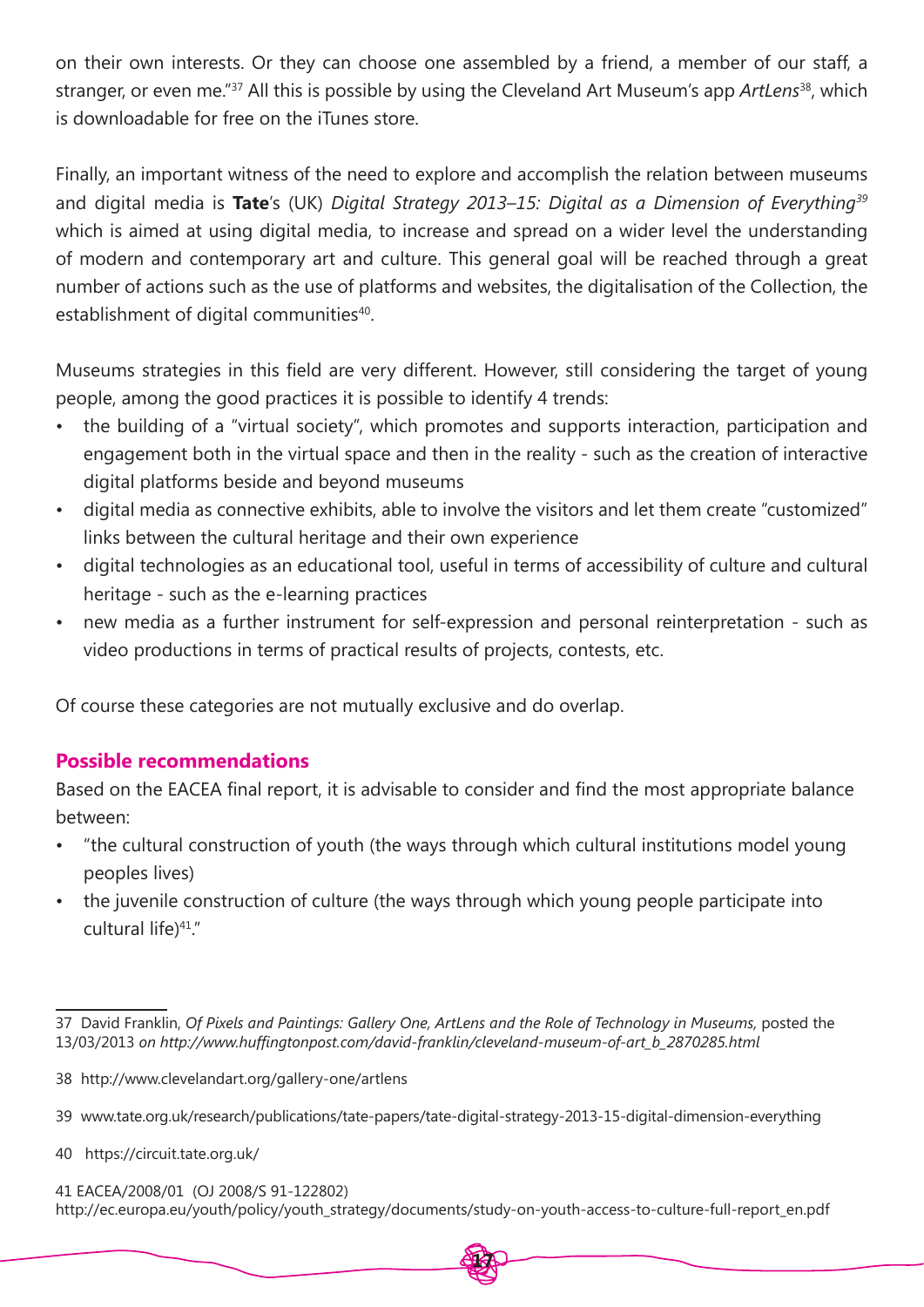on their own interests. Or they can choose one assembled by a friend, a member of our staff, a stranger, or even me."[37] All this is possible by using the Cleveland Art Museum's app *ArtLens*[38], which is downloadable for free on the iTunes store.

Finally, an important witness of the need to explore and accomplish the relation between museums and digital media is **Tate**'s (UK) *Digital Strategy 2013–15: Digital as a Dimension of Everything*[39] which is aimed at using digital media, to increase and spread on a wider level the understanding of modern and contemporary art and culture. This general goal will be reached through a great number of actions such as the use of platforms and websites, the digitalisation of the Collection, the establishment of digital communities[40].

Museums strategies in this field are very different. However, still considering the target of young people, among the good practices it is possible to identify 4 trends:

- the building of a "virtual society", which promotes and supports interaction, participation and engagement both in the virtual space and then in the reality - such as the creation of interactive digital platforms beside and beyond museums
- digital media as connective exhibits, able to involve the visitors and let them create "customized" links between the cultural heritage and their own experience
- digital technologies as an educational tool, useful in terms of accessibility of culture and cultural heritage - such as the e-learning practices
- new media as a further instrument for self-expression and personal reinterpretation - such as video productions in terms of practical results of projects, contests, etc.

Of course these categories are not mutually exclusive and do overlap.

## Possible recommendations

Based on the EACEA final report, it is advisable to consider and find the most appropriate balance between:

- "the cultural construction of youth (the ways through which cultural institutions model young peoples lives)
- the juvenile construction of culture (the ways through which young people participate into cultural life)[41]."

---

37 David Franklin, *Of Pixels and Paintings: Gallery One, ArtLens and the Role of Technology in Museums,* posted the 13/03/2013 *on http://www.huffingtonpost.com/david-franklin/cleveland-museum-of-art_b_2870285.html*

38 http://www.clevelandart.org/gallery-one/artlens

39 www.tate.org.uk/research/publications/tate-papers/tate-digital-strategy-2013-15-digital-dimension-everything

40 https://circuit.tate.org.uk/

41 EACEA/2008/01 (OJ 2008/S 91-122802)
http://ec.europa.eu/youth/policy/youth_strategy/documents/study-on-youth-access-to-culture-full-report_en.pdf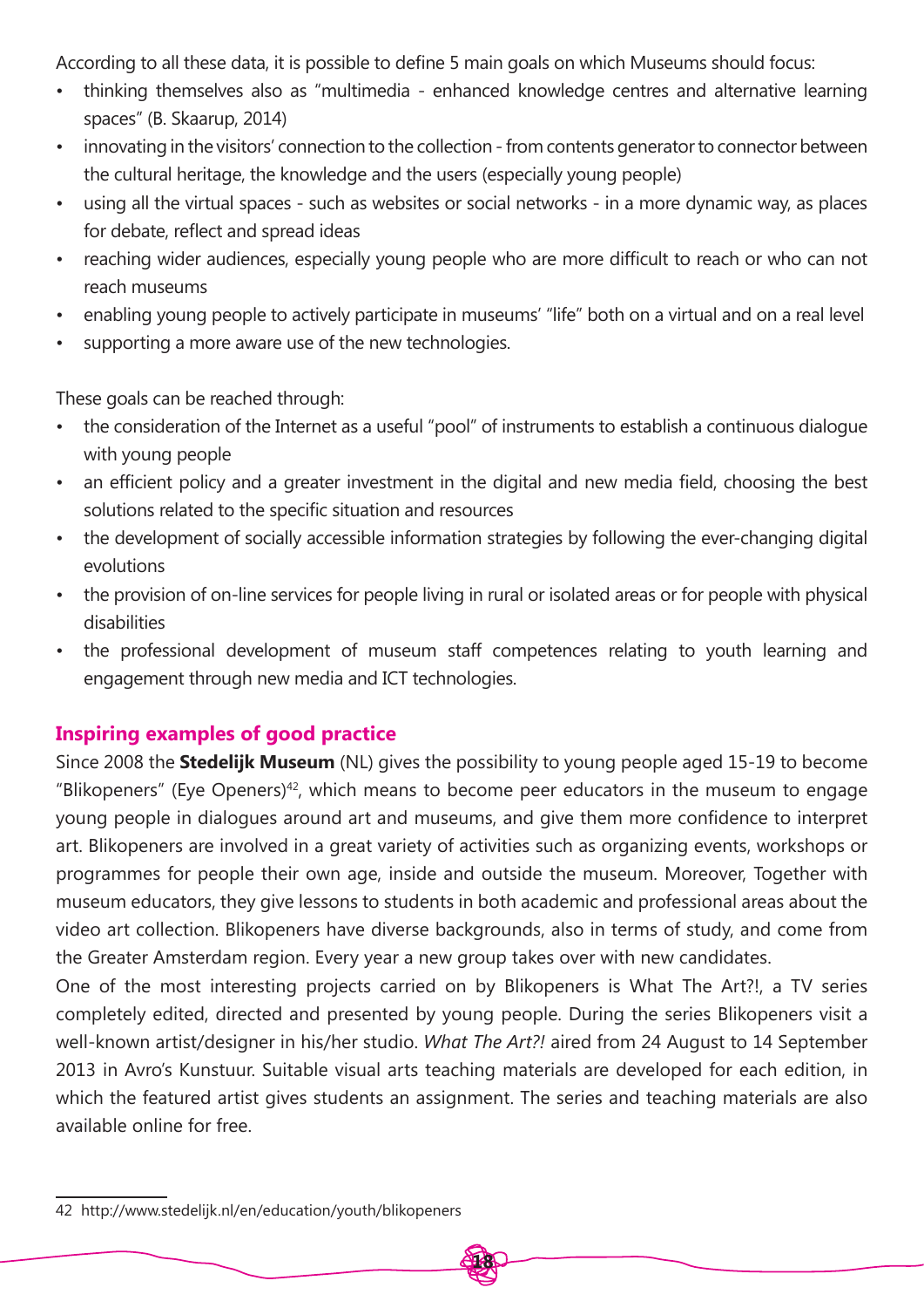According to all these data, it is possible to define 5 main goals on which Museums should focus:

- thinking themselves also as "multimedia - enhanced knowledge centres and alternative learning spaces" (B. Skaarup, 2014)
- innovating in the visitors' connection to the collection - from contents generator to connector between the cultural heritage, the knowledge and the users (especially young people)
- using all the virtual spaces - such as websites or social networks - in a more dynamic way, as places for debate, reflect and spread ideas
- reaching wider audiences, especially young people who are more difficult to reach or who can not reach museums
- enabling young people to actively participate in museums' "life" both on a virtual and on a real level
- supporting a more aware use of the new technologies.

These goals can be reached through:

- the consideration of the Internet as a useful "pool" of instruments to establish a continuous dialogue with young people
- an efficient policy and a greater investment in the digital and new media field, choosing the best solutions related to the specific situation and resources
- the development of socially accessible information strategies by following the ever-changing digital evolutions
- the provision of on-line services for people living in rural or isolated areas or for people with physical disabilities
- the professional development of museum staff competences relating to youth learning and engagement through new media and ICT technologies.

## Inspiring examples of good practice

Since 2008 the **Stedelijk Museum** (NL) gives the possibility to young people aged 15-19 to become "Blikopeners" (Eye Openers)[42], which means to become peer educators in the museum to engage young people in dialogues around art and museums, and give them more confidence to interpret art. Blikopeners are involved in a great variety of activities such as organizing events, workshops or programmes for people their own age, inside and outside the museum. Moreover, Together with museum educators, they give lessons to students in both academic and professional areas about the video art collection. Blikopeners have diverse backgrounds, also in terms of study, and come from the Greater Amsterdam region. Every year a new group takes over with new candidates.

One of the most interesting projects carried on by Blikopeners is What The Art?!, a TV series completely edited, directed and presented by young people. During the series Blikopeners visit a well-known artist/designer in his/her studio. *What The Art?!* aired from 24 August to 14 September 2013 in Avro's Kunstuur. Suitable visual arts teaching materials are developed for each edition, in which the featured artist gives students an assignment. The series and teaching materials are also available online for free.

42 http://www.stedelijk.nl/en/education/youth/blikopeners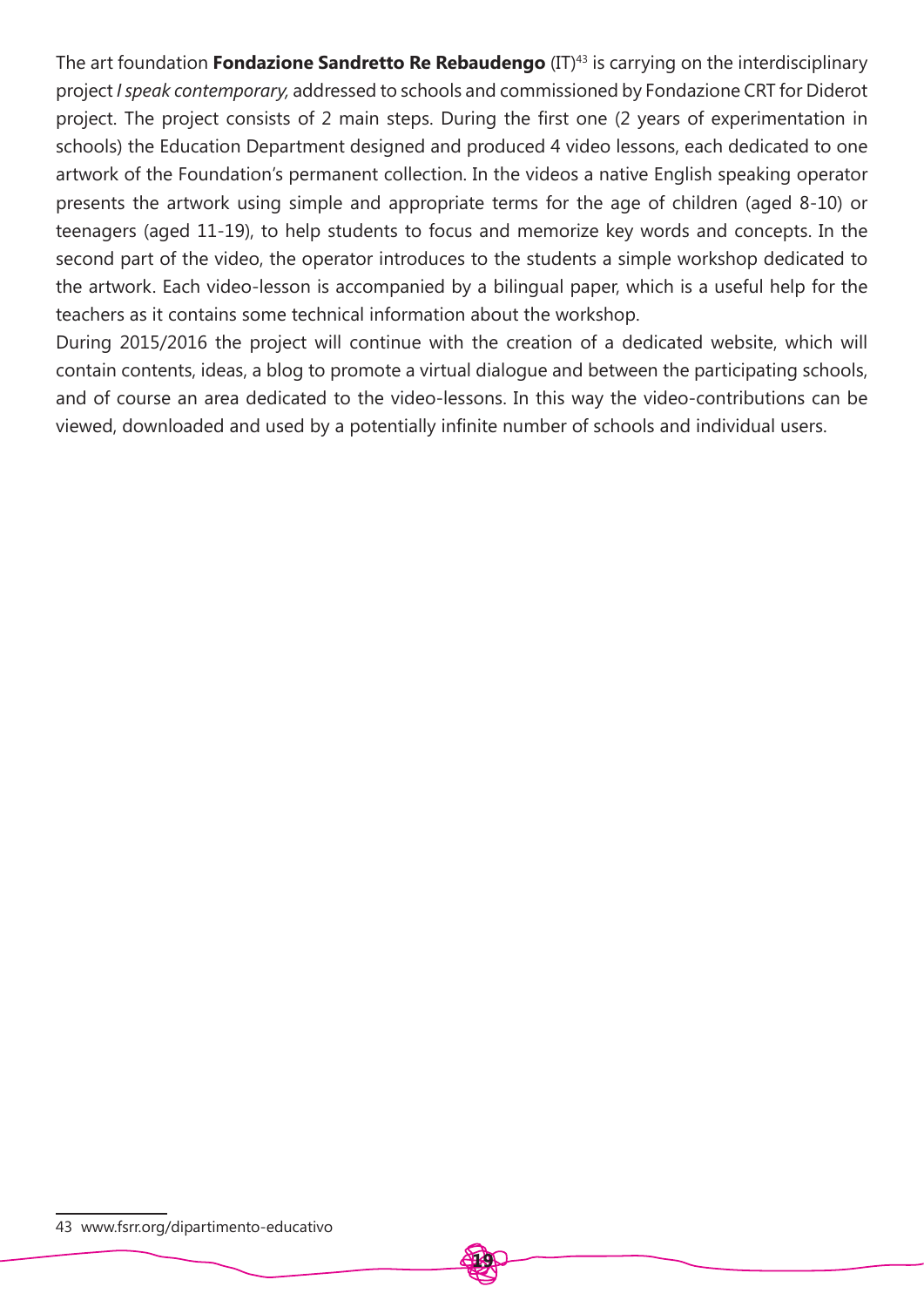The art foundation **Fondazione Sandretto Re Rebaudengo** (IT)[43] is carrying on the interdisciplinary project *I speak contemporary,* addressed to schools and commissioned by Fondazione CRT for Diderot project. The project consists of 2 main steps. During the first one (2 years of experimentation in schools) the Education Department designed and produced 4 video lessons, each dedicated to one artwork of the Foundation's permanent collection. In the videos a native English speaking operator presents the artwork using simple and appropriate terms for the age of children (aged 8-10) or teenagers (aged 11-19), to help students to focus and memorize key words and concepts. In the second part of the video, the operator introduces to the students a simple workshop dedicated to the artwork. Each video-lesson is accompanied by a bilingual paper, which is a useful help for the teachers as it contains some technical information about the workshop.

During 2015/2016 the project will continue with the creation of a dedicated website, which will contain contents, ideas, a blog to promote a virtual dialogue and between the participating schools, and of course an area dedicated to the video-lessons. In this way the video-contributions can be viewed, downloaded and used by a potentially infinite number of schools and individual users.

43 www.fsrr.org/dipartimento-educativo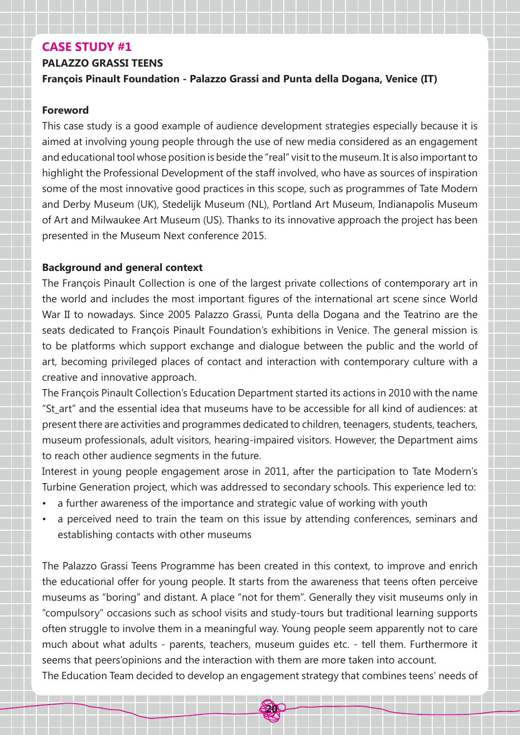## CASE STUDY #1

**PALAZZO GRASSI TEENS**

**François Pinault Foundation - Palazzo Grassi and Punta della Dogana, Venice (IT)**

### Foreword

This case study is a good example of audience development strategies especially because it is aimed at involving young people through the use of new media considered as an engagement and educational tool whose position is beside the "real" visit to the museum. It is also important to highlight the Professional Development of the staff involved, who have as sources of inspiration some of the most innovative good practices in this scope, such as programmes of Tate Modern and Derby Museum (UK), Stedelijk Museum (NL), Portland Art Museum, Indianapolis Museum of Art and Milwaukee Art Museum (US). Thanks to its innovative approach the project has been presented in the Museum Next conference 2015.

### Background and general context

The François Pinault Collection is one of the largest private collections of contemporary art in the world and includes the most important figures of the international art scene since World War II to nowadays. Since 2005 Palazzo Grassi, Punta della Dogana and the Teatrino are the seats dedicated to François Pinault Foundation's exhibitions in Venice. The general mission is to be platforms which support exchange and dialogue between the public and the world of art, becoming privileged places of contact and interaction with contemporary culture with a creative and innovative approach.

The François Pinault Collection's Education Department started its actions in 2010 with the name "St_art" and the essential idea that museums have to be accessible for all kind of audiences: at present there are activities and programmes dedicated to children, teenagers, students, teachers, museum professionals, adult visitors, hearing-impaired visitors. However, the Department aims to reach other audience segments in the future.

Interest in young people engagement arose in 2011, after the participation to Tate Modern's Turbine Generation project, which was addressed to secondary schools. This experience led to:

- a further awareness of the importance and strategic value of working with youth
- a perceived need to train the team on this issue by attending conferences, seminars and establishing contacts with other museums

The Palazzo Grassi Teens Programme has been created in this context, to improve and enrich the educational offer for young people. It starts from the awareness that teens often perceive museums as "boring" and distant. A place "not for them". Generally they visit museums only in "compulsory" occasions such as school visits and study-tours but traditional learning supports often struggle to involve them in a meaningful way. Young people seem apparently not to care much about what adults - parents, teachers, museum guides etc. - tell them. Furthermore it seems that peers'opinions and the interaction with them are more taken into account.

The Education Team decided to develop an engagement strategy that combines teens' needs of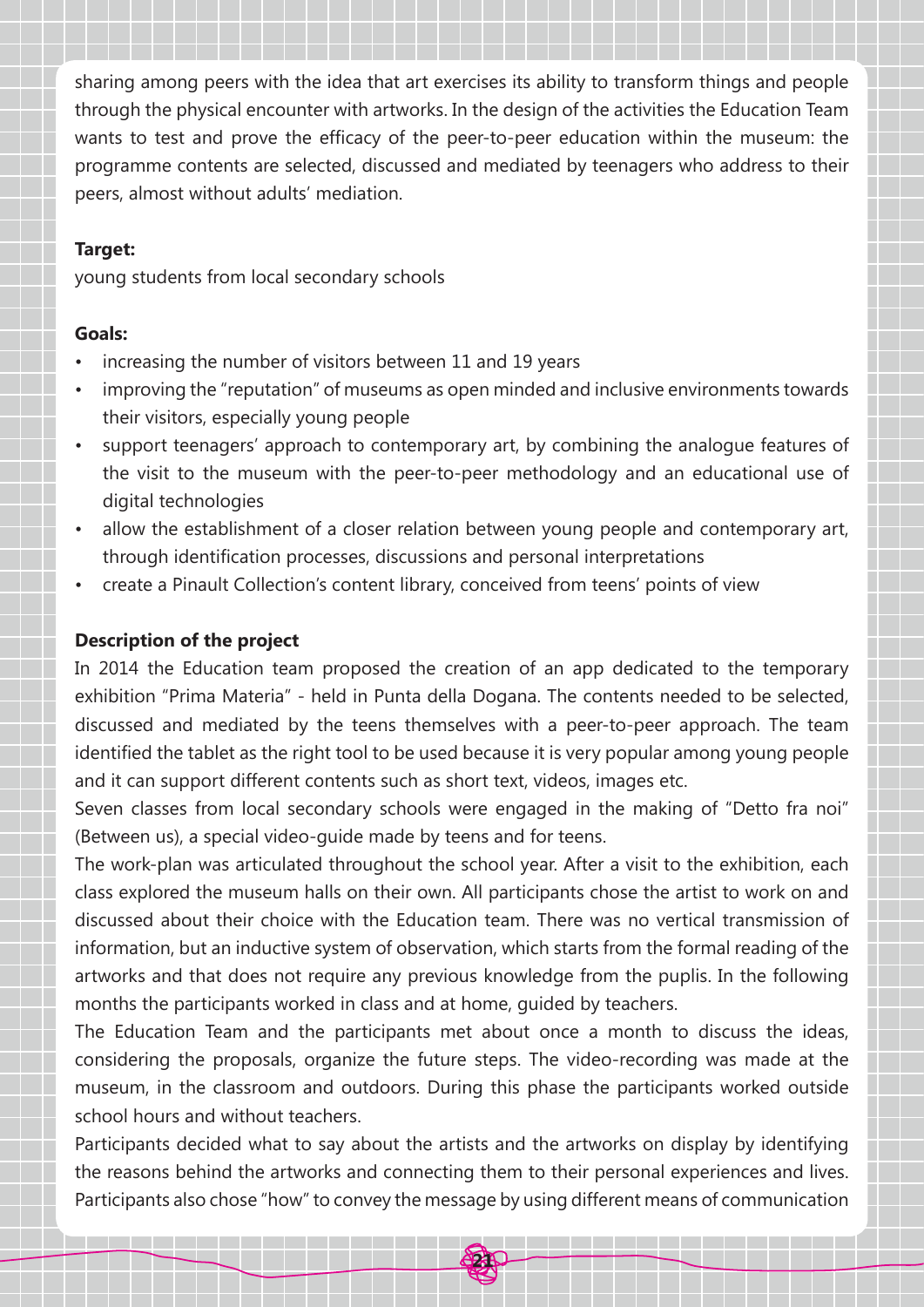sharing among peers with the idea that art exercises its ability to transform things and people through the physical encounter with artworks. In the design of the activities the Education Team wants to test and prove the efficacy of the peer-to-peer education within the museum: the programme contents are selected, discussed and mediated by teenagers who address to their peers, almost without adults' mediation.

**Target:**

young students from local secondary schools

**Goals:**

- increasing the number of visitors between 11 and 19 years
- improving the "reputation" of museums as open minded and inclusive environments towards their visitors, especially young people
- support teenagers' approach to contemporary art, by combining the analogue features of the visit to the museum with the peer-to-peer methodology and an educational use of digital technologies
- allow the establishment of a closer relation between young people and contemporary art, through identification processes, discussions and personal interpretations
- create a Pinault Collection's content library, conceived from teens' points of view

**Description of the project**

In 2014 the Education team proposed the creation of an app dedicated to the temporary exhibition "Prima Materia" - held in Punta della Dogana. The contents needed to be selected, discussed and mediated by the teens themselves with a peer-to-peer approach. The team identified the tablet as the right tool to be used because it is very popular among young people and it can support different contents such as short text, videos, images etc.

Seven classes from local secondary schools were engaged in the making of "Detto fra noi" (Between us), a special video-guide made by teens and for teens.

The work-plan was articulated throughout the school year. After a visit to the exhibition, each class explored the museum halls on their own. All participants chose the artist to work on and discussed about their choice with the Education team. There was no vertical transmission of information, but an inductive system of observation, which starts from the formal reading of the artworks and that does not require any previous knowledge from the puplis. In the following months the participants worked in class and at home, guided by teachers.

The Education Team and the participants met about once a month to discuss the ideas, considering the proposals, organize the future steps. The video-recording was made at the museum, in the classroom and outdoors. During this phase the participants worked outside school hours and without teachers.

Participants decided what to say about the artists and the artworks on display by identifying the reasons behind the artworks and connecting them to their personal experiences and lives. Participants also chose "how" to convey the message by using different means of communication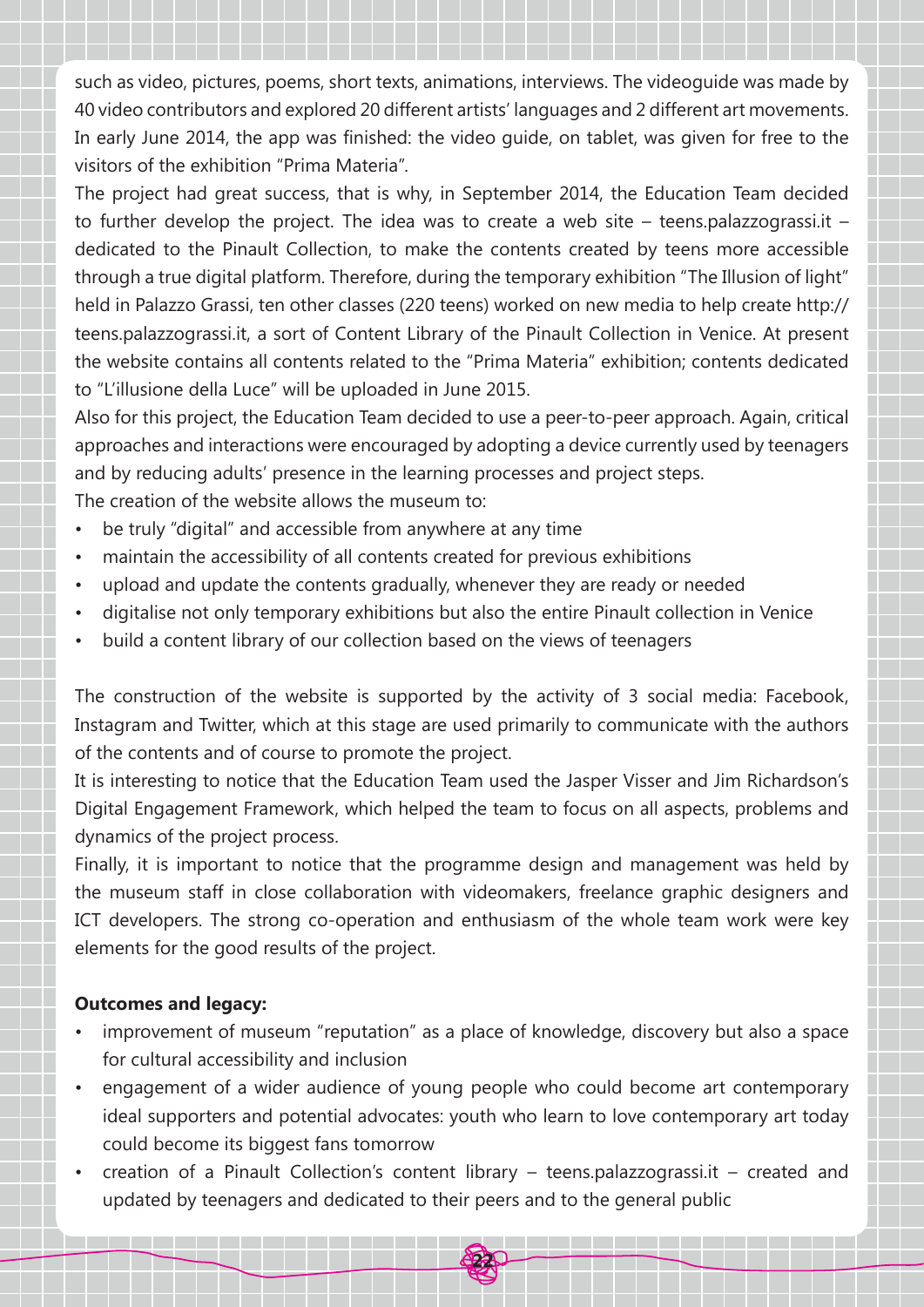such as video, pictures, poems, short texts, animations, interviews. The videoguide was made by 40 video contributors and explored 20 different artists' languages and 2 different art movements. In early June 2014, the app was finished: the video guide, on tablet, was given for free to the visitors of the exhibition "Prima Materia".

The project had great success, that is why, in September 2014, the Education Team decided to further develop the project. The idea was to create a web site – teens.palazzograssi.it – dedicated to the Pinault Collection, to make the contents created by teens more accessible through a true digital platform. Therefore, during the temporary exhibition "The Illusion of light" held in Palazzo Grassi, ten other classes (220 teens) worked on new media to help create http://teens.palazzograssi.it, a sort of Content Library of the Pinault Collection in Venice. At present the website contains all contents related to the "Prima Materia" exhibition; contents dedicated to "L'illusione della Luce" will be uploaded in June 2015.

Also for this project, the Education Team decided to use a peer-to-peer approach. Again, critical approaches and interactions were encouraged by adopting a device currently used by teenagers and by reducing adults' presence in the learning processes and project steps.

The creation of the website allows the museum to:

- be truly "digital" and accessible from anywhere at any time
- maintain the accessibility of all contents created for previous exhibitions
- upload and update the contents gradually, whenever they are ready or needed
- digitalise not only temporary exhibitions but also the entire Pinault collection in Venice
- build a content library of our collection based on the views of teenagers

The construction of the website is supported by the activity of 3 social media: Facebook, Instagram and Twitter, which at this stage are used primarily to communicate with the authors of the contents and of course to promote the project.

It is interesting to notice that the Education Team used the Jasper Visser and Jim Richardson's Digital Engagement Framework, which helped the team to focus on all aspects, problems and dynamics of the project process.

Finally, it is important to notice that the programme design and management was held by the museum staff in close collaboration with videomakers, freelance graphic designers and ICT developers. The strong co-operation and enthusiasm of the whole team work were key elements for the good results of the project.

**Outcomes and legacy:**

- improvement of museum "reputation" as a place of knowledge, discovery but also a space for cultural accessibility and inclusion
- engagement of a wider audience of young people who could become art contemporary ideal supporters and potential advocates: youth who learn to love contemporary art today could become its biggest fans tomorrow
- creation of a Pinault Collection's content library – teens.palazzograssi.it – created and updated by teenagers and dedicated to their peers and to the general public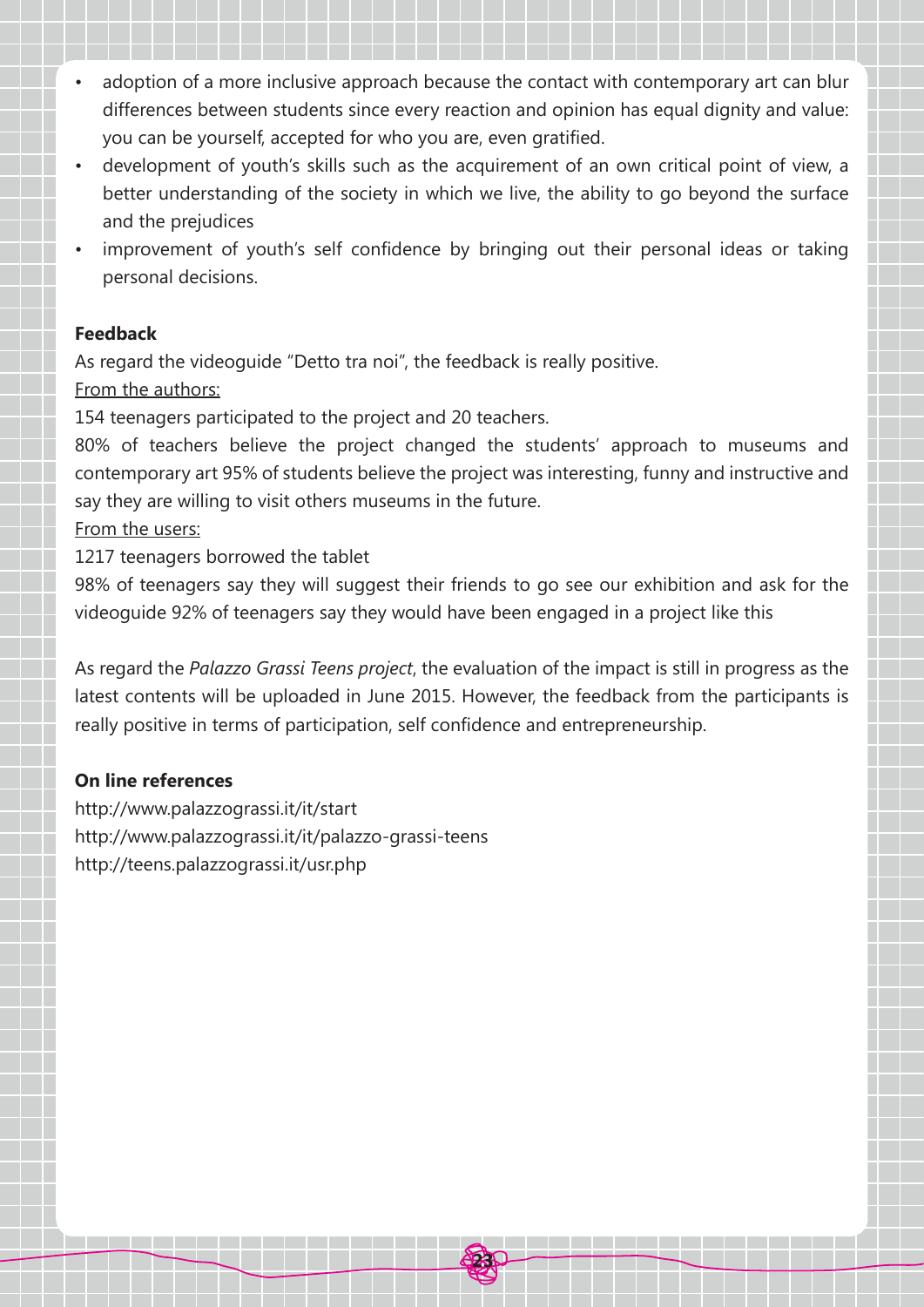- adoption of a more inclusive approach because the contact with contemporary art can blur differences between students since every reaction and opinion has equal dignity and value: you can be yourself, accepted for who you are, even gratified.
- development of youth's skills such as the acquirement of an own critical point of view, a better understanding of the society in which we live, the ability to go beyond the surface and the prejudices
- improvement of youth's self confidence by bringing out their personal ideas or taking personal decisions.

**Feedback**

As regard the videoguide "Detto tra noi", the feedback is really positive.

From the authors:

154 teenagers participated to the project and 20 teachers.

80% of teachers believe the project changed the students' approach to museums and contemporary art 95% of students believe the project was interesting, funny and instructive and say they are willing to visit others museums in the future.

From the users:

1217 teenagers borrowed the tablet

98% of teenagers say they will suggest their friends to go see our exhibition and ask for the videoguide 92% of teenagers say they would have been engaged in a project like this

As regard the *Palazzo Grassi Teens project*, the evaluation of the impact is still in progress as the latest contents will be uploaded in June 2015. However, the feedback from the participants is really positive in terms of participation, self confidence and entrepreneurship.

**On line references**

http://www.palazzograssi.it/it/start
http://www.palazzograssi.it/it/palazzo-grassi-teens
http://teens.palazzograssi.it/usr.php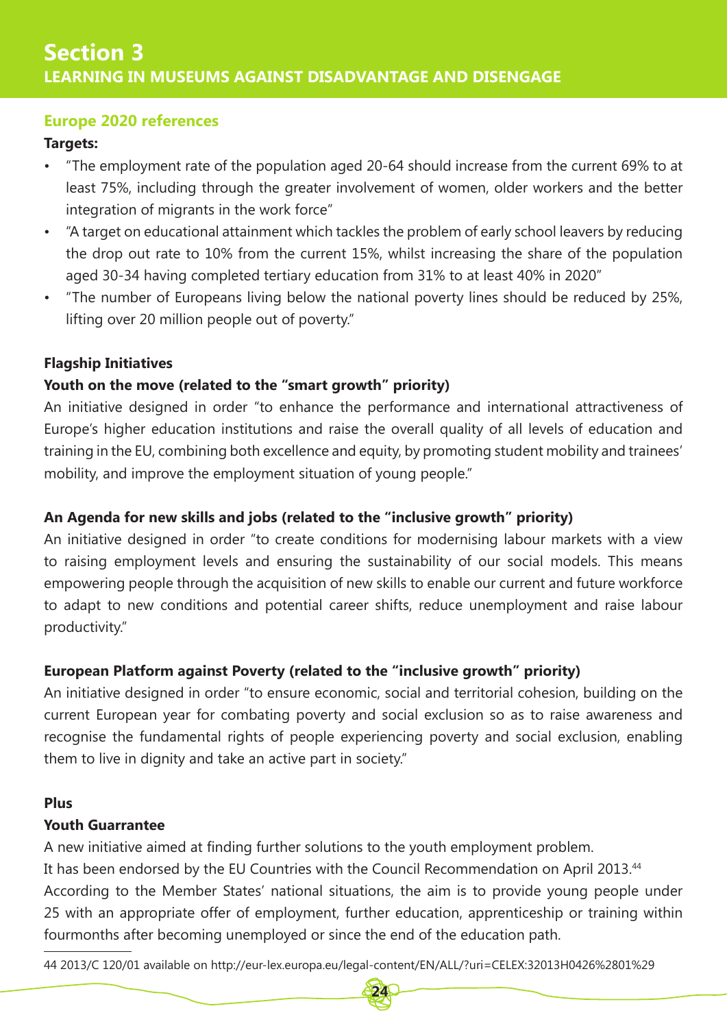# Section 3

## LEARNING IN MUSEUMS AGAINST DISADVANTAGE AND DISENGAGE

### Europe 2020 references

**Targets:**

- "The employment rate of the population aged 20-64 should increase from the current 69% to at least 75%, including through the greater involvement of women, older workers and the better integration of migrants in the work force"
- "A target on educational attainment which tackles the problem of early school leavers by reducing the drop out rate to 10% from the current 15%, whilst increasing the share of the population aged 30-34 having completed tertiary education from 31% to at least 40% in 2020"
- "The number of Europeans living below the national poverty lines should be reduced by 25%, lifting over 20 million people out of poverty."

**Flagship Initiatives**

**Youth on the move (related to the "smart growth" priority)**

An initiative designed in order "to enhance the performance and international attractiveness of Europe's higher education institutions and raise the overall quality of all levels of education and training in the EU, combining both excellence and equity, by promoting student mobility and trainees' mobility, and improve the employment situation of young people."

**An Agenda for new skills and jobs (related to the "inclusive growth" priority)**

An initiative designed in order "to create conditions for modernising labour markets with a view to raising employment levels and ensuring the sustainability of our social models. This means empowering people through the acquisition of new skills to enable our current and future workforce to adapt to new conditions and potential career shifts, reduce unemployment and raise labour productivity."

**European Platform against Poverty (related to the "inclusive growth" priority)**

An initiative designed in order "to ensure economic, social and territorial cohesion, building on the current European year for combating poverty and social exclusion so as to raise awareness and recognise the fundamental rights of people experiencing poverty and social exclusion, enabling them to live in dignity and take an active part in society."

**Plus**

**Youth Guarantee**

A new initiative aimed at finding further solutions to the youth employment problem.
It has been endorsed by the EU Countries with the Council Recommendation on April 2013.[44]
According to the Member States' national situations, the aim is to provide young people under 25 with an appropriate offer of employment, further education, apprenticeship or training within fourmonths after becoming unemployed or since the end of the education path.

---

44 2013/C 120/01 available on http://eur-lex.europa.eu/legal-content/EN/ALL/?uri=CELEX:32013H0426%2801%29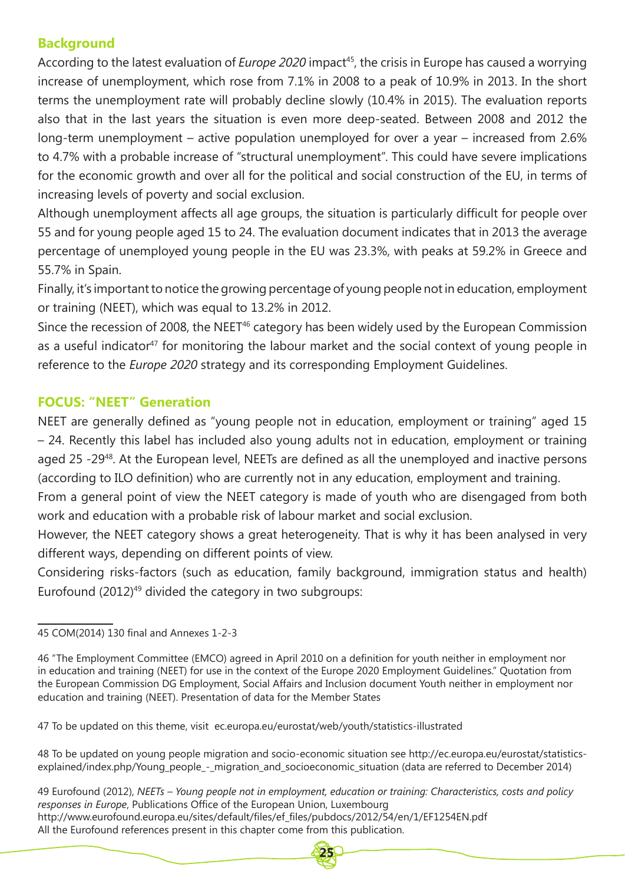## Background

According to the latest evaluation of *Europe 2020* impact[45], the crisis in Europe has caused a worrying increase of unemployment, which rose from 7.1% in 2008 to a peak of 10.9% in 2013. In the short terms the unemployment rate will probably decline slowly (10.4% in 2015). The evaluation reports also that in the last years the situation is even more deep-seated. Between 2008 and 2012 the long-term unemployment – active population unemployed for over a year – increased from 2.6% to 4.7% with a probable increase of "structural unemployment". This could have severe implications for the economic growth and over all for the political and social construction of the EU, in terms of increasing levels of poverty and social exclusion.

Although unemployment affects all age groups, the situation is particularly difficult for people over 55 and for young people aged 15 to 24. The evaluation document indicates that in 2013 the average percentage of unemployed young people in the EU was 23.3%, with peaks at 59.2% in Greece and 55.7% in Spain.

Finally, it's important to notice the growing percentage of young people not in education, employment or training (NEET), which was equal to 13.2% in 2012.

Since the recession of 2008, the NEET[46] category has been widely used by the European Commission as a useful indicator[47] for monitoring the labour market and the social context of young people in reference to the *Europe 2020* strategy and its corresponding Employment Guidelines.

## FOCUS: "NEET" Generation

NEET are generally defined as "young people not in education, employment or training" aged 15 – 24. Recently this label has included also young adults not in education, employment or training aged 25 -29[48]. At the European level, NEETs are defined as all the unemployed and inactive persons (according to ILO definition) who are currently not in any education, employment and training.

From a general point of view the NEET category is made of youth who are disengaged from both work and education with a probable risk of labour market and social exclusion.

However, the NEET category shows a great heterogeneity. That is why it has been analysed in very different ways, depending on different points of view.

Considering risks-factors (such as education, family background, immigration status and health) Eurofound (2012)[49] divided the category in two subgroups:

---

45 COM(2014) 130 final and Annexes 1-2-3

46 "The Employment Committee (EMCO) agreed in April 2010 on a definition for youth neither in employment nor in education and training (NEET) for use in the context of the Europe 2020 Employment Guidelines." Quotation from the European Commission DG Employment, Social Affairs and Inclusion document Youth neither in employment nor education and training (NEET). Presentation of data for the Member States

47 To be updated on this theme, visit ec.europa.eu/eurostat/web/youth/statistics-illustrated

48 To be updated on young people migration and socio-economic situation see http://ec.europa.eu/eurostat/statistics-explained/index.php/Young_people_-_migration_and_socioeconomic_situation (data are referred to December 2014)

49 Eurofound (2012), *NEETs – Young people not in employment, education or training: Characteristics, costs and policy responses in Europe*, Publications Office of the European Union, Luxembourg
http://www.eurofound.europa.eu/sites/default/files/ef_files/pubdocs/2012/54/en/1/EF1254EN.pdf
All the Eurofound references present in this chapter come from this publication.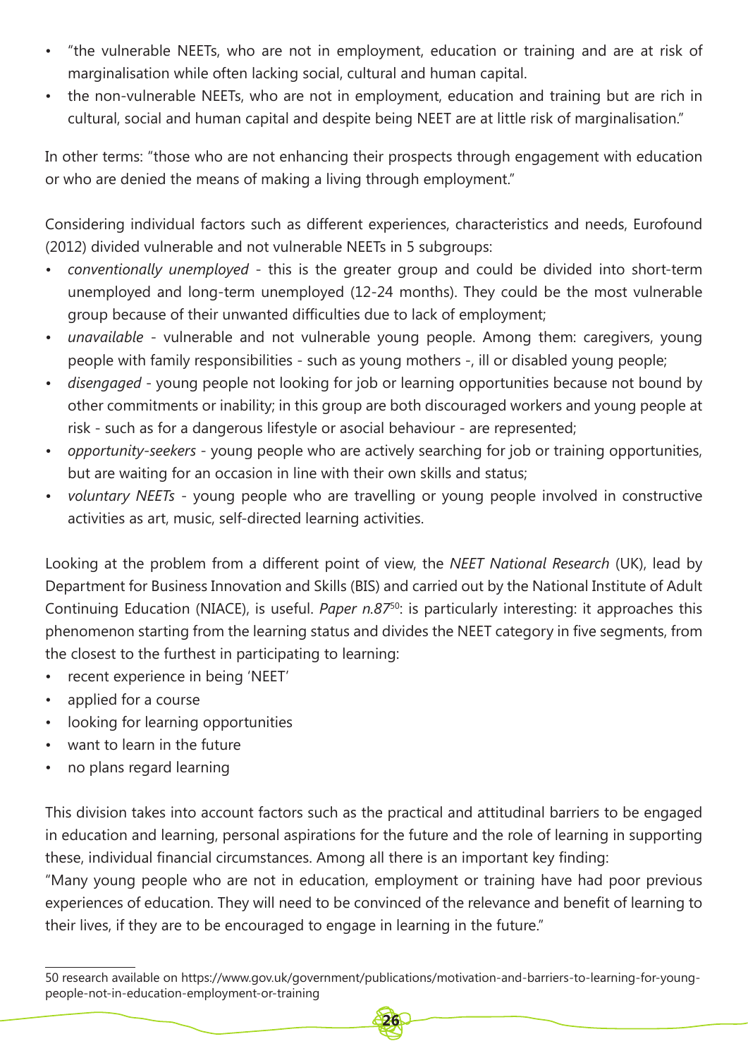- "the vulnerable NEETs, who are not in employment, education or training and are at risk of marginalisation while often lacking social, cultural and human capital.
- the non-vulnerable NEETs, who are not in employment, education and training but are rich in cultural, social and human capital and despite being NEET are at little risk of marginalisation."

In other terms: "those who are not enhancing their prospects through engagement with education or who are denied the means of making a living through employment."

Considering individual factors such as different experiences, characteristics and needs, Eurofound (2012) divided vulnerable and not vulnerable NEETs in 5 subgroups:

- *conventionally unemployed* - this is the greater group and could be divided into short-term unemployed and long-term unemployed (12-24 months). They could be the most vulnerable group because of their unwanted difficulties due to lack of employment;
- *unavailable* - vulnerable and not vulnerable young people. Among them: caregivers, young people with family responsibilities - such as young mothers -, ill or disabled young people;
- *disengaged* - young people not looking for job or learning opportunities because not bound by other commitments or inability; in this group are both discouraged workers and young people at risk - such as for a dangerous lifestyle or asocial behaviour - are represented;
- *opportunity-seekers* - young people who are actively searching for job or training opportunities, but are waiting for an occasion in line with their own skills and status;
- *voluntary NEETs* - young people who are travelling or young people involved in constructive activities as art, music, self-directed learning activities.

Looking at the problem from a different point of view, the *NEET National Research* (UK), lead by Department for Business Innovation and Skills (BIS) and carried out by the National Institute of Adult Continuing Education (NIACE), is useful. *Paper n.87*[50]: is particularly interesting: it approaches this phenomenon starting from the learning status and divides the NEET category in five segments, from the closest to the furthest in participating to learning:

- recent experience in being 'NEET'
- applied for a course
- looking for learning opportunities
- want to learn in the future
- no plans regard learning

This division takes into account factors such as the practical and attitudinal barriers to be engaged in education and learning, personal aspirations for the future and the role of learning in supporting these, individual financial circumstances. Among all there is an important key finding:
"Many young people who are not in education, employment or training have had poor previous experiences of education. They will need to be convinced of the relevance and benefit of learning to their lives, if they are to be encouraged to engage in learning in the future."

---

50 research available on https://www.gov.uk/government/publications/motivation-and-barriers-to-learning-for-young-people-not-in-education-employment-or-training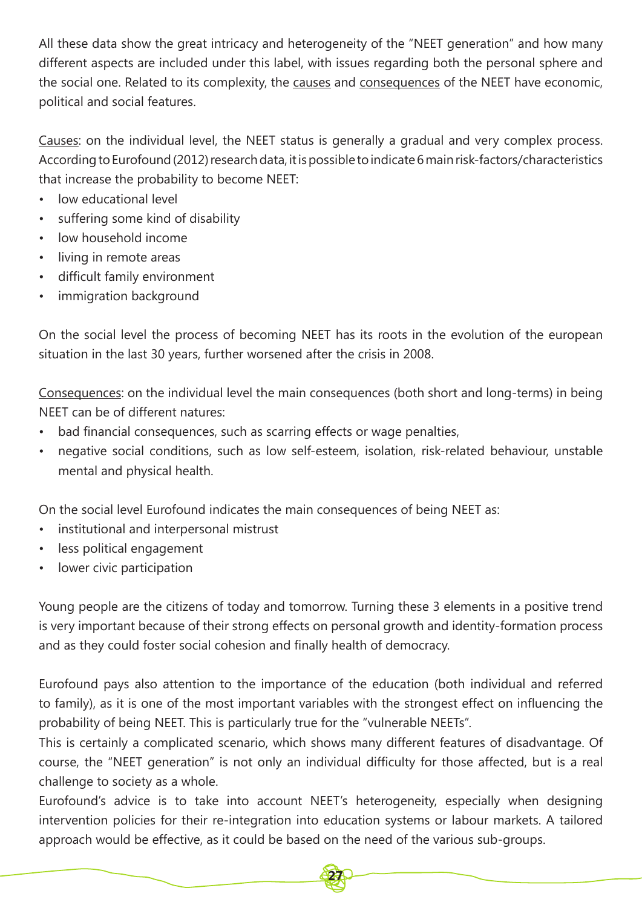All these data show the great intricacy and heterogeneity of the "NEET generation" and how many different aspects are included under this label, with issues regarding both the personal sphere and the social one. Related to its complexity, the causes and consequences of the NEET have economic, political and social features.

Causes: on the individual level, the NEET status is generally a gradual and very complex process. According to Eurofound (2012) research data, it is possible to indicate 6 main risk-factors/characteristics that increase the probability to become NEET:

- low educational level
- suffering some kind of disability
- low household income
- living in remote areas
- difficult family environment
- immigration background

On the social level the process of becoming NEET has its roots in the evolution of the european situation in the last 30 years, further worsened after the crisis in 2008.

Consequences: on the individual level the main consequences (both short and long-terms) in being NEET can be of different natures:

- bad financial consequences, such as scarring effects or wage penalties,
- negative social conditions, such as low self-esteem, isolation, risk-related behaviour, unstable mental and physical health.

On the social level Eurofound indicates the main consequences of being NEET as:

- institutional and interpersonal mistrust
- less political engagement
- lower civic participation

Young people are the citizens of today and tomorrow. Turning these 3 elements in a positive trend is very important because of their strong effects on personal growth and identity-formation process and as they could foster social cohesion and finally health of democracy.

Eurofound pays also attention to the importance of the education (both individual and referred to family), as it is one of the most important variables with the strongest effect on influencing the probability of being NEET. This is particularly true for the "vulnerable NEETs".
This is certainly a complicated scenario, which shows many different features of disadvantage. Of course, the "NEET generation" is not only an individual difficulty for those affected, but is a real challenge to society as a whole.
Eurofound's advice is to take into account NEET's heterogeneity, especially when designing intervention policies for their re-integration into education systems or labour markets. A tailored approach would be effective, as it could be based on the need of the various sub-groups.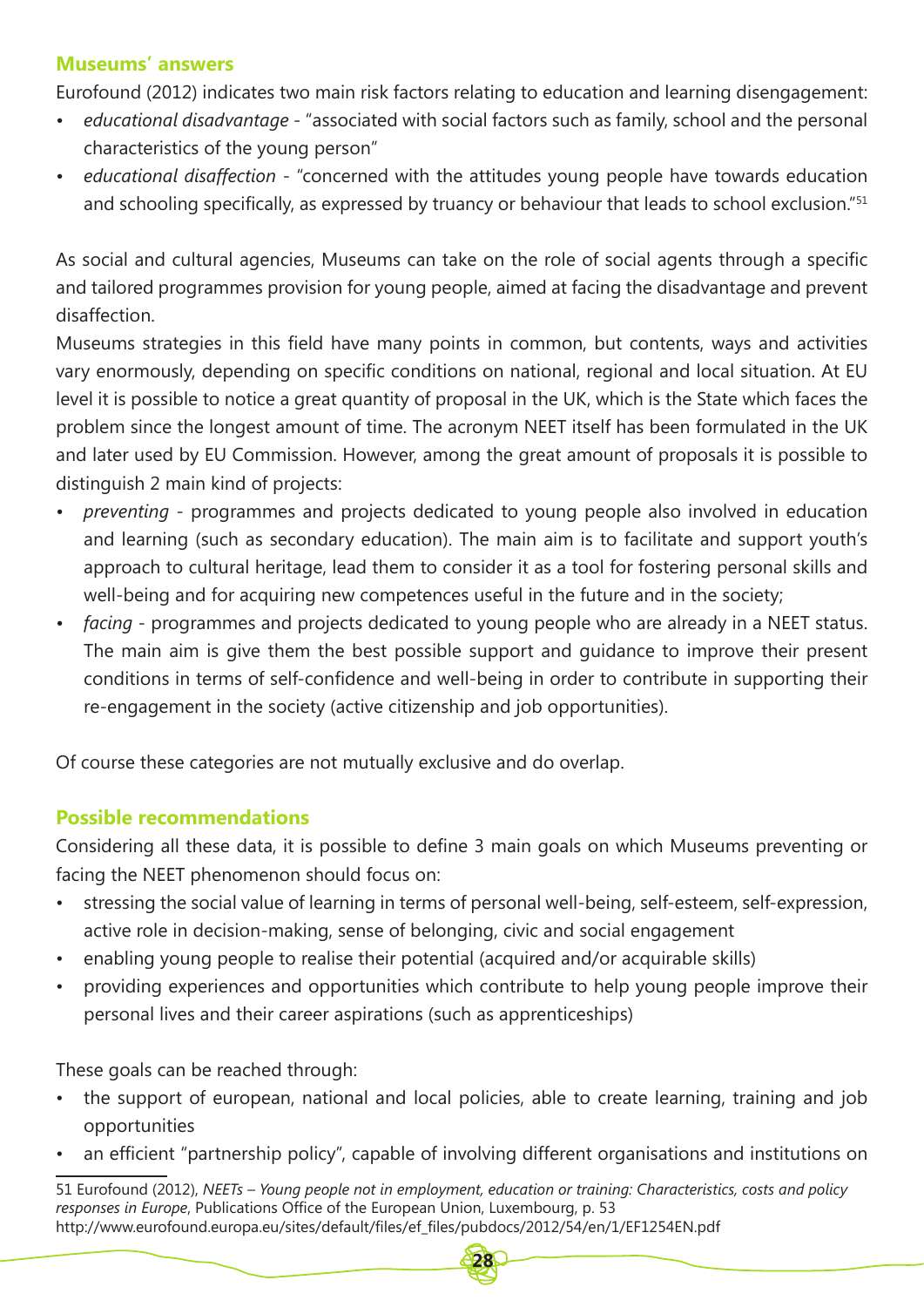### Museums' answers

Eurofound (2012) indicates two main risk factors relating to education and learning disengagement:

- *educational disadvantage* - "associated with social factors such as family, school and the personal characteristics of the young person"
- *educational disaffection* - "concerned with the attitudes young people have towards education and schooling specifically, as expressed by truancy or behaviour that leads to school exclusion."[51]

As social and cultural agencies, Museums can take on the role of social agents through a specific and tailored programmes provision for young people, aimed at facing the disadvantage and prevent disaffection.

Museums strategies in this field have many points in common, but contents, ways and activities vary enormously, depending on specific conditions on national, regional and local situation. At EU level it is possible to notice a great quantity of proposal in the UK, which is the State which faces the problem since the longest amount of time. The acronym NEET itself has been formulated in the UK and later used by EU Commission. However, among the great amount of proposals it is possible to distinguish 2 main kind of projects:

- *preventing* - programmes and projects dedicated to young people also involved in education and learning (such as secondary education). The main aim is to facilitate and support youth's approach to cultural heritage, lead them to consider it as a tool for fostering personal skills and well-being and for acquiring new competences useful in the future and in the society;
- *facing* - programmes and projects dedicated to young people who are already in a NEET status. The main aim is give them the best possible support and guidance to improve their present conditions in terms of self-confidence and well-being in order to contribute in supporting their re-engagement in the society (active citizenship and job opportunities).

Of course these categories are not mutually exclusive and do overlap.

### Possible recommendations

Considering all these data, it is possible to define 3 main goals on which Museums preventing or facing the NEET phenomenon should focus on:

- stressing the social value of learning in terms of personal well-being, self-esteem, self-expression, active role in decision-making, sense of belonging, civic and social engagement
- enabling young people to realise their potential (acquired and/or acquirable skills)
- providing experiences and opportunities which contribute to help young people improve their personal lives and their career aspirations (such as apprenticeships)

These goals can be reached through:

- the support of european, national and local policies, able to create learning, training and job opportunities
- an efficient "partnership policy", capable of involving different organisations and institutions on

---

51 Eurofound (2012), *NEETs – Young people not in employment, education or training: Characteristics, costs and policy responses in Europe*, Publications Office of the European Union, Luxembourg, p. 53
http://www.eurofound.europa.eu/sites/default/files/ef_files/pubdocs/2012/54/en/1/EF1254EN.pdf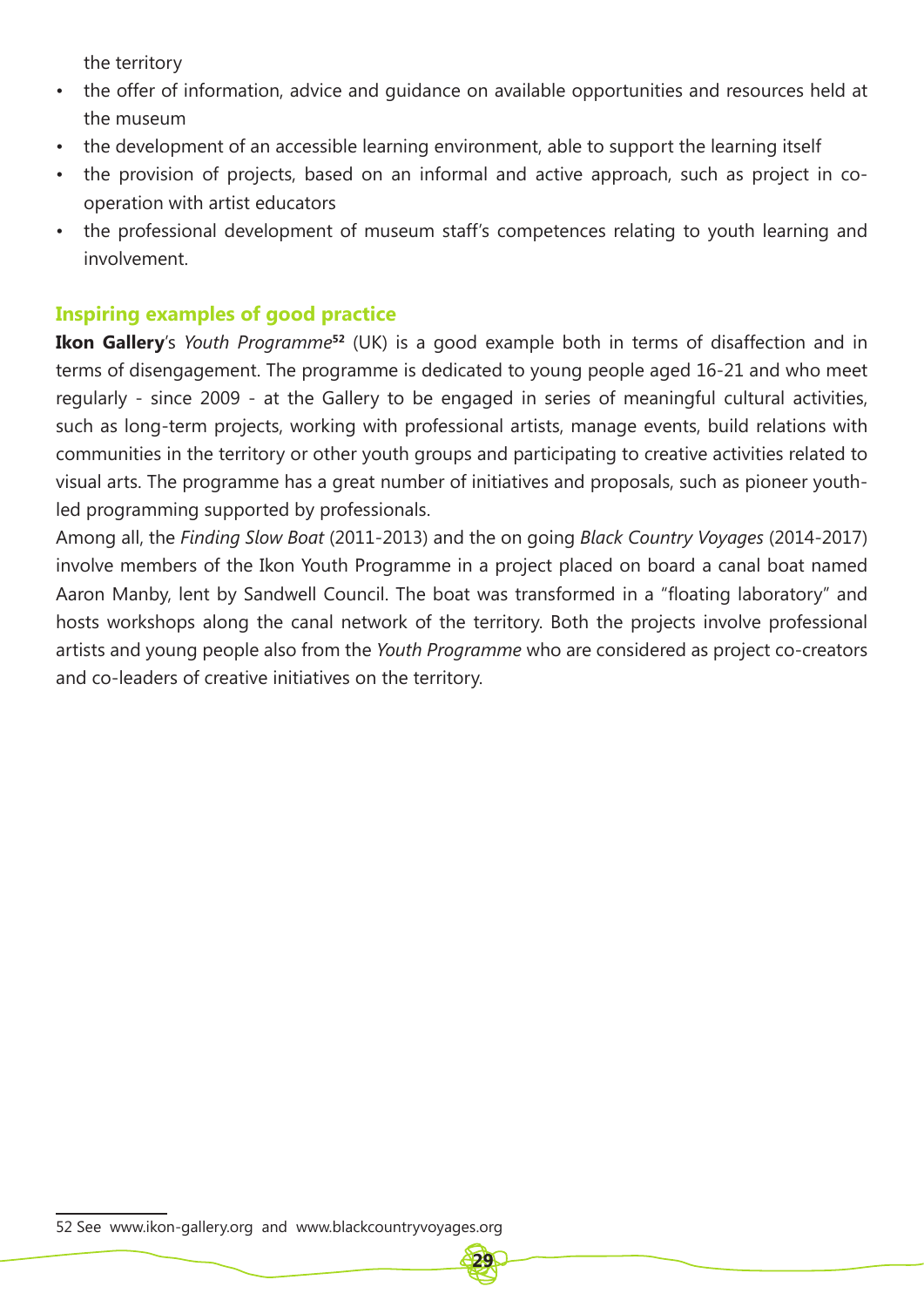the territory

- the offer of information, advice and guidance on available opportunities and resources held at the museum
- the development of an accessible learning environment, able to support the learning itself
- the provision of projects, based on an informal and active approach, such as project in co-operation with artist educators
- the professional development of museum staff's competences relating to youth learning and involvement.

### Inspiring examples of good practice

**Ikon Gallery**'s *Youth Programme*[52] (UK) is a good example both in terms of disaffection and in terms of disengagement. The programme is dedicated to young people aged 16-21 and who meet regularly - since 2009 - at the Gallery to be engaged in series of meaningful cultural activities, such as long-term projects, working with professional artists, manage events, build relations with communities in the territory or other youth groups and participating to creative activities related to visual arts. The programme has a great number of initiatives and proposals, such as pioneer youth-led programming supported by professionals.

Among all, the *Finding Slow Boat* (2011-2013) and the on going *Black Country Voyages* (2014-2017) involve members of the Ikon Youth Programme in a project placed on board a canal boat named Aaron Manby, lent by Sandwell Council. The boat was transformed in a "floating laboratory" and hosts workshops along the canal network of the territory. Both the projects involve professional artists and young people also from the *Youth Programme* who are considered as project co-creators and co-leaders of creative initiatives on the territory.

52 See www.ikon-gallery.org and www.blackcountryvoyages.org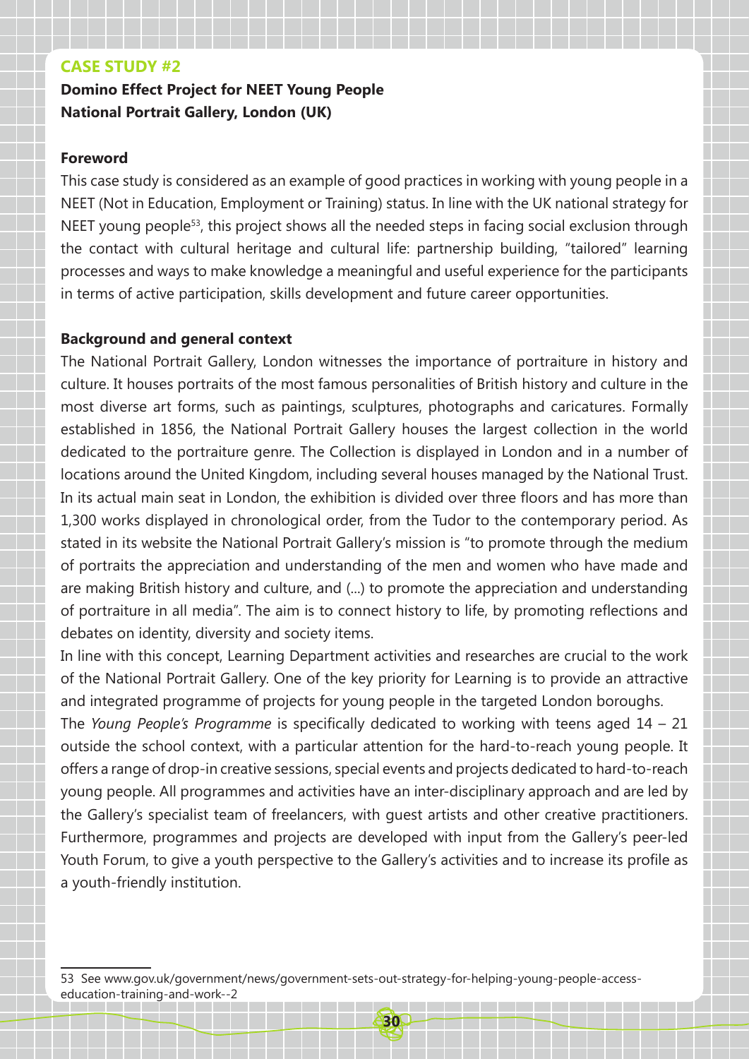## CASE STUDY #2

**Domino Effect Project for NEET Young People**
**National Portrait Gallery, London (UK)**

### Foreword

This case study is considered as an example of good practices in working with young people in a NEET (Not in Education, Employment or Training) status. In line with the UK national strategy for NEET young people[53], this project shows all the needed steps in facing social exclusion through the contact with cultural heritage and cultural life: partnership building, "tailored" learning processes and ways to make knowledge a meaningful and useful experience for the participants in terms of active participation, skills development and future career opportunities.

### Background and general context

The National Portrait Gallery, London witnesses the importance of portraiture in history and culture. It houses portraits of the most famous personalities of British history and culture in the most diverse art forms, such as paintings, sculptures, photographs and caricatures. Formally established in 1856, the National Portrait Gallery houses the largest collection in the world dedicated to the portraiture genre. The Collection is displayed in London and in a number of locations around the United Kingdom, including several houses managed by the National Trust. In its actual main seat in London, the exhibition is divided over three floors and has more than 1,300 works displayed in chronological order, from the Tudor to the contemporary period. As stated in its website the National Portrait Gallery's mission is "to promote through the medium of portraits the appreciation and understanding of the men and women who have made and are making British history and culture, and (...) to promote the appreciation and understanding of portraiture in all media". The aim is to connect history to life, by promoting reflections and debates on identity, diversity and society items.

In line with this concept, Learning Department activities and researches are crucial to the work of the National Portrait Gallery. One of the key priority for Learning is to provide an attractive and integrated programme of projects for young people in the targeted London boroughs.

The *Young People's Programme* is specifically dedicated to working with teens aged 14 – 21 outside the school context, with a particular attention for the hard-to-reach young people. It offers a range of drop-in creative sessions, special events and projects dedicated to hard-to-reach young people. All programmes and activities have an inter-disciplinary approach and are led by the Gallery's specialist team of freelancers, with guest artists and other creative practitioners. Furthermore, programmes and projects are developed with input from the Gallery's peer-led Youth Forum, to give a youth perspective to the Gallery's activities and to increase its profile as a youth-friendly institution.

---

53 See www.gov.uk/government/news/government-sets-out-strategy-for-helping-young-people-access-education-training-and-work--2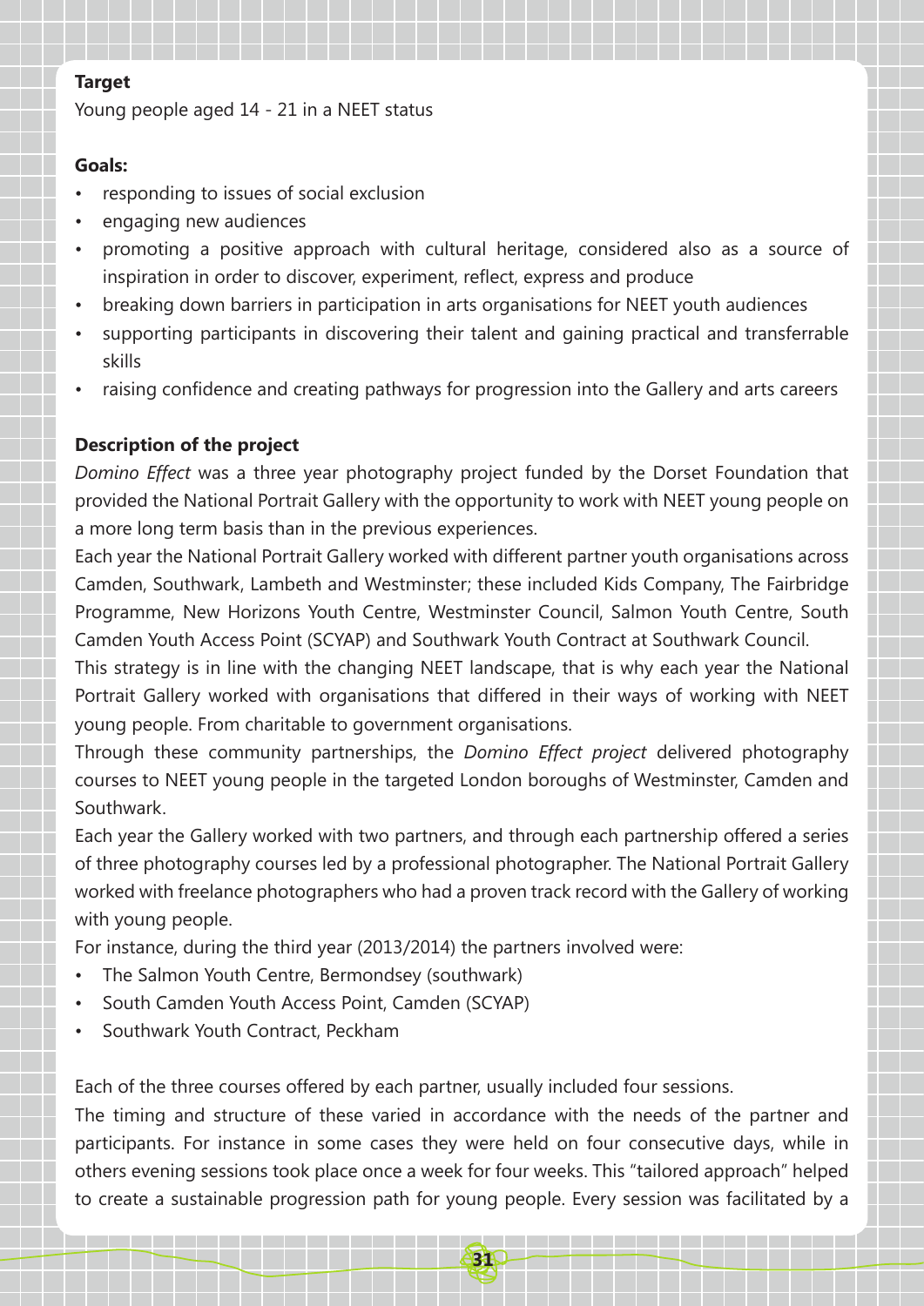**Target**

Young people aged 14 - 21 in a NEET status

**Goals:**

- responding to issues of social exclusion
- engaging new audiences
- promoting a positive approach with cultural heritage, considered also as a source of inspiration in order to discover, experiment, reflect, express and produce
- breaking down barriers in participation in arts organisations for NEET youth audiences
- supporting participants in discovering their talent and gaining practical and transferrable skills
- raising confidence and creating pathways for progression into the Gallery and arts careers

**Description of the project**

*Domino Effect* was a three year photography project funded by the Dorset Foundation that provided the National Portrait Gallery with the opportunity to work with NEET young people on a more long term basis than in the previous experiences.

Each year the National Portrait Gallery worked with different partner youth organisations across Camden, Southwark, Lambeth and Westminster; these included Kids Company, The Fairbridge Programme, New Horizons Youth Centre, Westminster Council, Salmon Youth Centre, South Camden Youth Access Point (SCYAP) and Southwark Youth Contract at Southwark Council.

This strategy is in line with the changing NEET landscape, that is why each year the National Portrait Gallery worked with organisations that differed in their ways of working with NEET young people. From charitable to government organisations.

Through these community partnerships, the *Domino Effect project* delivered photography courses to NEET young people in the targeted London boroughs of Westminster, Camden and Southwark.

Each year the Gallery worked with two partners, and through each partnership offered a series of three photography courses led by a professional photographer. The National Portrait Gallery worked with freelance photographers who had a proven track record with the Gallery of working with young people.

For instance, during the third year (2013/2014) the partners involved were:

- The Salmon Youth Centre, Bermondsey (southwark)
- South Camden Youth Access Point, Camden (SCYAP)
- Southwark Youth Contract, Peckham

Each of the three courses offered by each partner, usually included four sessions.

The timing and structure of these varied in accordance with the needs of the partner and participants. For instance in some cases they were held on four consecutive days, while in others evening sessions took place once a week for four weeks. This "tailored approach" helped to create a sustainable progression path for young people. Every session was facilitated by a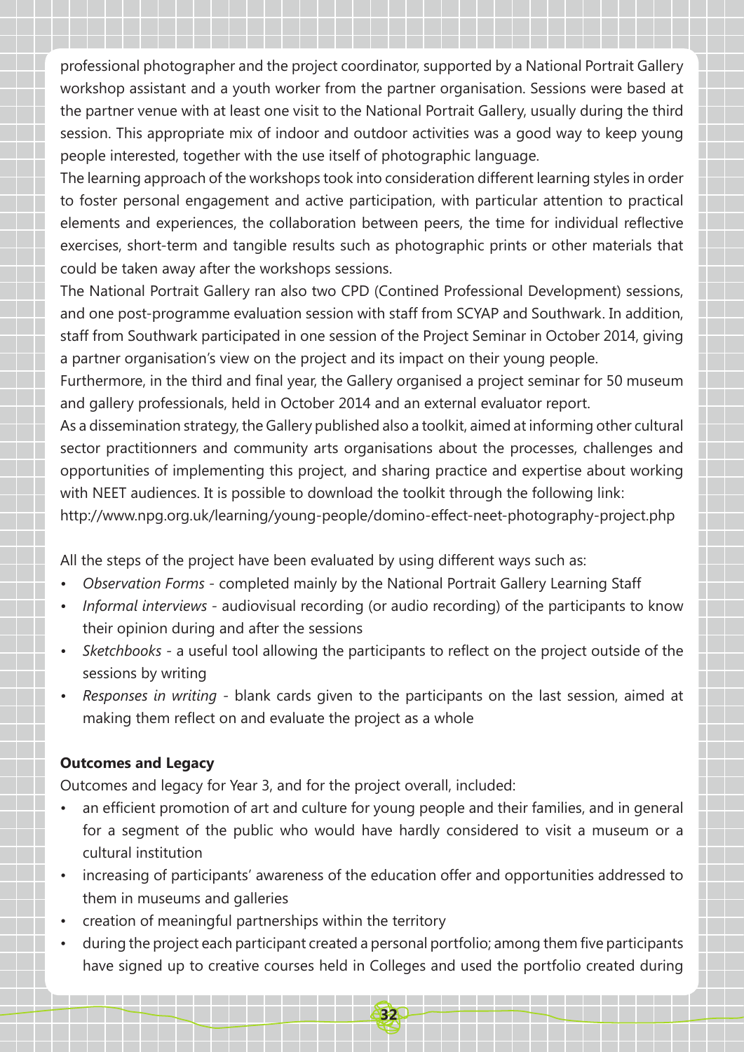professional photographer and the project coordinator, supported by a National Portrait Gallery workshop assistant and a youth worker from the partner organisation. Sessions were based at the partner venue with at least one visit to the National Portrait Gallery, usually during the third session. This appropriate mix of indoor and outdoor activities was a good way to keep young people interested, together with the use itself of photographic language.

The learning approach of the workshops took into consideration different learning styles in order to foster personal engagement and active participation, with particular attention to practical elements and experiences, the collaboration between peers, the time for individual reflective exercises, short-term and tangible results such as photographic prints or other materials that could be taken away after the workshops sessions.

The National Portrait Gallery ran also two CPD (Contined Professional Development) sessions, and one post-programme evaluation session with staff from SCYAP and Southwark. In addition, staff from Southwark participated in one session of the Project Seminar in October 2014, giving a partner organisation's view on the project and its impact on their young people.

Furthermore, in the third and final year, the Gallery organised a project seminar for 50 museum and gallery professionals, held in October 2014 and an external evaluator report.

As a dissemination strategy, the Gallery published also a toolkit, aimed at informing other cultural sector practitionners and community arts organisations about the processes, challenges and opportunities of implementing this project, and sharing practice and expertise about working with NEET audiences. It is possible to download the toolkit through the following link:
http://www.npg.org.uk/learning/young-people/domino-effect-neet-photography-project.php

All the steps of the project have been evaluated by using different ways such as:

- *Observation Forms* - completed mainly by the National Portrait Gallery Learning Staff
- *Informal interviews* - audiovisual recording (or audio recording) of the participants to know their opinion during and after the sessions
- *Sketchbooks* - a useful tool allowing the participants to reflect on the project outside of the sessions by writing
- *Responses in writing* - blank cards given to the participants on the last session, aimed at making them reflect on and evaluate the project as a whole

**Outcomes and Legacy**

Outcomes and legacy for Year 3, and for the project overall, included:

- an efficient promotion of art and culture for young people and their families, and in general for a segment of the public who would have hardly considered to visit a museum or a cultural institution
- increasing of participants' awareness of the education offer and opportunities addressed to them in museums and galleries
- creation of meaningful partnerships within the territory
- during the project each participant created a personal portfolio; among them five participants have signed up to creative courses held in Colleges and used the portfolio created during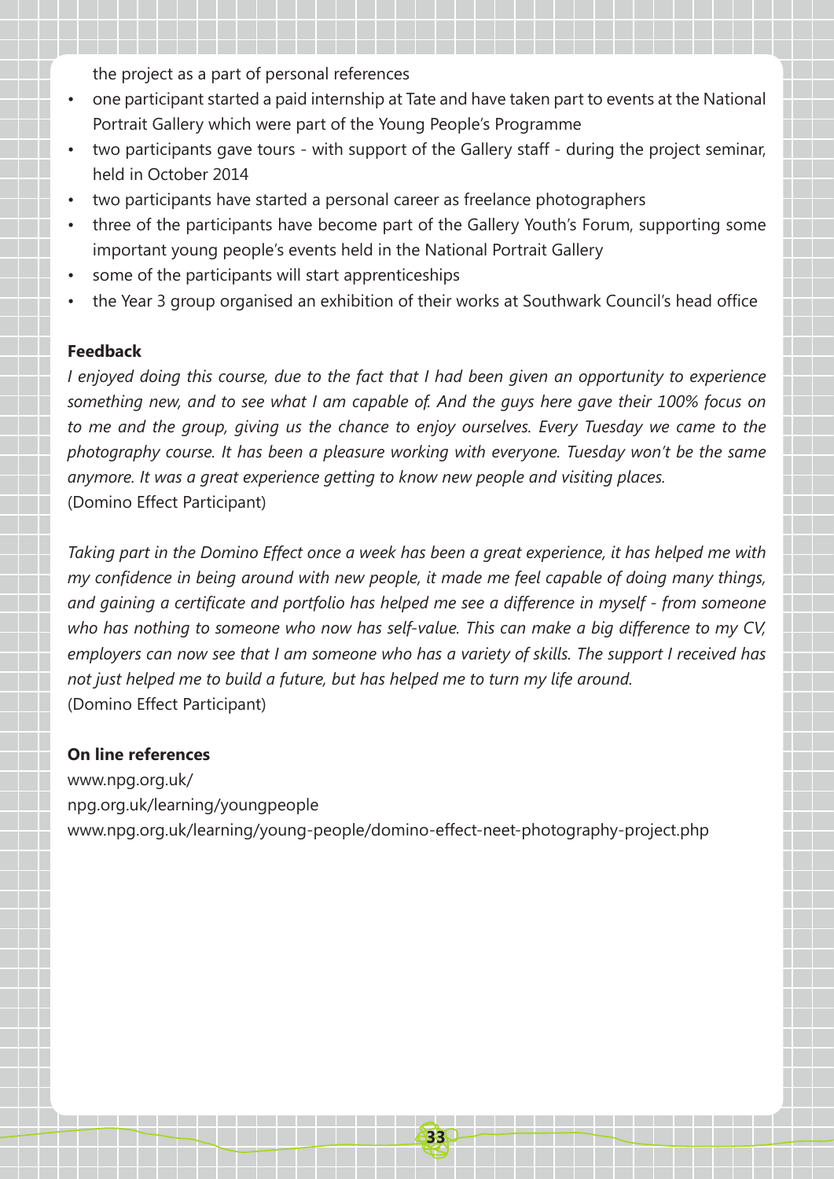the project as a part of personal references

- one participant started a paid internship at Tate and have taken part to events at the National Portrait Gallery which were part of the Young People's Programme
- two participants gave tours - with support of the Gallery staff - during the project seminar, held in October 2014
- two participants have started a personal career as freelance photographers
- three of the participants have become part of the Gallery Youth's Forum, supporting some important young people's events held in the National Portrait Gallery
- some of the participants will start apprenticeships
- the Year 3 group organised an exhibition of their works at Southwark Council's head office

**Feedback**

*I enjoyed doing this course, due to the fact that I had been given an opportunity to experience something new, and to see what I am capable of. And the guys here gave their 100% focus on to me and the group, giving us the chance to enjoy ourselves. Every Tuesday we came to the photography course. It has been a pleasure working with everyone. Tuesday won't be the same anymore. It was a great experience getting to know new people and visiting places.*
(Domino Effect Participant)

*Taking part in the Domino Effect once a week has been a great experience, it has helped me with my confidence in being around with new people, it made me feel capable of doing many things, and gaining a certificate and portfolio has helped me see a difference in myself - from someone who has nothing to someone who now has self-value. This can make a big difference to my CV, employers can now see that I am someone who has a variety of skills. The support I received has not just helped me to build a future, but has helped me to turn my life around.*
(Domino Effect Participant)

**On line references**

www.npg.org.uk/
npg.org.uk/learning/youngpeople
www.npg.org.uk/learning/young-people/domino-effect-neet-photography-project.php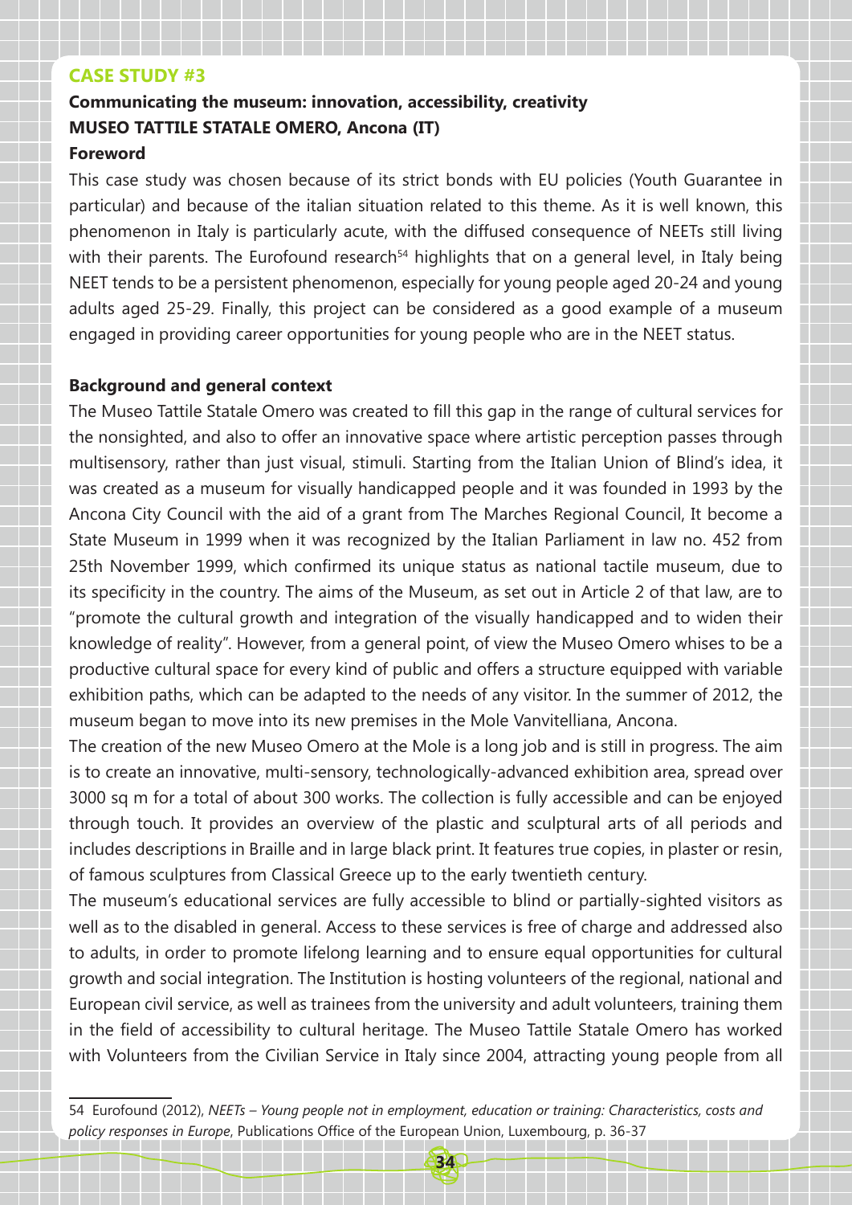## CASE STUDY #3

**Communicating the museum: innovation, accessibility, creativity**
**MUSEO TATTILE STATALE OMERO, Ancona (IT)**

**Foreword**

This case study was chosen because of its strict bonds with EU policies (Youth Guarantee in particular) and because of the italian situation related to this theme. As it is well known, this phenomenon in Italy is particularly acute, with the diffused consequence of NEETs still living with their parents. The Eurofound research[54] highlights that on a general level, in Italy being NEET tends to be a persistent phenomenon, especially for young people aged 20-24 and young adults aged 25-29. Finally, this project can be considered as a good example of a museum engaged in providing career opportunities for young people who are in the NEET status.

**Background and general context**

The Museo Tattile Statale Omero was created to fill this gap in the range of cultural services for the nonsighted, and also to offer an innovative space where artistic perception passes through multisensory, rather than just visual, stimuli. Starting from the Italian Union of Blind's idea, it was created as a museum for visually handicapped people and it was founded in 1993 by the Ancona City Council with the aid of a grant from The Marches Regional Council, It become a State Museum in 1999 when it was recognized by the Italian Parliament in law no. 452 from 25th November 1999, which confirmed its unique status as national tactile museum, due to its specificity in the country. The aims of the Museum, as set out in Article 2 of that law, are to "promote the cultural growth and integration of the visually handicapped and to widen their knowledge of reality". However, from a general point, of view the Museo Omero whises to be a productive cultural space for every kind of public and offers a structure equipped with variable exhibition paths, which can be adapted to the needs of any visitor. In the summer of 2012, the museum began to move into its new premises in the Mole Vanvitelliana, Ancona.

The creation of the new Museo Omero at the Mole is a long job and is still in progress. The aim is to create an innovative, multi-sensory, technologically-advanced exhibition area, spread over 3000 sq m for a total of about 300 works. The collection is fully accessible and can be enjoyed through touch. It provides an overview of the plastic and sculptural arts of all periods and includes descriptions in Braille and in large black print. It features true copies, in plaster or resin, of famous sculptures from Classical Greece up to the early twentieth century.

The museum's educational services are fully accessible to blind or partially-sighted visitors as well as to the disabled in general. Access to these services is free of charge and addressed also to adults, in order to promote lifelong learning and to ensure equal opportunities for cultural growth and social integration. The Institution is hosting volunteers of the regional, national and European civil service, as well as trainees from the university and adult volunteers, training them in the field of accessibility to cultural heritage. The Museo Tattile Statale Omero has worked with Volunteers from the Civilian Service in Italy since 2004, attracting young people from all

---

54 Eurofound (2012), *NEETs – Young people not in employment, education or training: Characteristics, costs and policy responses in Europe*, Publications Office of the European Union, Luxembourg, p. 36-37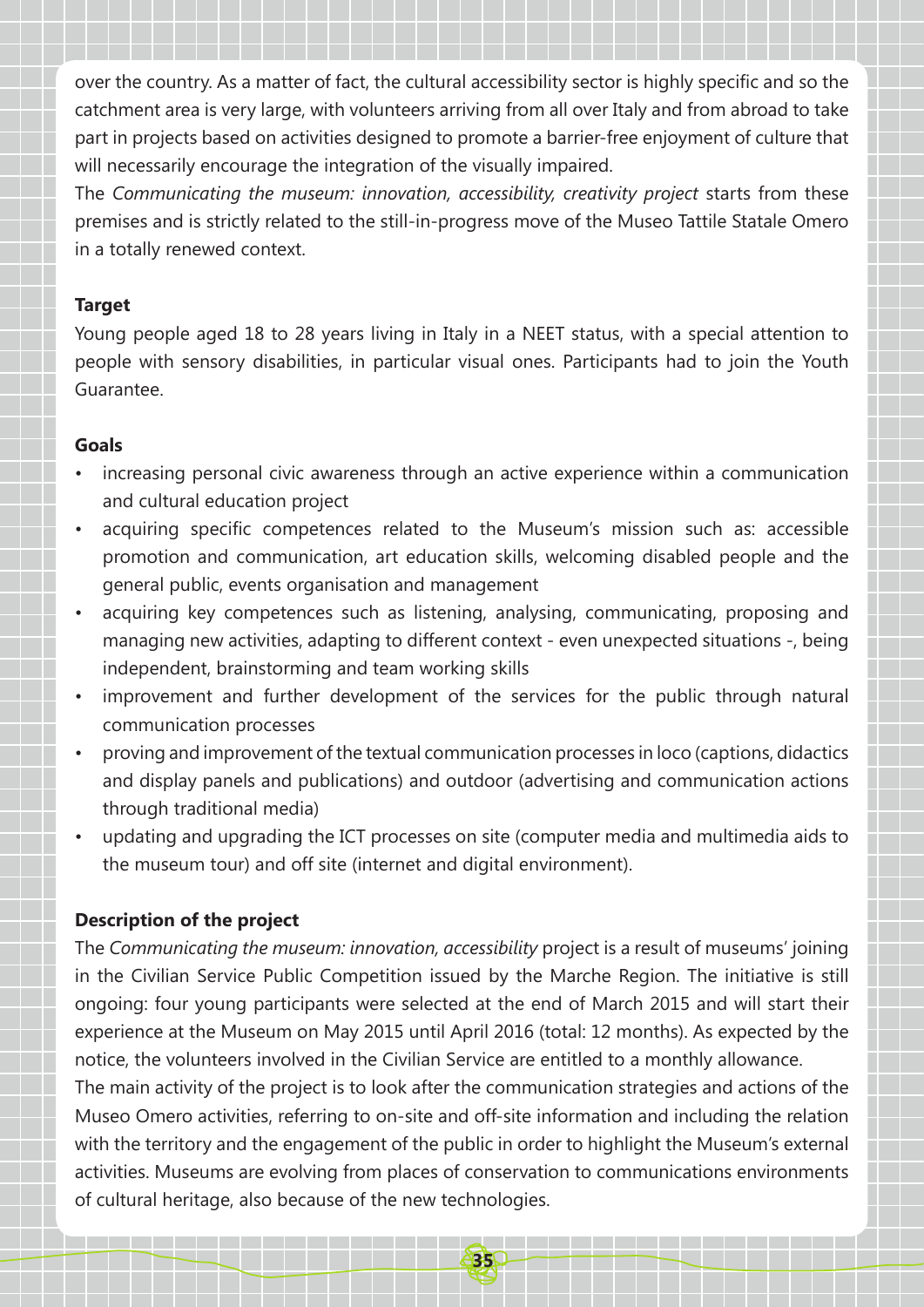over the country. As a matter of fact, the cultural accessibility sector is highly specific and so the catchment area is very large, with volunteers arriving from all over Italy and from abroad to take part in projects based on activities designed to promote a barrier-free enjoyment of culture that will necessarily encourage the integration of the visually impaired.

The *Communicating the museum: innovation, accessibility, creativity project* starts from these premises and is strictly related to the still-in-progress move of the Museo Tattile Statale Omero in a totally renewed context.

**Target**

Young people aged 18 to 28 years living in Italy in a NEET status, with a special attention to people with sensory disabilities, in particular visual ones. Participants had to join the Youth Guarantee.

**Goals**

- increasing personal civic awareness through an active experience within a communication and cultural education project
- acquiring specific competences related to the Museum's mission such as: accessible promotion and communication, art education skills, welcoming disabled people and the general public, events organisation and management
- acquiring key competences such as listening, analysing, communicating, proposing and managing new activities, adapting to different context - even unexpected situations -, being independent, brainstorming and team working skills
- improvement and further development of the services for the public through natural communication processes
- proving and improvement of the textual communication processes in loco (captions, didactics and display panels and publications) and outdoor (advertising and communication actions through traditional media)
- updating and upgrading the ICT processes on site (computer media and multimedia aids to the museum tour) and off site (internet and digital environment).

**Description of the project**

The *Communicating the museum: innovation, accessibility* project is a result of museums' joining in the Civilian Service Public Competition issued by the Marche Region. The initiative is still ongoing: four young participants were selected at the end of March 2015 and will start their experience at the Museum on May 2015 until April 2016 (total: 12 months). As expected by the notice, the volunteers involved in the Civilian Service are entitled to a monthly allowance.

The main activity of the project is to look after the communication strategies and actions of the Museo Omero activities, referring to on-site and off-site information and including the relation with the territory and the engagement of the public in order to highlight the Museum's external activities. Museums are evolving from places of conservation to communications environments of cultural heritage, also because of the new technologies.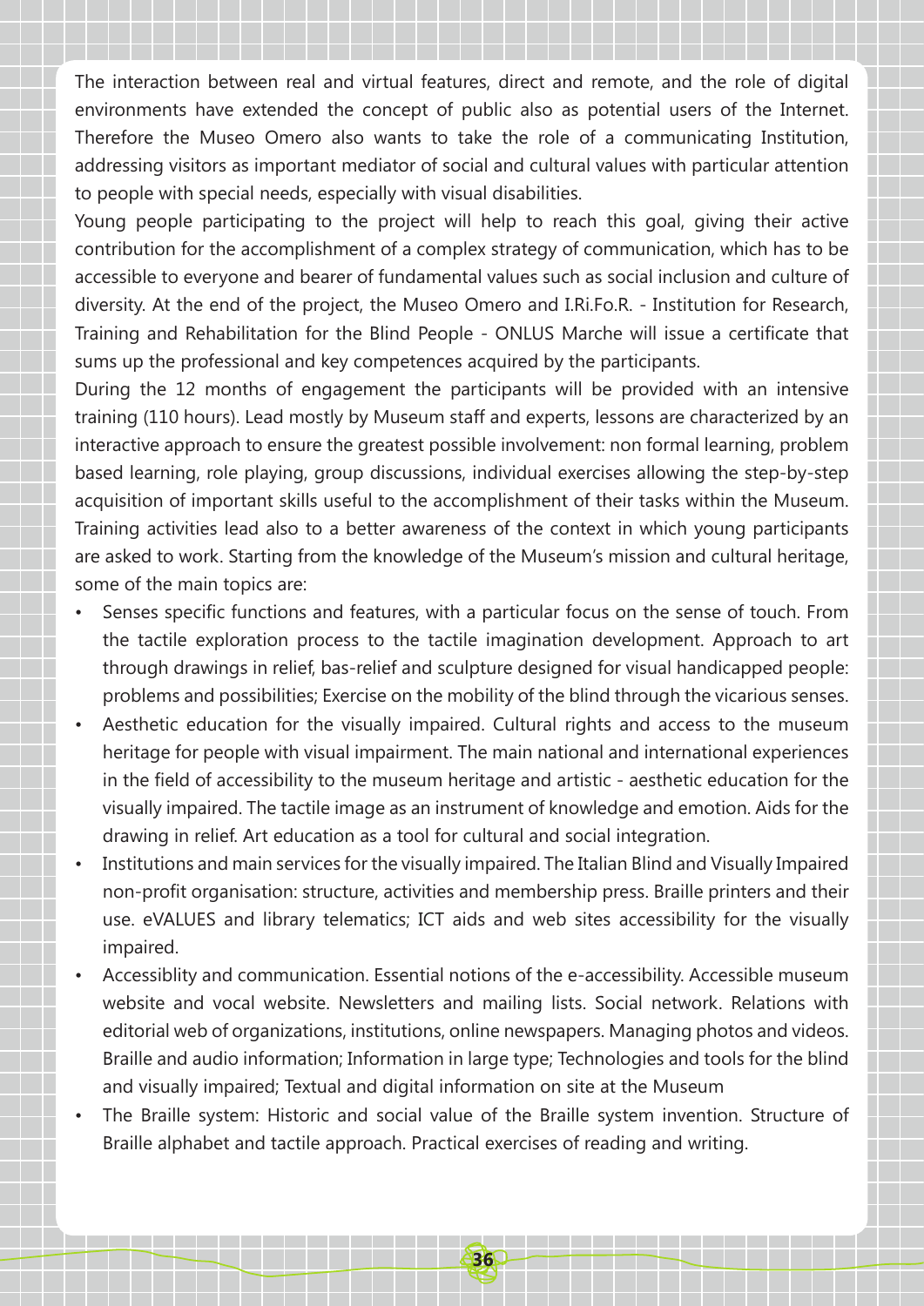The interaction between real and virtual features, direct and remote, and the role of digital environments have extended the concept of public also as potential users of the Internet. Therefore the Museo Omero also wants to take the role of a communicating Institution, addressing visitors as important mediator of social and cultural values with particular attention to people with special needs, especially with visual disabilities.

Young people participating to the project will help to reach this goal, giving their active contribution for the accomplishment of a complex strategy of communication, which has to be accessible to everyone and bearer of fundamental values such as social inclusion and culture of diversity. At the end of the project, the Museo Omero and I.Ri.Fo.R. - Institution for Research, Training and Rehabilitation for the Blind People - ONLUS Marche will issue a certificate that sums up the professional and key competences acquired by the participants.

During the 12 months of engagement the participants will be provided with an intensive training (110 hours). Lead mostly by Museum staff and experts, lessons are characterized by an interactive approach to ensure the greatest possible involvement: non formal learning, problem based learning, role playing, group discussions, individual exercises allowing the step-by-step acquisition of important skills useful to the accomplishment of their tasks within the Museum. Training activities lead also to a better awareness of the context in which young participants are asked to work. Starting from the knowledge of the Museum's mission and cultural heritage, some of the main topics are:

- Senses specific functions and features, with a particular focus on the sense of touch. From the tactile exploration process to the tactile imagination development. Approach to art through drawings in relief, bas-relief and sculpture designed for visual handicapped people: problems and possibilities; Exercise on the mobility of the blind through the vicarious senses.
- Aesthetic education for the visually impaired. Cultural rights and access to the museum heritage for people with visual impairment. The main national and international experiences in the field of accessibility to the museum heritage and artistic - aesthetic education for the visually impaired. The tactile image as an instrument of knowledge and emotion. Aids for the drawing in relief. Art education as a tool for cultural and social integration.
- Institutions and main services for the visually impaired. The Italian Blind and Visually Impaired non-profit organisation: structure, activities and membership press. Braille printers and their use. eVALUES and library telematics; ICT aids and web sites accessibility for the visually impaired.
- Accessiblity and communication. Essential notions of the e-accessibility. Accessible museum website and vocal website. Newsletters and mailing lists. Social network. Relations with editorial web of organizations, institutions, online newspapers. Managing photos and videos. Braille and audio information; Information in large type; Technologies and tools for the blind and visually impaired; Textual and digital information on site at the Museum
- The Braille system: Historic and social value of the Braille system invention. Structure of Braille alphabet and tactile approach. Practical exercises of reading and writing.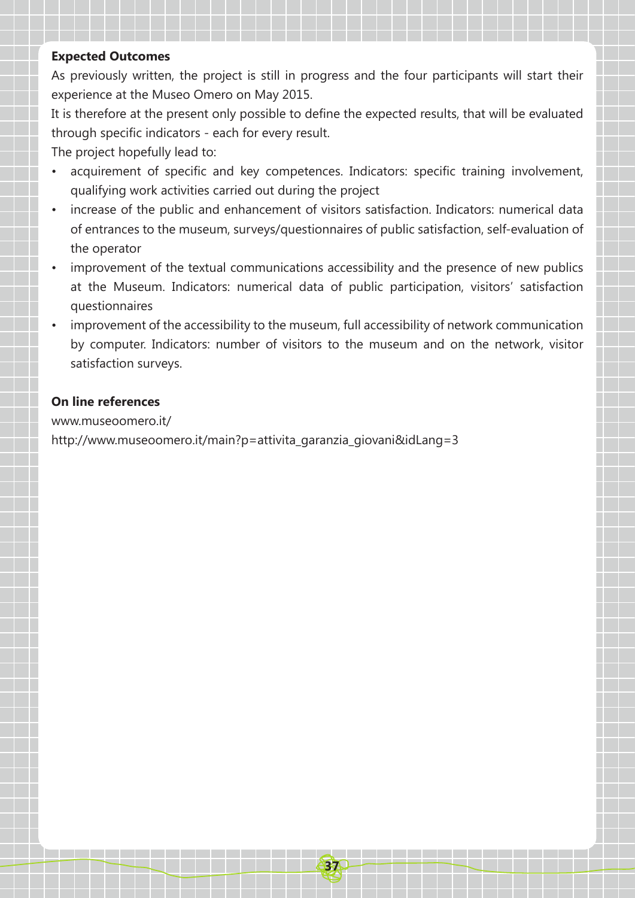**Expected Outcomes**

As previously written, the project is still in progress and the four participants will start their experience at the Museo Omero on May 2015.

It is therefore at the present only possible to define the expected results, that will be evaluated through specific indicators - each for every result.

The project hopefully lead to:

- acquirement of specific and key competences. Indicators: specific training involvement, qualifying work activities carried out during the project
- increase of the public and enhancement of visitors satisfaction. Indicators: numerical data of entrances to the museum, surveys/questionnaires of public satisfaction, self-evaluation of the operator
- improvement of the textual communications accessibility and the presence of new publics at the Museum. Indicators: numerical data of public participation, visitors' satisfaction questionnaires
- improvement of the accessibility to the museum, full accessibility of network communication by computer. Indicators: number of visitors to the museum and on the network, visitor satisfaction surveys.

**On line references**

www.museoomero.it/

http://www.museoomero.it/main?p=attivita_garanzia_giovani&idLang=3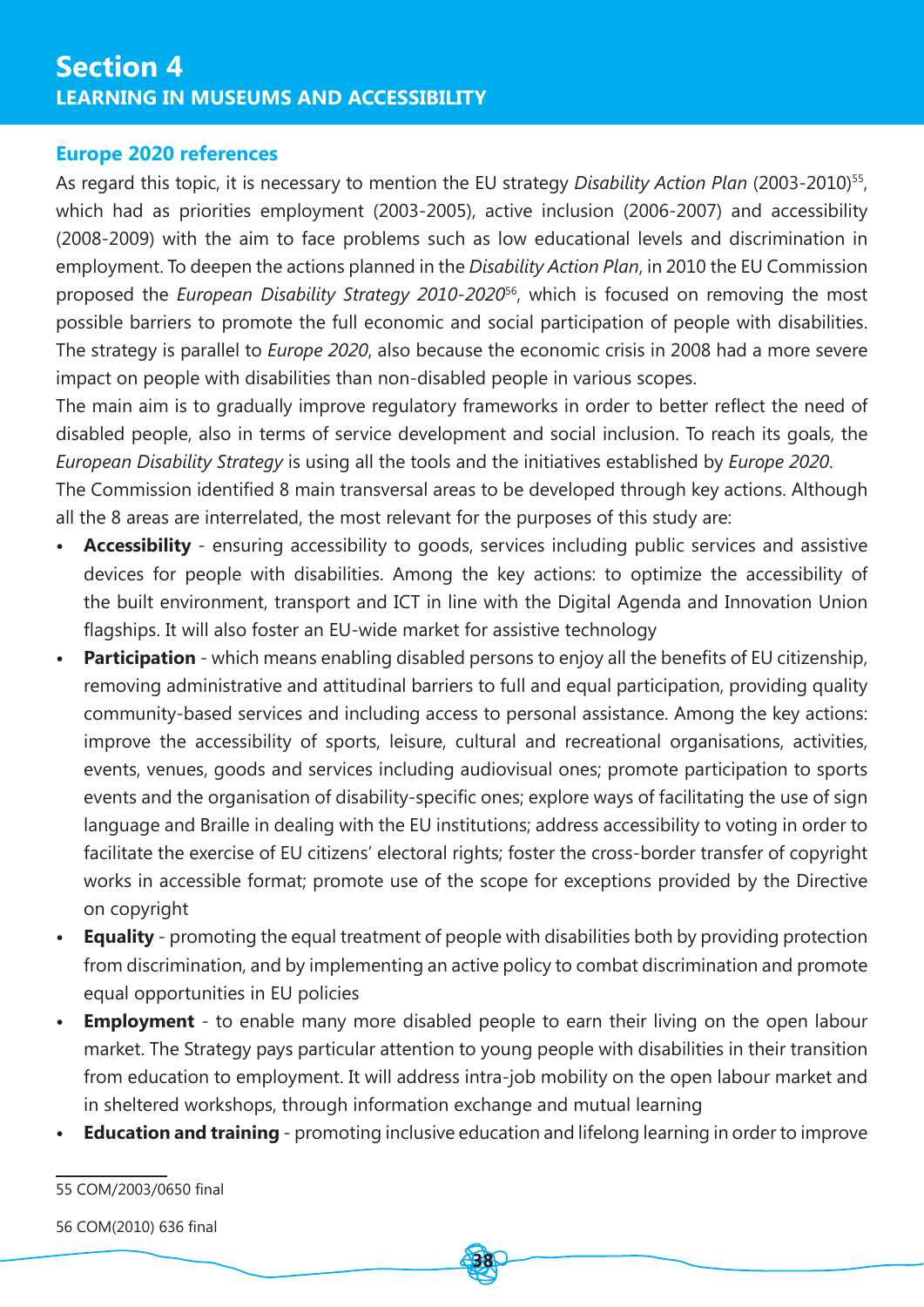# Section 4
## LEARNING IN MUSEUMS AND ACCESSIBILITY

### Europe 2020 references

As regard this topic, it is necessary to mention the EU strategy *Disability Action Plan* (2003-2010)[55], which had as priorities employment (2003-2005), active inclusion (2006-2007) and accessibility (2008-2009) with the aim to face problems such as low educational levels and discrimination in employment. To deepen the actions planned in the *Disability Action Plan*, in 2010 the EU Commission proposed the *European Disability Strategy 2010-2020*[56], which is focused on removing the most possible barriers to promote the full economic and social participation of people with disabilities. The strategy is parallel to *Europe 2020*, also because the economic crisis in 2008 had a more severe impact on people with disabilities than non-disabled people in various scopes.

The main aim is to gradually improve regulatory frameworks in order to better reflect the need of disabled people, also in terms of service development and social inclusion. To reach its goals, the *European Disability Strategy* is using all the tools and the initiatives established by *Europe 2020*.

The Commission identified 8 main transversal areas to be developed through key actions. Although all the 8 areas are interrelated, the most relevant for the purposes of this study are:

- **Accessibility** - ensuring accessibility to goods, services including public services and assistive devices for people with disabilities. Among the key actions: to optimize the accessibility of the built environment, transport and ICT in line with the Digital Agenda and Innovation Union flagships. It will also foster an EU-wide market for assistive technology
- **Participation** - which means enabling disabled persons to enjoy all the benefits of EU citizenship, removing administrative and attitudinal barriers to full and equal participation, providing quality community-based services and including access to personal assistance. Among the key actions: improve the accessibility of sports, leisure, cultural and recreational organisations, activities, events, venues, goods and services including audiovisual ones; promote participation to sports events and the organisation of disability-specific ones; explore ways of facilitating the use of sign language and Braille in dealing with the EU institutions; address accessibility to voting in order to facilitate the exercise of EU citizens' electoral rights; foster the cross-border transfer of copyright works in accessible format; promote use of the scope for exceptions provided by the Directive on copyright
- **Equality** - promoting the equal treatment of people with disabilities both by providing protection from discrimination, and by implementing an active policy to combat discrimination and promote equal opportunities in EU policies
- **Employment** - to enable many more disabled people to earn their living on the open labour market. The Strategy pays particular attention to young people with disabilities in their transition from education to employment. It will address intra-job mobility on the open labour market and in sheltered workshops, through information exchange and mutual learning
- **Education and training** - promoting inclusive education and lifelong learning in order to improve

---

55 COM/2003/0650 final

56 COM(2010) 636 final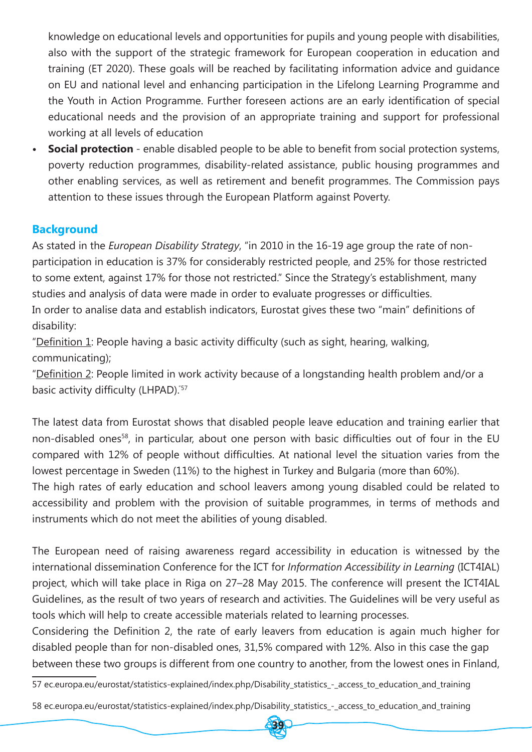knowledge on educational levels and opportunities for pupils and young people with disabilities, also with the support of the strategic framework for European cooperation in education and training (ET 2020). These goals will be reached by facilitating information advice and guidance on EU and national level and enhancing participation in the Lifelong Learning Programme and the Youth in Action Programme. Further foreseen actions are an early identification of special educational needs and the provision of an appropriate training and support for professional working at all levels of education

- **Social protection** - enable disabled people to be able to benefit from social protection systems, poverty reduction programmes, disability-related assistance, public housing programmes and other enabling services, as well as retirement and benefit programmes. The Commission pays attention to these issues through the European Platform against Poverty.

## Background

As stated in the *European Disability Strategy*, "in 2010 in the 16-19 age group the rate of non-participation in education is 37% for considerably restricted people, and 25% for those restricted to some extent, against 17% for those not restricted." Since the Strategy's establishment, many studies and analysis of data were made in order to evaluate progresses or difficulties.

In order to analise data and establish indicators, Eurostat gives these two "main" definitions of disability:

"Definition 1: People having a basic activity difficulty (such as sight, hearing, walking, communicating);

"Definition 2: People limited in work activity because of a longstanding health problem and/or a basic activity difficulty (LHPAD)."[57]

The latest data from Eurostat shows that disabled people leave education and training earlier that non-disabled ones[58], in particular, about one person with basic difficulties out of four in the EU compared with 12% of people without difficulties. At national level the situation varies from the lowest percentage in Sweden (11%) to the highest in Turkey and Bulgaria (more than 60%).

The high rates of early education and school leavers among young disabled could be related to accessibility and problem with the provision of suitable programmes, in terms of methods and instruments which do not meet the abilities of young disabled.

The European need of raising awareness regard accessibility in education is witnessed by the international dissemination Conference for the ICT for *Information Accessibility in Learning* (ICT4IAL) project, which will take place in Riga on 27–28 May 2015. The conference will present the ICT4IAL Guidelines, as the result of two years of research and activities. The Guidelines will be very useful as tools which will help to create accessible materials related to learning processes.

Considering the Definition 2, the rate of early leavers from education is again much higher for disabled people than for non-disabled ones, 31,5% compared with 12%. Also in this case the gap between these two groups is different from one country to another, from the lowest ones in Finland,

57 ec.europa.eu/eurostat/statistics-explained/index.php/Disability_statistics_-_access_to_education_and_training

58 ec.europa.eu/eurostat/statistics-explained/index.php/Disability_statistics_-_access_to_education_and_training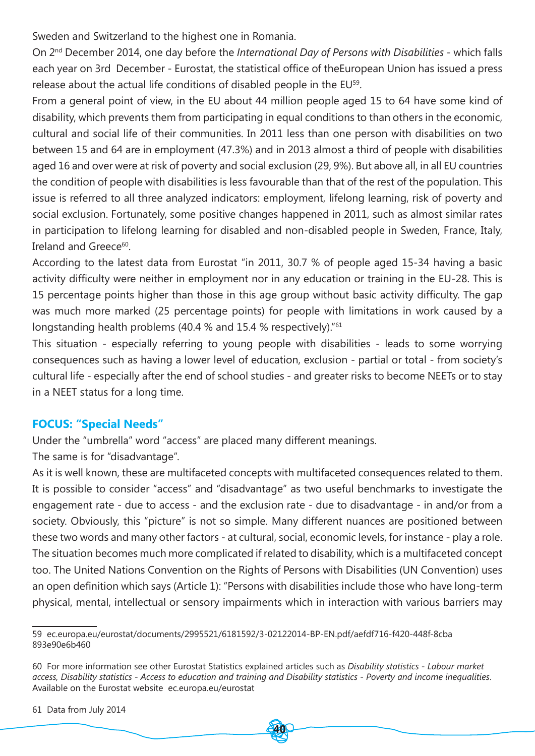Sweden and Switzerland to the highest one in Romania.

On 2nd December 2014, one day before the *International Day of Persons with Disabilities* - which falls each year on 3rd December - Eurostat, the statistical office of theEuropean Union has issued a press release about the actual life conditions of disabled people in the EU[59].

From a general point of view, in the EU about 44 million people aged 15 to 64 have some kind of disability, which prevents them from participating in equal conditions to than others in the economic, cultural and social life of their communities. In 2011 less than one person with disabilities on two between 15 and 64 are in employment (47.3%) and in 2013 almost a third of people with disabilities aged 16 and over were at risk of poverty and social exclusion (29, 9%). But above all, in all EU countries the condition of people with disabilities is less favourable than that of the rest of the population. This issue is referred to all three analyzed indicators: employment, lifelong learning, risk of poverty and social exclusion. Fortunately, some positive changes happened in 2011, such as almost similar rates in participation to lifelong learning for disabled and non-disabled people in Sweden, France, Italy, Ireland and Greece[60].

According to the latest data from Eurostat "in 2011, 30.7 % of people aged 15-34 having a basic activity difficulty were neither in employment nor in any education or training in the EU-28. This is 15 percentage points higher than those in this age group without basic activity difficulty. The gap was much more marked (25 percentage points) for people with limitations in work caused by a longstanding health problems (40.4 % and 15.4 % respectively)."[61]

This situation - especially referring to young people with disabilities - leads to some worrying consequences such as having a lower level of education, exclusion - partial or total - from society's cultural life - especially after the end of school studies - and greater risks to become NEETs or to stay in a NEET status for a long time.

## FOCUS: "Special Needs"

Under the "umbrella" word "access" are placed many different meanings.

The same is for "disadvantage".

As it is well known, these are multifaceted concepts with multifaceted consequences related to them. It is possible to consider "access" and "disadvantage" as two useful benchmarks to investigate the engagement rate - due to access - and the exclusion rate - due to disadvantage - in and/or from a society. Obviously, this "picture" is not so simple. Many different nuances are positioned between these two words and many other factors - at cultural, social, economic levels, for instance - play a role. The situation becomes much more complicated if related to disability, which is a multifaceted concept too. The United Nations Convention on the Rights of Persons with Disabilities (UN Convention) uses an open definition which says (Article 1): "Persons with disabilities include those who have long-term physical, mental, intellectual or sensory impairments which in interaction with various barriers may

---

59 ec.europa.eu/eurostat/documents/2995521/6181592/3-02122014-BP-EN.pdf/aefdf716-f420-448f-8cba893e90e6b460

60 For more information see other Eurostat Statistics explained articles such as *Disability statistics - Labour market access, Disability statistics - Access to education and training and Disability statistics - Poverty and income inequalities*. Available on the Eurostat website ec.europa.eu/eurostat

61 Data from July 2014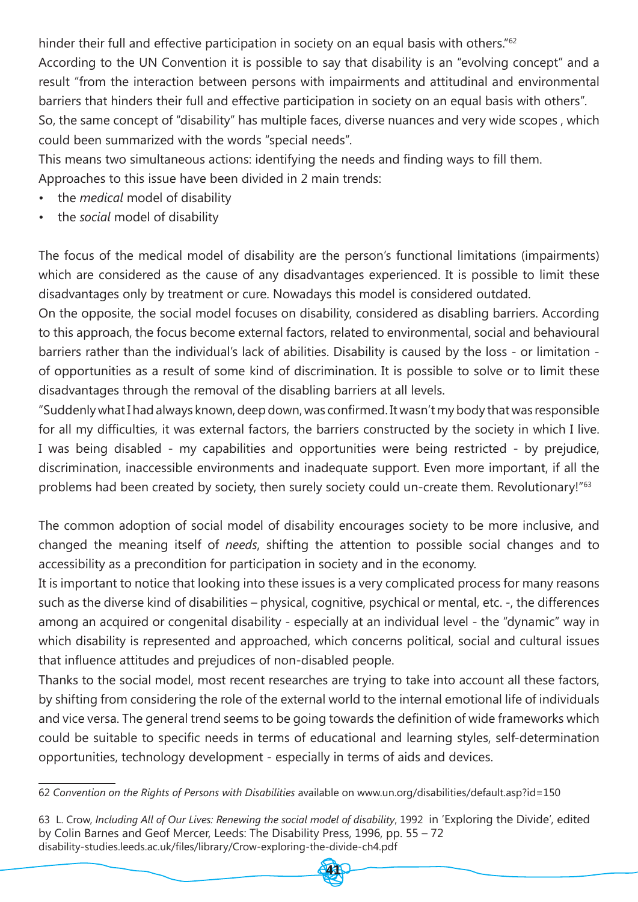hinder their full and effective participation in society on an equal basis with others."[62]

According to the UN Convention it is possible to say that disability is an "evolving concept" and a result "from the interaction between persons with impairments and attitudinal and environmental barriers that hinders their full and effective participation in society on an equal basis with others".

So, the same concept of "disability" has multiple faces, diverse nuances and very wide scopes , which could been summarized with the words "special needs".

This means two simultaneous actions: identifying the needs and finding ways to fill them.

Approaches to this issue have been divided in 2 main trends:

- the *medical* model of disability
- the *social* model of disability

The focus of the medical model of disability are the person's functional limitations (impairments) which are considered as the cause of any disadvantages experienced. It is possible to limit these disadvantages only by treatment or cure. Nowadays this model is considered outdated.

On the opposite, the social model focuses on disability, considered as disabling barriers. According to this approach, the focus become external factors, related to environmental, social and behavioural barriers rather than the individual's lack of abilities. Disability is caused by the loss - or limitation - of opportunities as a result of some kind of discrimination. It is possible to solve or to limit these disadvantages through the removal of the disabling barriers at all levels.

"Suddenly what I had always known, deep down, was confirmed. It wasn't my body that was responsible for all my difficulties, it was external factors, the barriers constructed by the society in which I live. I was being disabled - my capabilities and opportunities were being restricted - by prejudice, discrimination, inaccessible environments and inadequate support. Even more important, if all the problems had been created by society, then surely society could un-create them. Revolutionary!"[63]

The common adoption of social model of disability encourages society to be more inclusive, and changed the meaning itself of *needs*, shifting the attention to possible social changes and to accessibility as a precondition for participation in society and in the economy.

It is important to notice that looking into these issues is a very complicated process for many reasons such as the diverse kind of disabilities – physical, cognitive, psychical or mental, etc. -, the differences among an acquired or congenital disability - especially at an individual level - the "dynamic" way in which disability is represented and approached, which concerns political, social and cultural issues that influence attitudes and prejudices of non-disabled people.

Thanks to the social model, most recent researches are trying to take into account all these factors, by shifting from considering the role of the external world to the internal emotional life of individuals and vice versa. The general trend seems to be going towards the definition of wide frameworks which could be suitable to specific needs in terms of educational and learning styles, self-determination opportunities, technology development - especially in terms of aids and devices.

---

62 *Convention on the Rights of Persons with Disabilities* available on www.un.org/disabilities/default.asp?id=150

63 L. Crow, *Including All of Our Lives: Renewing the social model of disability*, 1992 in 'Exploring the Divide', edited by Colin Barnes and Geof Mercer, Leeds: The Disability Press, 1996, pp. 55 – 72 disability-studies.leeds.ac.uk/files/library/Crow-exploring-the-divide-ch4.pdf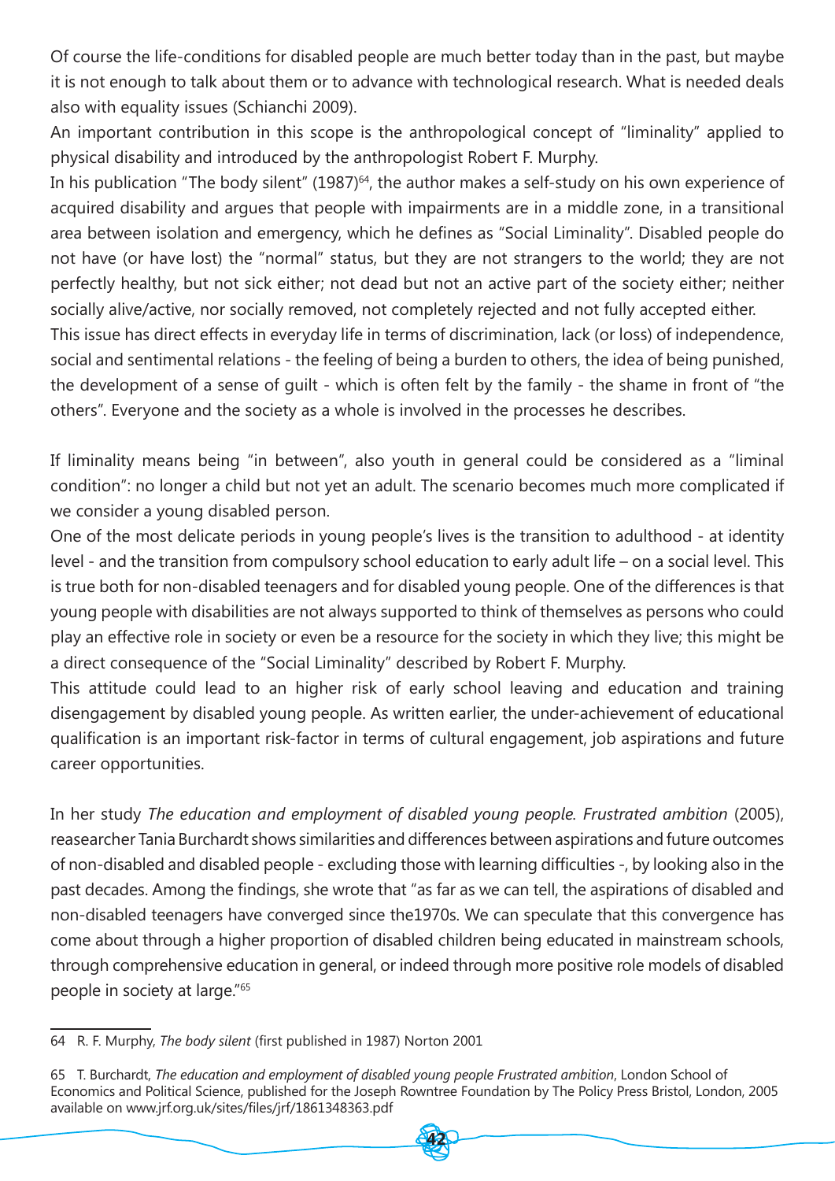Of course the life-conditions for disabled people are much better today than in the past, but maybe it is not enough to talk about them or to advance with technological research. What is needed deals also with equality issues (Schianchi 2009).

An important contribution in this scope is the anthropological concept of "liminality" applied to physical disability and introduced by the anthropologist Robert F. Murphy.

In his publication "The body silent" (1987)[64], the author makes a self-study on his own experience of acquired disability and argues that people with impairments are in a middle zone, in a transitional area between isolation and emergency, which he defines as "Social Liminality". Disabled people do not have (or have lost) the "normal" status, but they are not strangers to the world; they are not perfectly healthy, but not sick either; not dead but not an active part of the society either; neither socially alive/active, nor socially removed, not completely rejected and not fully accepted either.

This issue has direct effects in everyday life in terms of discrimination, lack (or loss) of independence, social and sentimental relations - the feeling of being a burden to others, the idea of being punished, the development of a sense of guilt - which is often felt by the family - the shame in front of "the others". Everyone and the society as a whole is involved in the processes he describes.

If liminality means being "in between", also youth in general could be considered as a "liminal condition": no longer a child but not yet an adult. The scenario becomes much more complicated if we consider a young disabled person.

One of the most delicate periods in young people's lives is the transition to adulthood - at identity level - and the transition from compulsory school education to early adult life – on a social level. This is true both for non-disabled teenagers and for disabled young people. One of the differences is that young people with disabilities are not always supported to think of themselves as persons who could play an effective role in society or even be a resource for the society in which they live; this might be a direct consequence of the "Social Liminality" described by Robert F. Murphy.

This attitude could lead to an higher risk of early school leaving and education and training disengagement by disabled young people. As written earlier, the under-achievement of educational qualification is an important risk-factor in terms of cultural engagement, job aspirations and future career opportunities.

In her study *The education and employment of disabled young people. Frustrated ambition* (2005), reasearcher Tania Burchardt shows similarities and differences between aspirations and future outcomes of non-disabled and disabled people - excluding those with learning difficulties -, by looking also in the past decades. Among the findings, she wrote that "as far as we can tell, the aspirations of disabled and non-disabled teenagers have converged since the1970s. We can speculate that this convergence has come about through a higher proportion of disabled children being educated in mainstream schools, through comprehensive education in general, or indeed through more positive role models of disabled people in society at large."[65]

---

64 R. F. Murphy, *The body silent* (first published in 1987) Norton 2001

65 T. Burchardt, *The education and employment of disabled young people Frustrated ambition*, London School of Economics and Political Science, published for the Joseph Rowntree Foundation by The Policy Press Bristol, London, 2005 available on www.jrf.org.uk/sites/files/jrf/1861348363.pdf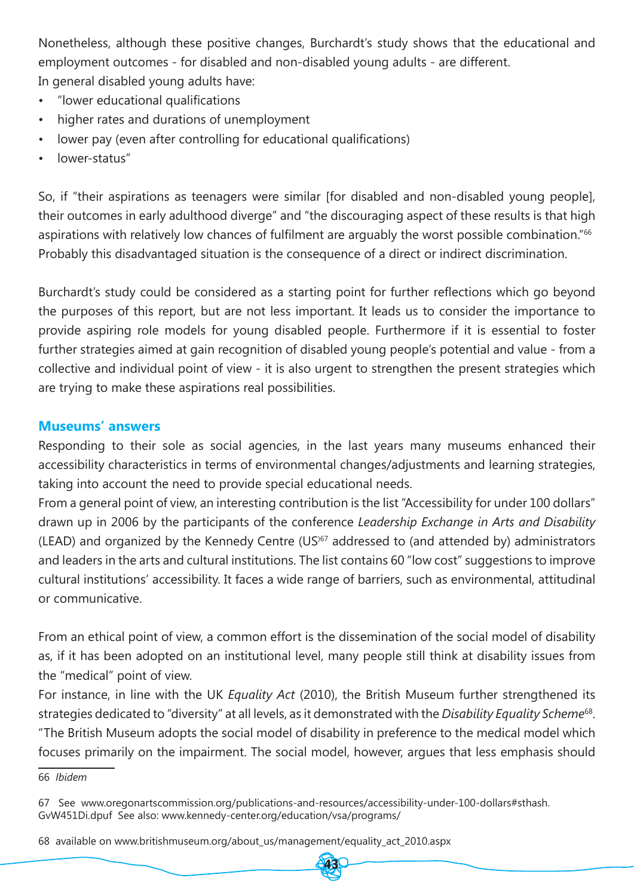Nonetheless, although these positive changes, Burchardt's study shows that the educational and employment outcomes - for disabled and non-disabled young adults - are different.
In general disabled young adults have:

- "lower educational qualifications
- higher rates and durations of unemployment
- lower pay (even after controlling for educational qualifications)
- lower-status"

So, if "their aspirations as teenagers were similar [for disabled and non-disabled young people], their outcomes in early adulthood diverge" and "the discouraging aspect of these results is that high aspirations with relatively low chances of fulfilment are arguably the worst possible combination."[66] Probably this disadvantaged situation is the consequence of a direct or indirect discrimination.

Burchardt's study could be considered as a starting point for further reflections which go beyond the purposes of this report, but are not less important. It leads us to consider the importance to provide aspiring role models for young disabled people. Furthermore if it is essential to foster further strategies aimed at gain recognition of disabled young people's potential and value - from a collective and individual point of view - it is also urgent to strengthen the present strategies which are trying to make these aspirations real possibilities.

## Museums' answers

Responding to their sole as social agencies, in the last years many museums enhanced their accessibility characteristics in terms of environmental changes/adjustments and learning strategies, taking into account the need to provide special educational needs.
From a general point of view, an interesting contribution is the list "Accessibility for under 100 dollars" drawn up in 2006 by the participants of the conference *Leadership Exchange in Arts and Disability* (LEAD) and organized by the Kennedy Centre (US)[67] addressed to (and attended by) administrators and leaders in the arts and cultural institutions. The list contains 60 "low cost" suggestions to improve cultural institutions' accessibility. It faces a wide range of barriers, such as environmental, attitudinal or communicative.

From an ethical point of view, a common effort is the dissemination of the social model of disability as, if it has been adopted on an institutional level, many people still think at disability issues from the "medical" point of view.
For instance, in line with the UK *Equality Act* (2010), the British Museum further strengthened its strategies dedicated to "diversity" at all levels, as it demonstrated with the *Disability Equality Scheme*[68]. "The British Museum adopts the social model of disability in preference to the medical model which focuses primarily on the impairment. The social model, however, argues that less emphasis should

---

66 *Ibidem*

67 See www.oregonartscommission.org/publications-and-resources/accessibility-under-100-dollars#sthash.GvW451Di.dpuf See also: www.kennedy-center.org/education/vsa/programs/

68 available on www.britishmuseum.org/about_us/management/equality_act_2010.aspx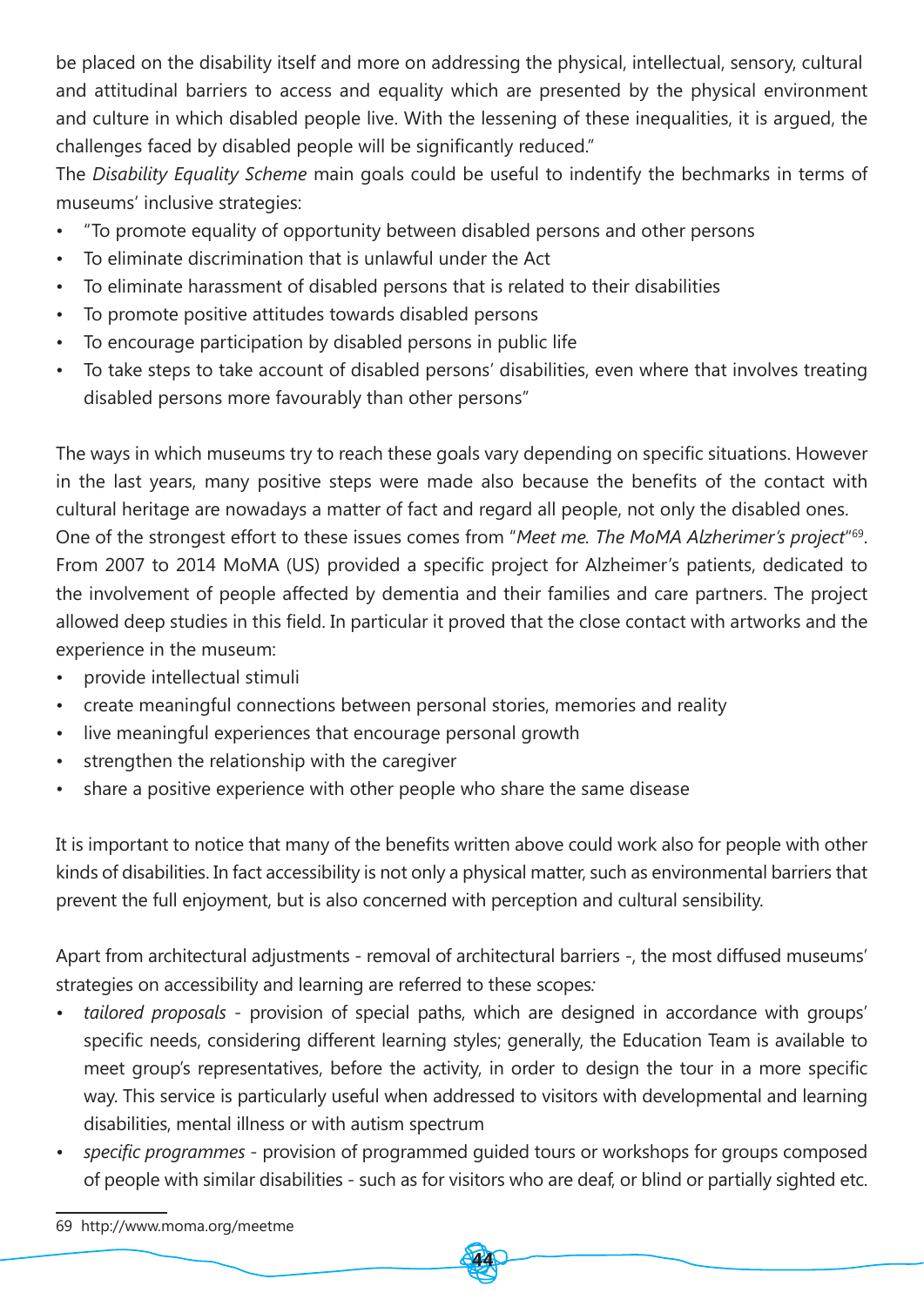be placed on the disability itself and more on addressing the physical, intellectual, sensory, cultural and attitudinal barriers to access and equality which are presented by the physical environment and culture in which disabled people live. With the lessening of these inequalities, it is argued, the challenges faced by disabled people will be significantly reduced."

The *Disability Equality Scheme* main goals could be useful to indentify the bechmarks in terms of museums' inclusive strategies:

- "To promote equality of opportunity between disabled persons and other persons
- To eliminate discrimination that is unlawful under the Act
- To eliminate harassment of disabled persons that is related to their disabilities
- To promote positive attitudes towards disabled persons
- To encourage participation by disabled persons in public life
- To take steps to take account of disabled persons' disabilities, even where that involves treating disabled persons more favourably than other persons"

The ways in which museums try to reach these goals vary depending on specific situations. However in the last years, many positive steps were made also because the benefits of the contact with cultural heritage are nowadays a matter of fact and regard all people, not only the disabled ones.

One of the strongest effort to these issues comes from "*Meet me. The MoMA Alzherimer's project*"[69]. From 2007 to 2014 MoMA (US) provided a specific project for Alzheimer's patients, dedicated to the involvement of people affected by dementia and their families and care partners. The project allowed deep studies in this field. In particular it proved that the close contact with artworks and the experience in the museum:

- provide intellectual stimuli
- create meaningful connections between personal stories, memories and reality
- live meaningful experiences that encourage personal growth
- strengthen the relationship with the caregiver
- share a positive experience with other people who share the same disease

It is important to notice that many of the benefits written above could work also for people with other kinds of disabilities. In fact accessibility is not only a physical matter, such as environmental barriers that prevent the full enjoyment, but is also concerned with perception and cultural sensibility.

Apart from architectural adjustments - removal of architectural barriers -, the most diffused museums' strategies on accessibility and learning are referred to these scopes:

- *tailored proposals* - provision of special paths, which are designed in accordance with groups' specific needs, considering different learning styles; generally, the Education Team is available to meet group's representatives, before the activity, in order to design the tour in a more specific way. This service is particularly useful when addressed to visitors with developmental and learning disabilities, mental illness or with autism spectrum
- *specific programmes* - provision of programmed guided tours or workshops for groups composed of people with similar disabilities - such as for visitors who are deaf, or blind or partially sighted etc.

69 http://www.moma.org/meetme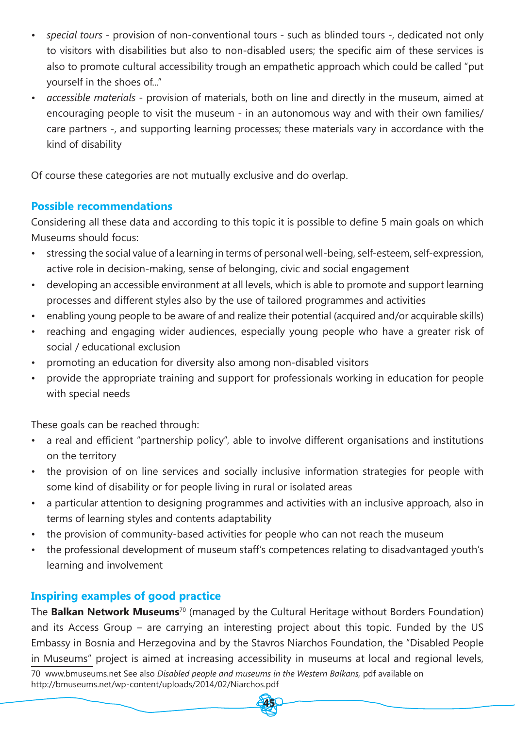- *special tours* - provision of non-conventional tours - such as blinded tours -, dedicated not only to visitors with disabilities but also to non-disabled users; the specific aim of these services is also to promote cultural accessibility trough an empathetic approach which could be called "put yourself in the shoes of..."
- *accessible materials* - provision of materials, both on line and directly in the museum, aimed at encouraging people to visit the museum - in an autonomous way and with their own families/ care partners -, and supporting learning processes; these materials vary in accordance with the kind of disability

Of course these categories are not mutually exclusive and do overlap.

## Possible recommendations

Considering all these data and according to this topic it is possible to define 5 main goals on which Museums should focus:

- stressing the social value of a learning in terms of personal well-being, self-esteem, self-expression, active role in decision-making, sense of belonging, civic and social engagement
- developing an accessible environment at all levels, which is able to promote and support learning processes and different styles also by the use of tailored programmes and activities
- enabling young people to be aware of and realize their potential (acquired and/or acquirable skills)
- reaching and engaging wider audiences, especially young people who have a greater risk of social / educational exclusion
- promoting an education for diversity also among non-disabled visitors
- provide the appropriate training and support for professionals working in education for people with special needs

These goals can be reached through:

- a real and efficient "partnership policy", able to involve different organisations and institutions on the territory
- the provision of on line services and socially inclusive information strategies for people with some kind of disability or for people living in rural or isolated areas
- a particular attention to designing programmes and activities with an inclusive approach, also in terms of learning styles and contents adaptability
- the provision of community-based activities for people who can not reach the museum
- the professional development of museum staff's competences relating to disadvantaged youth's learning and involvement

## Inspiring examples of good practice

The **Balkan Network Museums**[70] (managed by the Cultural Heritage without Borders Foundation) and its Access Group – are carrying an interesting project about this topic. Funded by the US Embassy in Bosnia and Herzegovina and by the Stavros Niarchos Foundation, the "Disabled People in Museums" project is aimed at increasing accessibility in museums at local and regional levels,

70 www.bmuseums.net See also *Disabled people and museums in the Western Balkans,* pdf available on http://bmuseums.net/wp-content/uploads/2014/02/Niarchos.pdf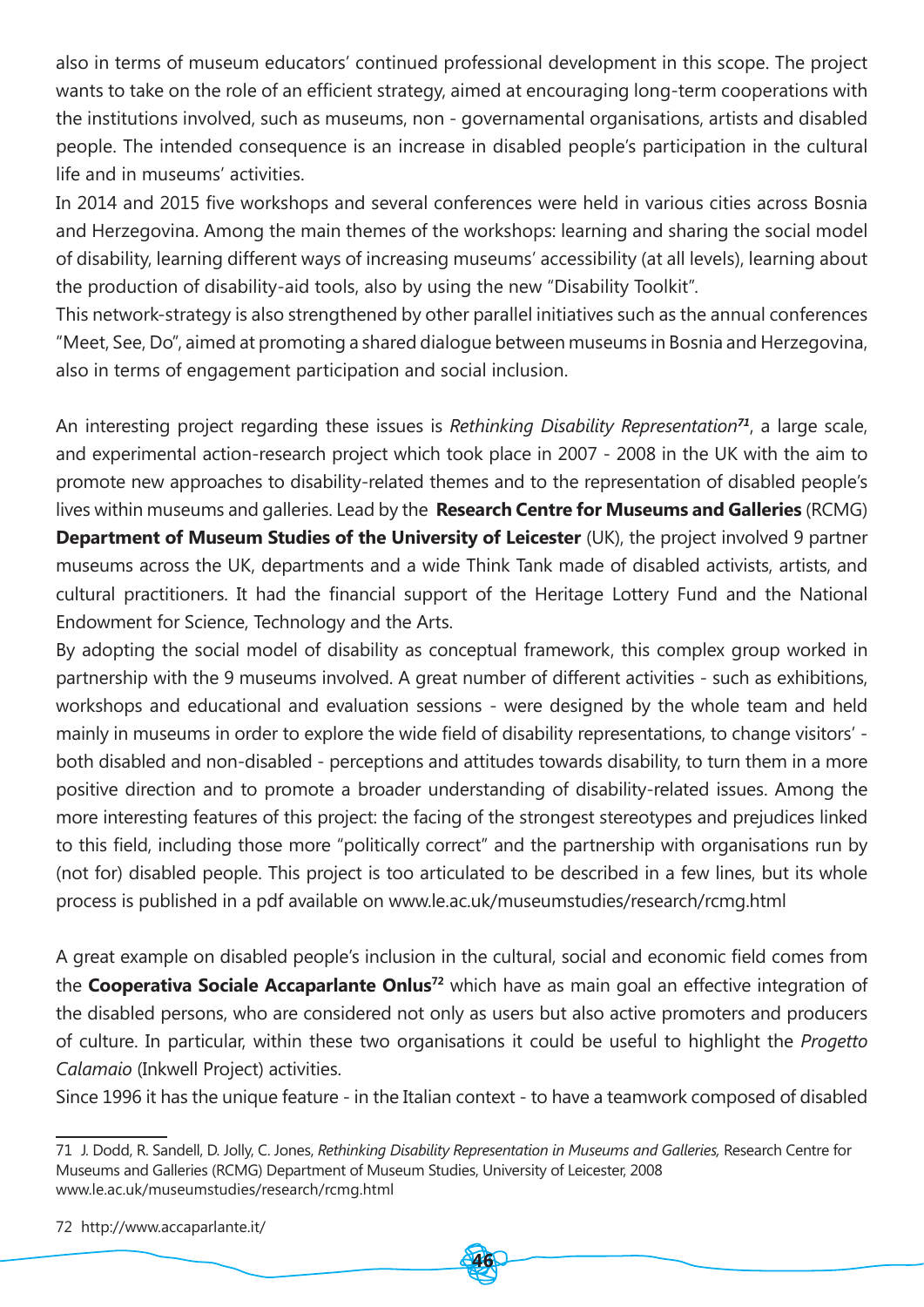also in terms of museum educators' continued professional development in this scope. The project wants to take on the role of an efficient strategy, aimed at encouraging long-term cooperations with the institutions involved, such as museums, non - governamental organisations, artists and disabled people. The intended consequence is an increase in disabled people's participation in the cultural life and in museums' activities.

In 2014 and 2015 five workshops and several conferences were held in various cities across Bosnia and Herzegovina. Among the main themes of the workshops: learning and sharing the social model of disability, learning different ways of increasing museums' accessibility (at all levels), learning about the production of disability-aid tools, also by using the new "Disability Toolkit".

This network-strategy is also strengthened by other parallel initiatives such as the annual conferences "Meet, See, Do", aimed at promoting a shared dialogue between museums in Bosnia and Herzegovina, also in terms of engagement participation and social inclusion.

An interesting project regarding these issues is *Rethinking Disability Representation*[71], a large scale, and experimental action-research project which took place in 2007 - 2008 in the UK with the aim to promote new approaches to disability-related themes and to the representation of disabled people's lives within museums and galleries. Lead by the **Research Centre for Museums and Galleries** (RCMG) **Department of Museum Studies of the University of Leicester** (UK), the project involved 9 partner museums across the UK, departments and a wide Think Tank made of disabled activists, artists, and cultural practitioners. It had the financial support of the Heritage Lottery Fund and the National Endowment for Science, Technology and the Arts.

By adopting the social model of disability as conceptual framework, this complex group worked in partnership with the 9 museums involved. A great number of different activities - such as exhibitions, workshops and educational and evaluation sessions - were designed by the whole team and held mainly in museums in order to explore the wide field of disability representations, to change visitors' - both disabled and non-disabled - perceptions and attitudes towards disability, to turn them in a more positive direction and to promote a broader understanding of disability-related issues. Among the more interesting features of this project: the facing of the strongest stereotypes and prejudices linked to this field, including those more "politically correct" and the partnership with organisations run by (not for) disabled people. This project is too articulated to be described in a few lines, but its whole process is published in a pdf available on www.le.ac.uk/museumstudies/research/rcmg.html

A great example on disabled people's inclusion in the cultural, social and economic field comes from the **Cooperativa Sociale Accaparlante Onlus**[72] which have as main goal an effective integration of the disabled persons, who are considered not only as users but also active promoters and producers of culture. In particular, within these two organisations it could be useful to highlight the *Progetto Calamaio* (Inkwell Project) activities.

Since 1996 it has the unique feature - in the Italian context - to have a teamwork composed of disabled

---

71 J. Dodd, R. Sandell, D. Jolly, C. Jones, *Rethinking Disability Representation in Museums and Galleries,* Research Centre for Museums and Galleries (RCMG) Department of Museum Studies, University of Leicester, 2008 www.le.ac.uk/museumstudies/research/rcmg.html

72 http://www.accaparlante.it/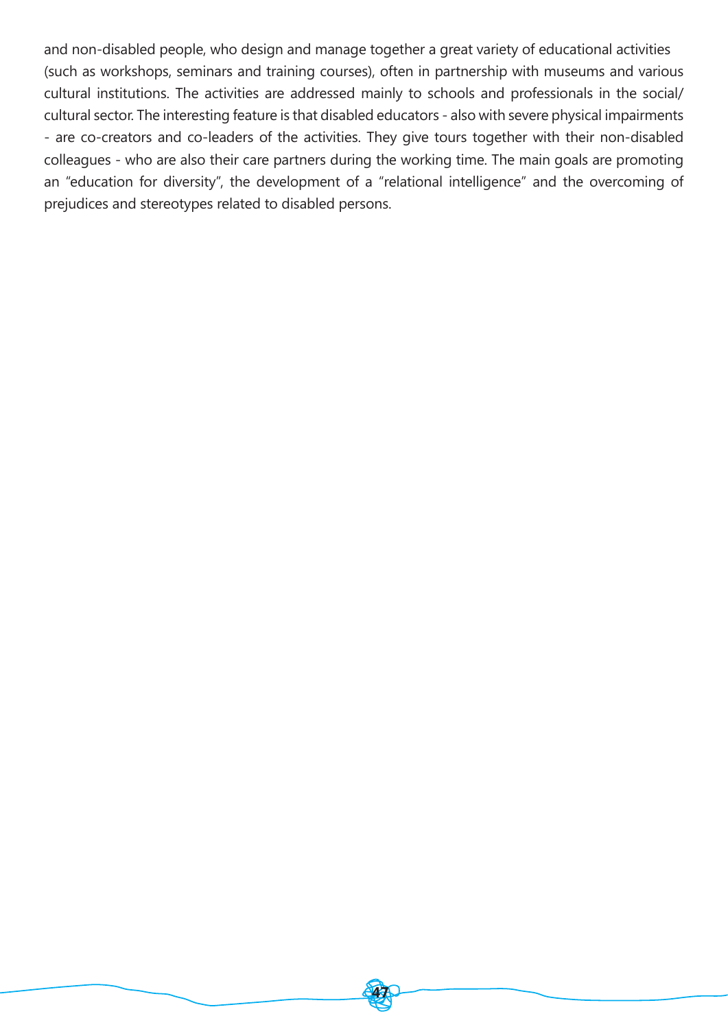and non-disabled people, who design and manage together a great variety of educational activities (such as workshops, seminars and training courses), often in partnership with museums and various cultural institutions. The activities are addressed mainly to schools and professionals in the social/cultural sector. The interesting feature is that disabled educators - also with severe physical impairments - are co-creators and co-leaders of the activities. They give tours together with their non-disabled colleagues - who are also their care partners during the working time. The main goals are promoting an "education for diversity", the development of a "relational intelligence" and the overcoming of prejudices and stereotypes related to disabled persons.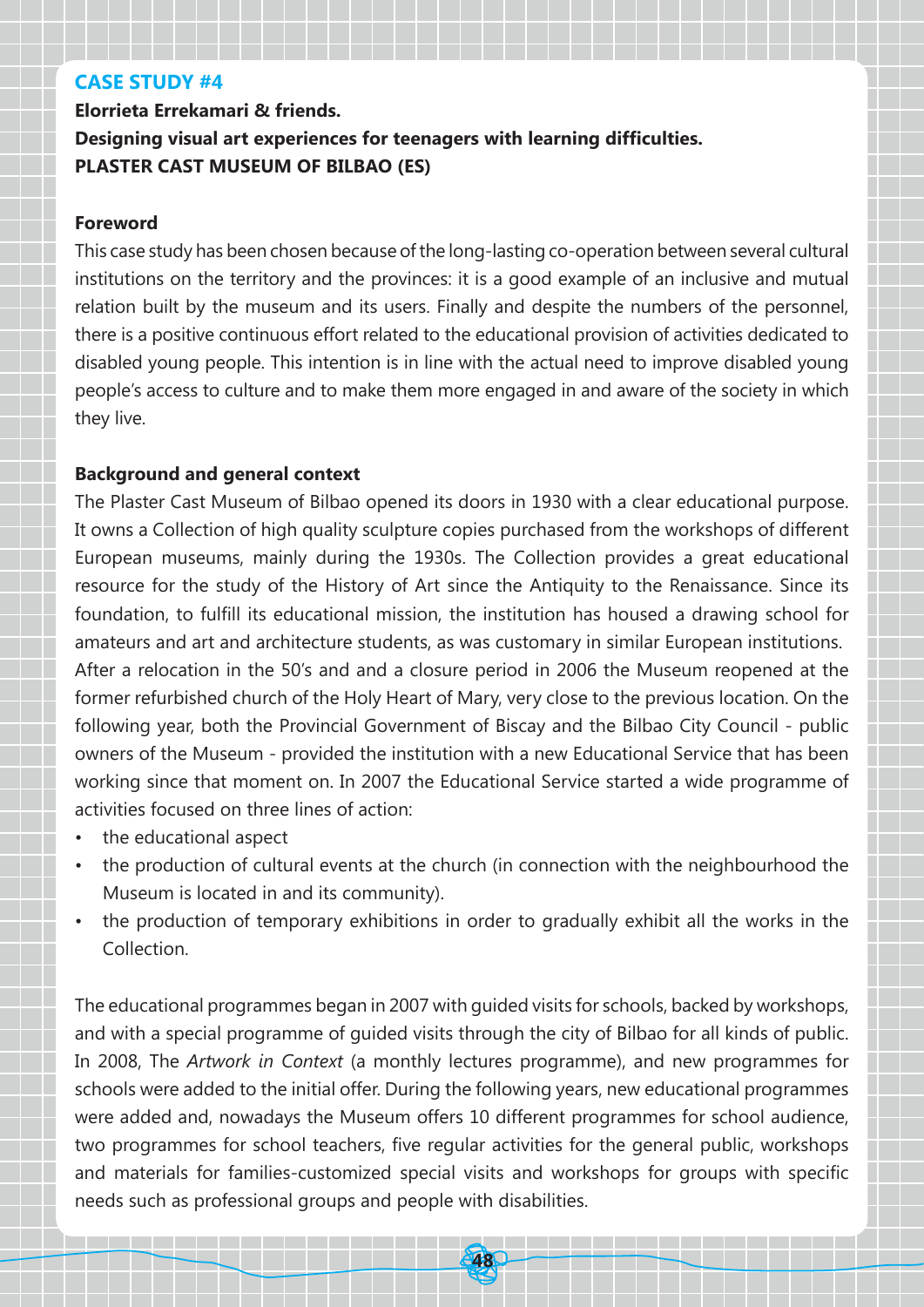## CASE STUDY #4

**Elorrieta Errekamari & friends.**
**Designing visual art experiences for teenagers with learning difficulties.**
**PLASTER CAST MUSEUM OF BILBAO (ES)**

### Foreword

This case study has been chosen because of the long-lasting co-operation between several cultural institutions on the territory and the provinces: it is a good example of an inclusive and mutual relation built by the museum and its users. Finally and despite the numbers of the personnel, there is a positive continuous effort related to the educational provision of activities dedicated to disabled young people. This intention is in line with the actual need to improve disabled young people's access to culture and to make them more engaged in and aware of the society in which they live.

### Background and general context

The Plaster Cast Museum of Bilbao opened its doors in 1930 with a clear educational purpose. It owns a Collection of high quality sculpture copies purchased from the workshops of different European museums, mainly during the 1930s. The Collection provides a great educational resource for the study of the History of Art since the Antiquity to the Renaissance. Since its foundation, to fulfill its educational mission, the institution has housed a drawing school for amateurs and art and architecture students, as was customary in similar European institutions.
After a relocation in the 50's and and a closure period in 2006 the Museum reopened at the former refurbished church of the Holy Heart of Mary, very close to the previous location. On the following year, both the Provincial Government of Biscay and the Bilbao City Council - public owners of the Museum - provided the institution with a new Educational Service that has been working since that moment on. In 2007 the Educational Service started a wide programme of activities focused on three lines of action:

- the educational aspect
- the production of cultural events at the church (in connection with the neighbourhood the Museum is located in and its community).
- the production of temporary exhibitions in order to gradually exhibit all the works in the Collection.

The educational programmes began in 2007 with guided visits for schools, backed by workshops, and with a special programme of guided visits through the city of Bilbao for all kinds of public. In 2008, The *Artwork in Context* (a monthly lectures programme), and new programmes for schools were added to the initial offer. During the following years, new educational programmes were added and, nowadays the Museum offers 10 different programmes for school audience, two programmes for school teachers, five regular activities for the general public, workshops and materials for families-customized special visits and workshops for groups with specific needs such as professional groups and people with disabilities.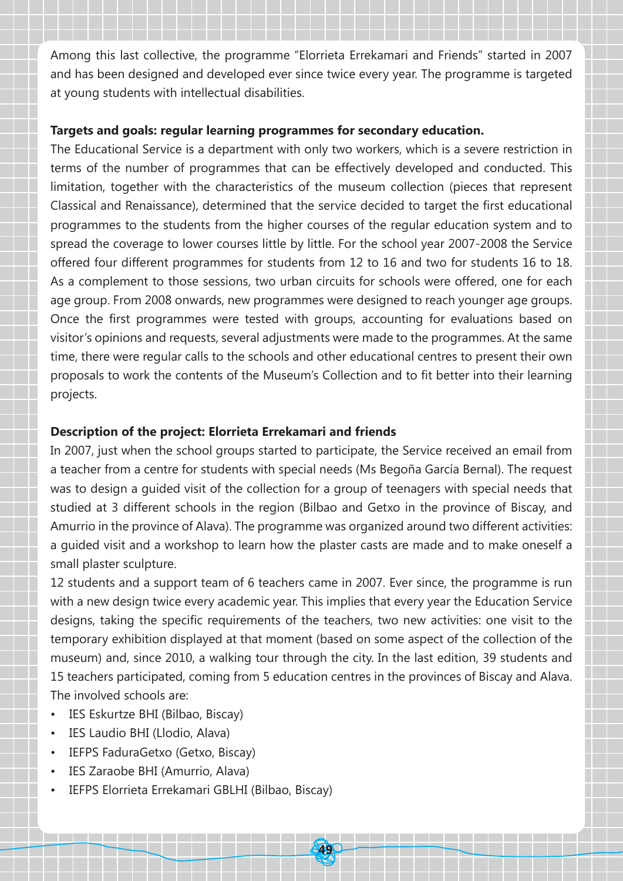Among this last collective, the programme "Elorrieta Errekamari and Friends" started in 2007 and has been designed and developed ever since twice every year. The programme is targeted at young students with intellectual disabilities.

**Targets and goals: regular learning programmes for secondary education.**

The Educational Service is a department with only two workers, which is a severe restriction in terms of the number of programmes that can be effectively developed and conducted. This limitation, together with the characteristics of the museum collection (pieces that represent Classical and Renaissance), determined that the service decided to target the first educational programmes to the students from the higher courses of the regular education system and to spread the coverage to lower courses little by little. For the school year 2007-2008 the Service offered four different programmes for students from 12 to 16 and two for students 16 to 18. As a complement to those sessions, two urban circuits for schools were offered, one for each age group. From 2008 onwards, new programmes were designed to reach younger age groups. Once the first programmes were tested with groups, accounting for evaluations based on visitor's opinions and requests, several adjustments were made to the programmes. At the same time, there were regular calls to the schools and other educational centres to present their own proposals to work the contents of the Museum's Collection and to fit better into their learning projects.

**Description of the project: Elorrieta Errekamari and friends**

In 2007, just when the school groups started to participate, the Service received an email from a teacher from a centre for students with special needs (Ms Begoña García Bernal). The request was to design a guided visit of the collection for a group of teenagers with special needs that studied at 3 different schools in the region (Bilbao and Getxo in the province of Biscay, and Amurrio in the province of Alava). The programme was organized around two different activities: a guided visit and a workshop to learn how the plaster casts are made and to make oneself a small plaster sculpture.

12 students and a support team of 6 teachers came in 2007. Ever since, the programme is run with a new design twice every academic year. This implies that every year the Education Service designs, taking the specific requirements of the teachers, two new activities: one visit to the temporary exhibition displayed at that moment (based on some aspect of the collection of the museum) and, since 2010, a walking tour through the city. In the last edition, 39 students and 15 teachers participated, coming from 5 education centres in the provinces of Biscay and Alava. The involved schools are:

- IES Eskurtze BHI (Bilbao, Biscay)
- IES Laudio BHI (Llodio, Alava)
- IEFPS FaduraGetxo (Getxo, Biscay)
- IES Zaraobe BHI (Amurrio, Alava)
- IEFPS Elorrieta Errekamari GBLHI (Bilbao, Biscay)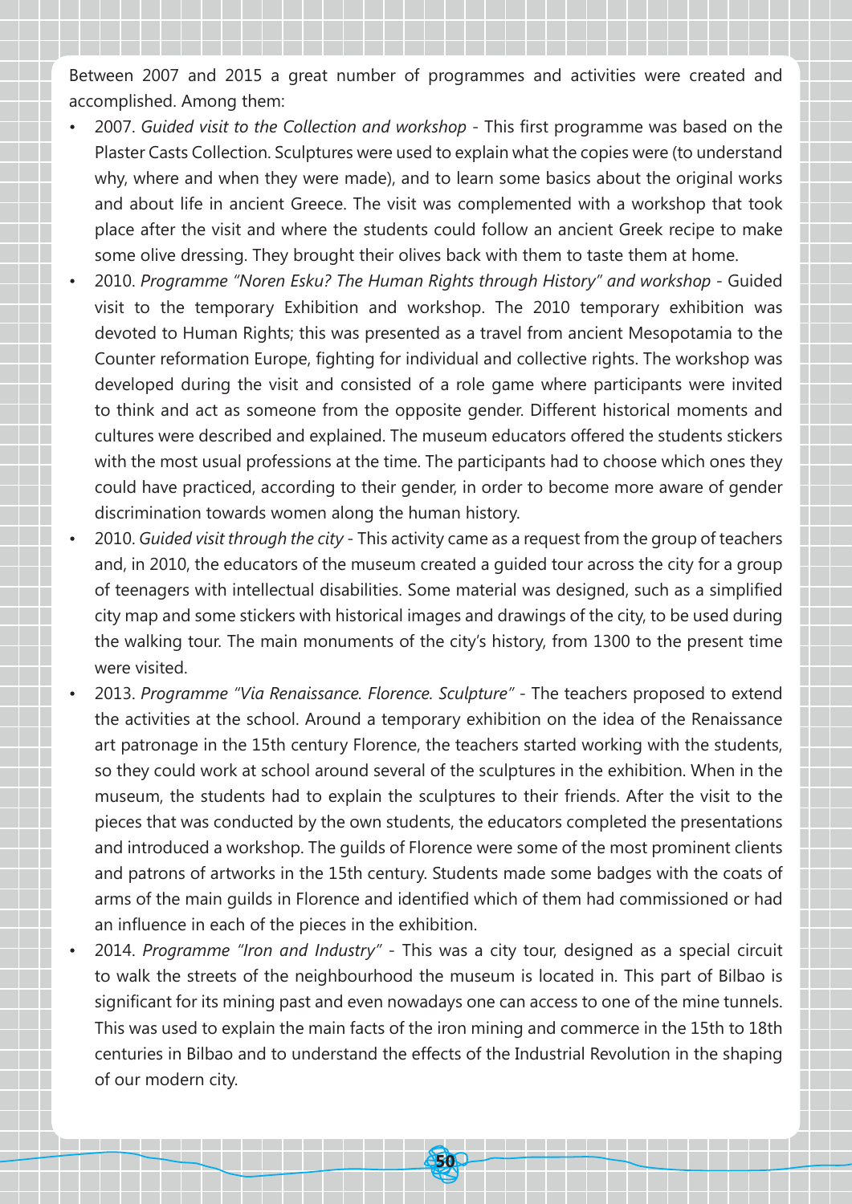Between 2007 and 2015 a great number of programmes and activities were created and accomplished. Among them:

- 2007. *Guided visit to the Collection and workshop* - This first programme was based on the Plaster Casts Collection. Sculptures were used to explain what the copies were (to understand why, where and when they were made), and to learn some basics about the original works and about life in ancient Greece. The visit was complemented with a workshop that took place after the visit and where the students could follow an ancient Greek recipe to make some olive dressing. They brought their olives back with them to taste them at home.
- 2010. *Programme "Noren Esku? The Human Rights through History" and workshop* - Guided visit to the temporary Exhibition and workshop. The 2010 temporary exhibition was devoted to Human Rights; this was presented as a travel from ancient Mesopotamia to the Counter reformation Europe, fighting for individual and collective rights. The workshop was developed during the visit and consisted of a role game where participants were invited to think and act as someone from the opposite gender. Different historical moments and cultures were described and explained. The museum educators offered the students stickers with the most usual professions at the time. The participants had to choose which ones they could have practiced, according to their gender, in order to become more aware of gender discrimination towards women along the human history.
- 2010. *Guided visit through the city* - This activity came as a request from the group of teachers and, in 2010, the educators of the museum created a guided tour across the city for a group of teenagers with intellectual disabilities. Some material was designed, such as a simplified city map and some stickers with historical images and drawings of the city, to be used during the walking tour. The main monuments of the city's history, from 1300 to the present time were visited.
- 2013. *Programme "Via Renaissance. Florence. Sculpture"* - The teachers proposed to extend the activities at the school. Around a temporary exhibition on the idea of the Renaissance art patronage in the 15th century Florence, the teachers started working with the students, so they could work at school around several of the sculptures in the exhibition. When in the museum, the students had to explain the sculptures to their friends. After the visit to the pieces that was conducted by the own students, the educators completed the presentations and introduced a workshop. The guilds of Florence were some of the most prominent clients and patrons of artworks in the 15th century. Students made some badges with the coats of arms of the main guilds in Florence and identified which of them had commissioned or had an influence in each of the pieces in the exhibition.
- 2014. *Programme "Iron and Industry"* - This was a city tour, designed as a special circuit to walk the streets of the neighbourhood the museum is located in. This part of Bilbao is significant for its mining past and even nowadays one can access to one of the mine tunnels. This was used to explain the main facts of the iron mining and commerce in the 15th to 18th centuries in Bilbao and to understand the effects of the Industrial Revolution in the shaping of our modern city.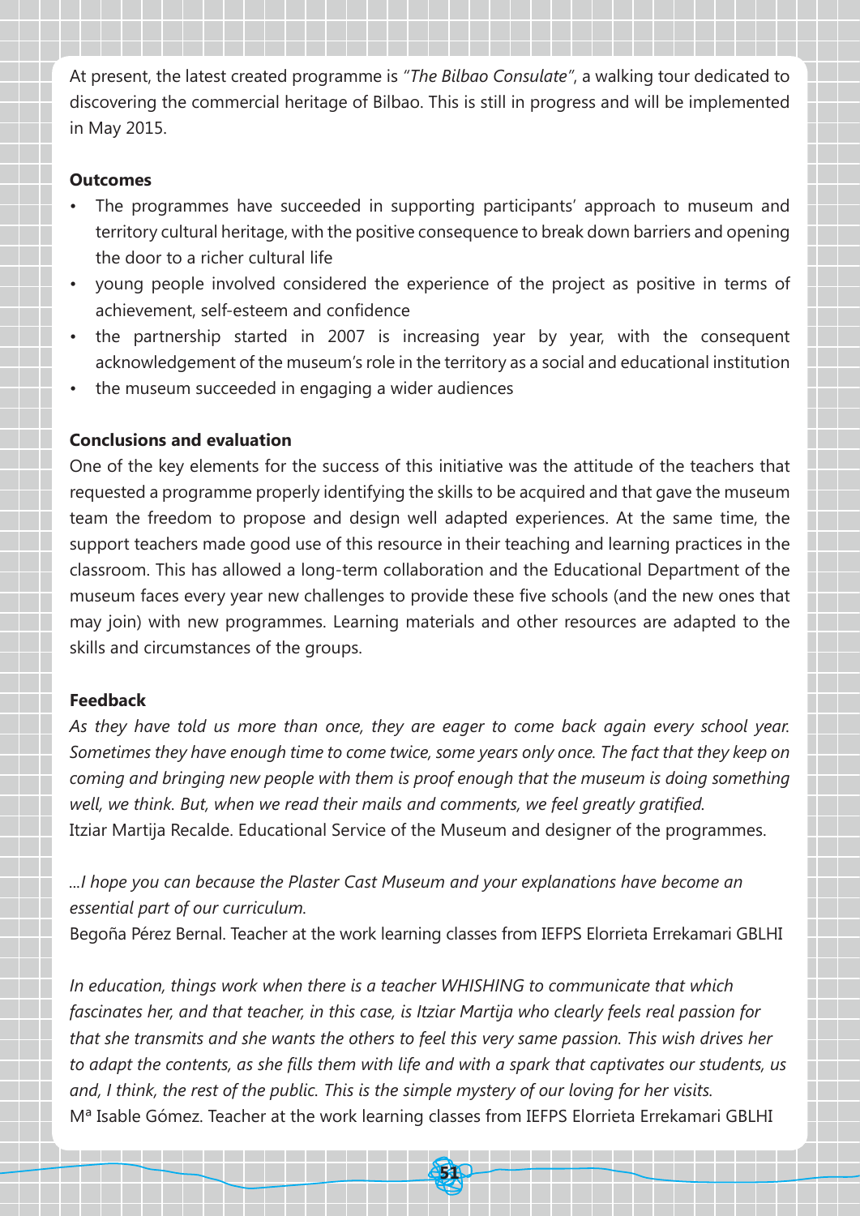At present, the latest created programme is *"The Bilbao Consulate"*, a walking tour dedicated to discovering the commercial heritage of Bilbao. This is still in progress and will be implemented in May 2015.

**Outcomes**

- The programmes have succeeded in supporting participants' approach to museum and territory cultural heritage, with the positive consequence to break down barriers and opening the door to a richer cultural life
- young people involved considered the experience of the project as positive in terms of achievement, self-esteem and confidence
- the partnership started in 2007 is increasing year by year, with the consequent acknowledgement of the museum's role in the territory as a social and educational institution
- the museum succeeded in engaging a wider audiences

**Conclusions and evaluation**

One of the key elements for the success of this initiative was the attitude of the teachers that requested a programme properly identifying the skills to be acquired and that gave the museum team the freedom to propose and design well adapted experiences. At the same time, the support teachers made good use of this resource in their teaching and learning practices in the classroom. This has allowed a long-term collaboration and the Educational Department of the museum faces every year new challenges to provide these five schools (and the new ones that may join) with new programmes. Learning materials and other resources are adapted to the skills and circumstances of the groups.

**Feedback**

*As they have told us more than once, they are eager to come back again every school year. Sometimes they have enough time to come twice, some years only once. The fact that they keep on coming and bringing new people with them is proof enough that the museum is doing something well, we think. But, when we read their mails and comments, we feel greatly gratified.*
Itziar Martija Recalde. Educational Service of the Museum and designer of the programmes.

*...I hope you can because the Plaster Cast Museum and your explanations have become an essential part of our curriculum.*
Begoña Pérez Bernal. Teacher at the work learning classes from IEFPS Elorrieta Errekamari GBLHI

*In education, things work when there is a teacher WHISHING to communicate that which fascinates her, and that teacher, in this case, is Itziar Martija who clearly feels real passion for that she transmits and she wants the others to feel this very same passion. This wish drives her to adapt the contents, as she fills them with life and with a spark that captivates our students, us and, I think, the rest of the public. This is the simple mystery of our loving for her visits.*
Mª Isable Gómez. Teacher at the work learning classes from IEFPS Elorrieta Errekamari GBLHI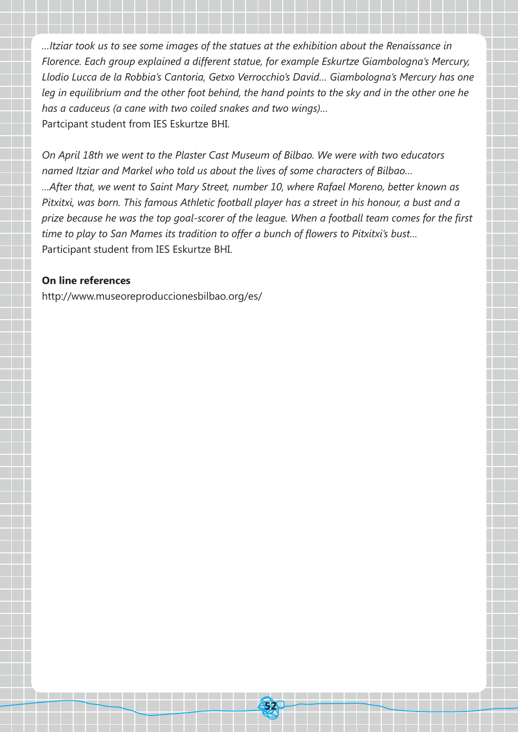*...Itziar took us to see some images of the statues at the exhibition about the Renaissance in Florence. Each group explained a different statue, for example Eskurtze Giambologna's Mercury, Llodio Lucca de la Robbia's Cantoria, Getxo Verrocchio's David... Giambologna's Mercury has one leg in equilibrium and the other foot behind, the hand points to the sky and in the other one he has a caduceus (a cane with two coiled snakes and two wings)...*
Partcipant student from IES Eskurtze BHI.

*On April 18th we went to the Plaster Cast Museum of Bilbao. We were with two educators named Itziar and Markel who told us about the lives of some characters of Bilbao...*
*...After that, we went to Saint Mary Street, number 10, where Rafael Moreno, better known as Pitxitxi, was born. This famous Athletic football player has a street in his honour, a bust and a prize because he was the top goal-scorer of the league. When a football team comes for the first time to play to San Mames its tradition to offer a bunch of flowers to Pitxitxi's bust...*
Participant student from IES Eskurtze BHI.

**On line references**

http://www.museoreproduccionesbilbao.org/es/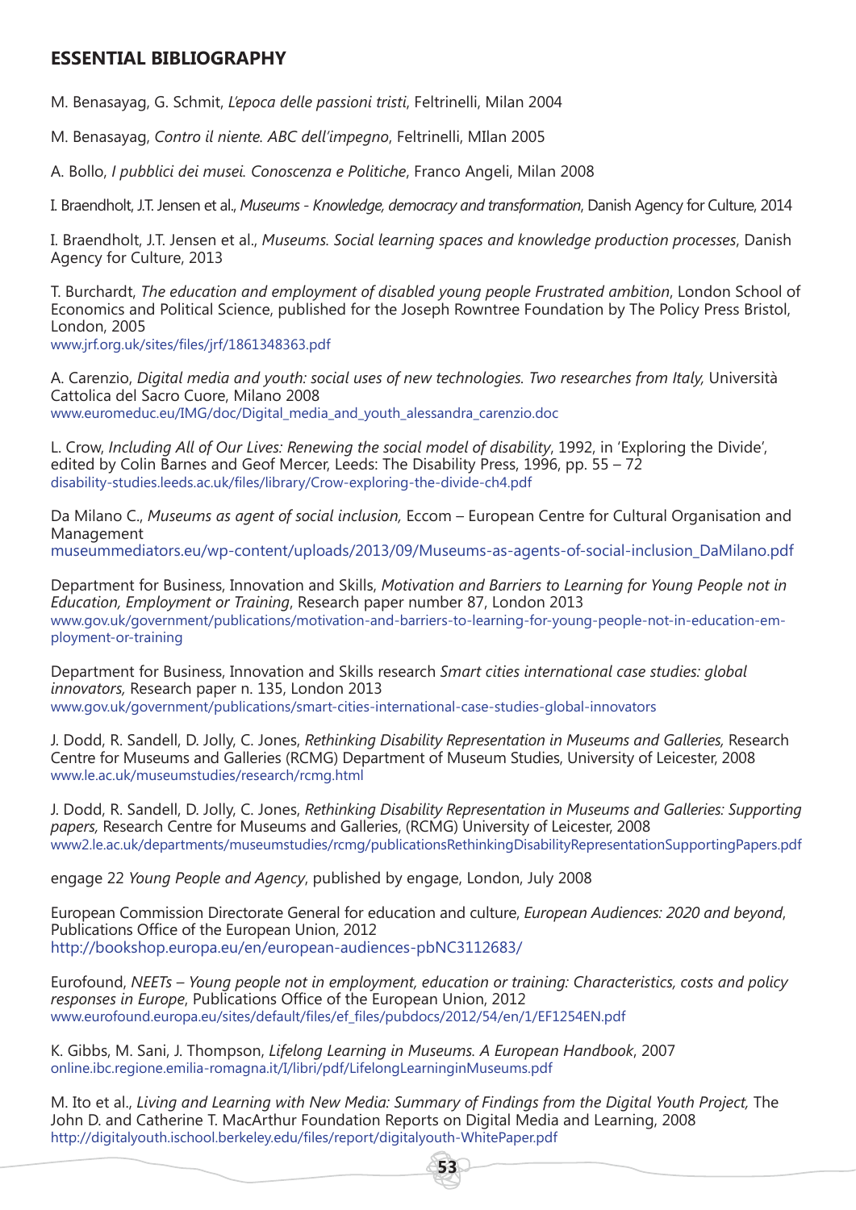## ESSENTIAL BIBLIOGRAPHY

M. Benasayag, G. Schmit, *L'epoca delle passioni tristi*, Feltrinelli, Milan 2004

M. Benasayag, *Contro il niente. ABC dell'impegno*, Feltrinelli, MIlan 2005

A. Bollo, *I pubblici dei musei. Conoscenza e Politiche*, Franco Angeli, Milan 2008

I. Braendholt, J.T. Jensen et al., *Museums - Knowledge, democracy and transformation*, Danish Agency for Culture, 2014

I. Braendholt, J.T. Jensen et al., *Museums. Social learning spaces and knowledge production processes*, Danish Agency for Culture, 2013

T. Burchardt, *The education and employment of disabled young people Frustrated ambition*, London School of Economics and Political Science, published for the Joseph Rowntree Foundation by The Policy Press Bristol, London, 2005
www.jrf.org.uk/sites/files/jrf/1861348363.pdf

A. Carenzio, *Digital media and youth: social uses of new technologies. Two researches from Italy,* Università Cattolica del Sacro Cuore, Milano 2008
www.euromeduc.eu/IMG/doc/Digital_media_and_youth_alessandra_carenzio.doc

L. Crow, *Including All of Our Lives: Renewing the social model of disability*, 1992, in 'Exploring the Divide', edited by Colin Barnes and Geof Mercer, Leeds: The Disability Press, 1996, pp. 55 – 72
disability-studies.leeds.ac.uk/files/library/Crow-exploring-the-divide-ch4.pdf

Da Milano C., *Museums as agent of social inclusion,* Eccom – European Centre for Cultural Organisation and Management
museummediators.eu/wp-content/uploads/2013/09/Museums-as-agents-of-social-inclusion_DaMilano.pdf

Department for Business, Innovation and Skills, *Motivation and Barriers to Learning for Young People not in Education, Employment or Training*, Research paper number 87, London 2013
www.gov.uk/government/publications/motivation-and-barriers-to-learning-for-young-people-not-in-education-employment-or-training

Department for Business, Innovation and Skills research *Smart cities international case studies: global innovators,* Research paper n. 135, London 2013
www.gov.uk/government/publications/smart-cities-international-case-studies-global-innovators

J. Dodd, R. Sandell, D. Jolly, C. Jones, *Rethinking Disability Representation in Museums and Galleries,* Research Centre for Museums and Galleries (RCMG) Department of Museum Studies, University of Leicester, 2008
www.le.ac.uk/museumstudies/research/rcmg.html

J. Dodd, R. Sandell, D. Jolly, C. Jones, *Rethinking Disability Representation in Museums and Galleries: Supporting papers,* Research Centre for Museums and Galleries, (RCMG) University of Leicester, 2008
www2.le.ac.uk/departments/museumstudies/rcmg/publicationsRethinkingDisabilityRepresentationSupportingPapers.pdf

engage 22 *Young People and Agency*, published by engage, London, July 2008

European Commission Directorate General for education and culture, *European Audiences: 2020 and beyond*, Publications Office of the European Union, 2012
http://bookshop.europa.eu/en/european-audiences-pbNC3112683/

Eurofound, *NEETs – Young people not in employment, education or training: Characteristics, costs and policy responses in Europe*, Publications Office of the European Union, 2012
www.eurofound.europa.eu/sites/default/files/ef_files/pubdocs/2012/54/en/1/EF1254EN.pdf

K. Gibbs, M. Sani, J. Thompson, *Lifelong Learning in Museums. A European Handbook*, 2007
online.ibc.regione.emilia-romagna.it/I/libri/pdf/LifelongLearninginMuseums.pdf

M. Ito et al., *Living and Learning with New Media: Summary of Findings from the Digital Youth Project,* The John D. and Catherine T. MacArthur Foundation Reports on Digital Media and Learning, 2008
http://digitalyouth.ischool.berkeley.edu/files/report/digitalyouth-WhitePaper.pdf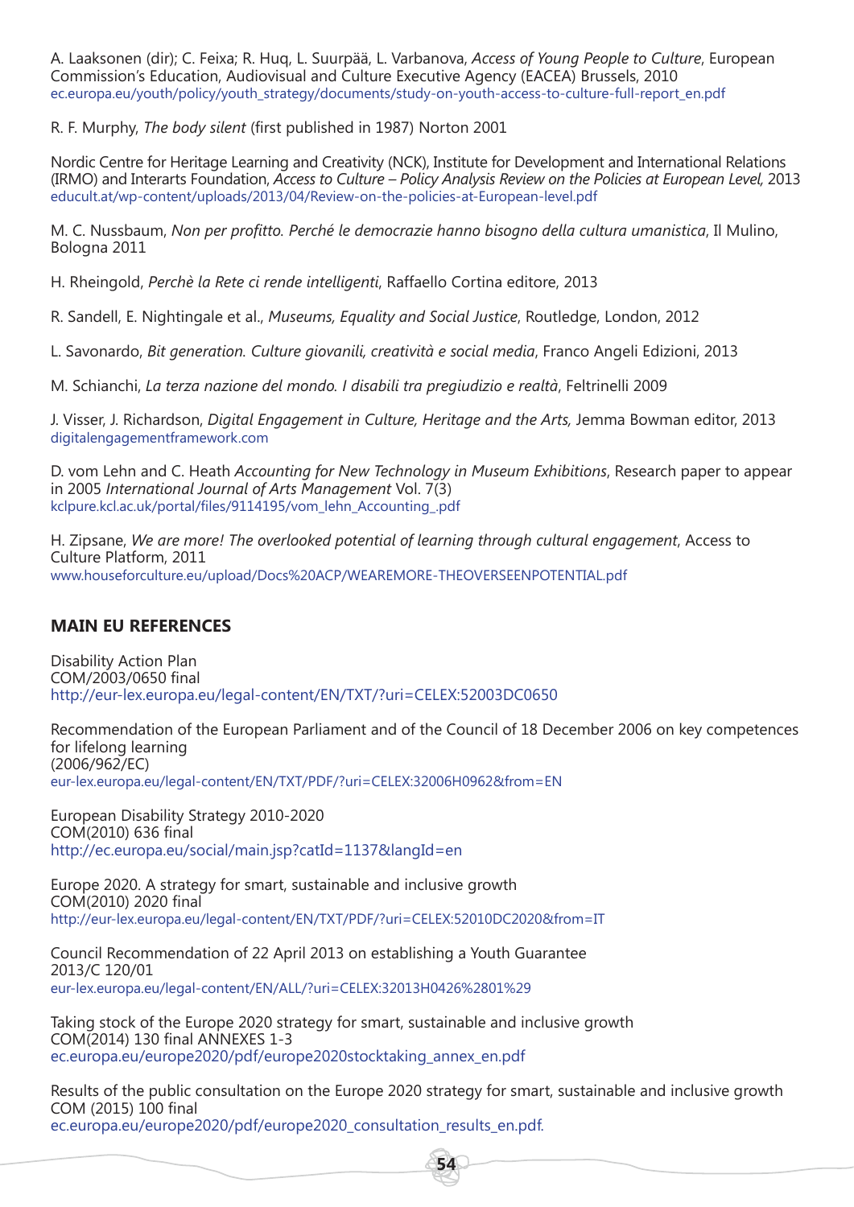A. Laaksonen (dir); C. Feixa; R. Huq, L. Suurpää, L. Varbanova, *Access of Young People to Culture*, European Commission's Education, Audiovisual and Culture Executive Agency (EACEA) Brussels, 2010
ec.europa.eu/youth/policy/youth_strategy/documents/study-on-youth-access-to-culture-full-report_en.pdf

R. F. Murphy, *The body silent* (first published in 1987) Norton 2001

Nordic Centre for Heritage Learning and Creativity (NCK), Institute for Development and International Relations (IRMO) and Interarts Foundation, *Access to Culture – Policy Analysis Review on the Policies at European Level,* 2013
educult.at/wp-content/uploads/2013/04/Review-on-the-policies-at-European-level.pdf

M. C. Nussbaum, *Non per profitto. Perché le democrazie hanno bisogno della cultura umanistica*, Il Mulino, Bologna 2011

H. Rheingold, *Perchè la Rete ci rende intelligenti*, Raffaello Cortina editore, 2013

R. Sandell, E. Nightingale et al., *Museums, Equality and Social Justice*, Routledge, London, 2012

L. Savonardo, *Bit generation. Culture giovanili, creatività e social media*, Franco Angeli Edizioni, 2013

M. Schianchi, *La terza nazione del mondo. I disabili tra pregiudizio e realtà*, Feltrinelli 2009

J. Visser, J. Richardson, *Digital Engagement in Culture, Heritage and the Arts,* Jemma Bowman editor, 2013
digitalengagementframework.com

D. vom Lehn and C. Heath *Accounting for New Technology in Museum Exhibitions*, Research paper to appear in 2005 *International Journal of Arts Management* Vol. 7(3)
kclpure.kcl.ac.uk/portal/files/9114195/vom_lehn_Accounting_.pdf

H. Zipsane, *We are more! The overlooked potential of learning through cultural engagement*, Access to Culture Platform, 2011
www.houseforculture.eu/upload/Docs%20ACP/WEAREMORE-THEOVERSEENPOTENTIAL.pdf

## MAIN EU REFERENCES

Disability Action Plan
COM/2003/0650 final
http://eur-lex.europa.eu/legal-content/EN/TXT/?uri=CELEX:52003DC0650

Recommendation of the European Parliament and of the Council of 18 December 2006 on key competences for lifelong learning
(2006/962/EC)
eur-lex.europa.eu/legal-content/EN/TXT/PDF/?uri=CELEX:32006H0962&from=EN

European Disability Strategy 2010-2020
COM(2010) 636 final
http://ec.europa.eu/social/main.jsp?catId=1137&langId=en

Europe 2020. A strategy for smart, sustainable and inclusive growth
COM(2010) 2020 final
http://eur-lex.europa.eu/legal-content/EN/TXT/PDF/?uri=CELEX:52010DC2020&from=IT

Council Recommendation of 22 April 2013 on establishing a Youth Guarantee
2013/C 120/01
eur-lex.europa.eu/legal-content/EN/ALL/?uri=CELEX:32013H0426%2801%29

Taking stock of the Europe 2020 strategy for smart, sustainable and inclusive growth
COM(2014) 130 final ANNEXES 1-3
ec.europa.eu/europe2020/pdf/europe2020stocktaking_annex_en.pdf

Results of the public consultation on the Europe 2020 strategy for smart, sustainable and inclusive growth
COM (2015) 100 final
ec.europa.eu/europe2020/pdf/europe2020_consultation_results_en.pdf.